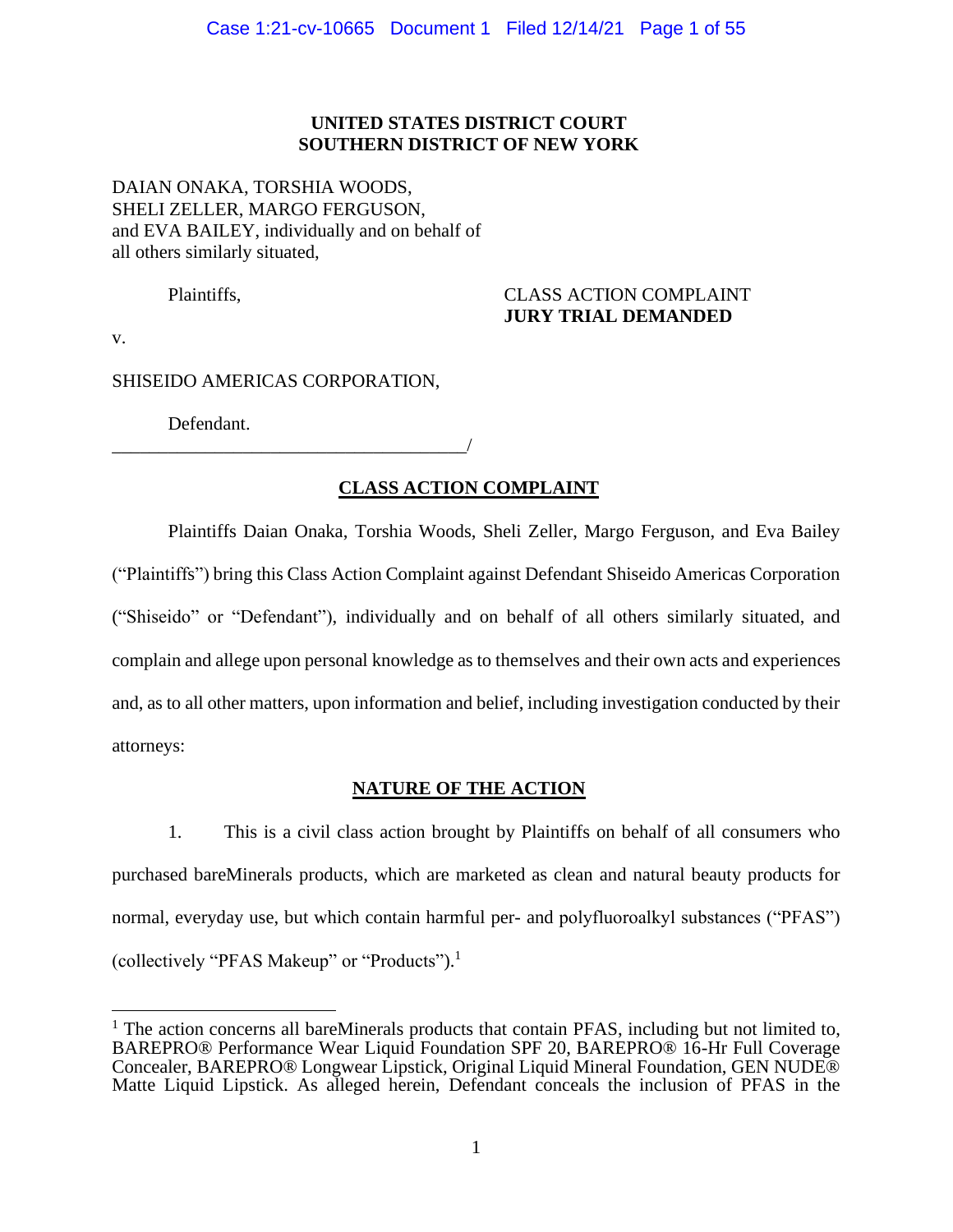**UNITED STATES DISTRICT COURT**
**SOUTHERN DISTRICT OF NEW YORK**

DAIAN ONAKA, TORSHIA WOODS, SHELI ZELLER, MARGO FERGUSON, and EVA BAILEY, individually and on behalf of all others similarly situated,

Plaintiffs,

CLASS ACTION COMPLAINT
**JURY TRIAL DEMANDED**

v.

SHISEIDO AMERICAS CORPORATION,

Defendant.

______________________________________/

## CLASS ACTION COMPLAINT

Plaintiffs Daian Onaka, Torshia Woods, Sheli Zeller, Margo Ferguson, and Eva Bailey ("Plaintiffs") bring this Class Action Complaint against Defendant Shiseido Americas Corporation ("Shiseido" or "Defendant"), individually and on behalf of all others similarly situated, and complain and allege upon personal knowledge as to themselves and their own acts and experiences and, as to all other matters, upon information and belief, including investigation conducted by their attorneys:

## NATURE OF THE ACTION

1. This is a civil class action brought by Plaintiffs on behalf of all consumers who purchased bareMinerals products, which are marketed as clean and natural beauty products for normal, everyday use, but which contain harmful per- and polyfluoroalkyl substances ("PFAS") (collectively "PFAS Makeup" or "Products").[1]

---

[1] The action concerns all bareMinerals products that contain PFAS, including but not limited to, BAREPRO® Performance Wear Liquid Foundation SPF 20, BAREPRO® 16-Hr Full Coverage Concealer, BAREPRO® Longwear Lipstick, Original Liquid Mineral Foundation, GEN NUDE® Matte Liquid Lipstick. As alleged herein, Defendant conceals the inclusion of PFAS in the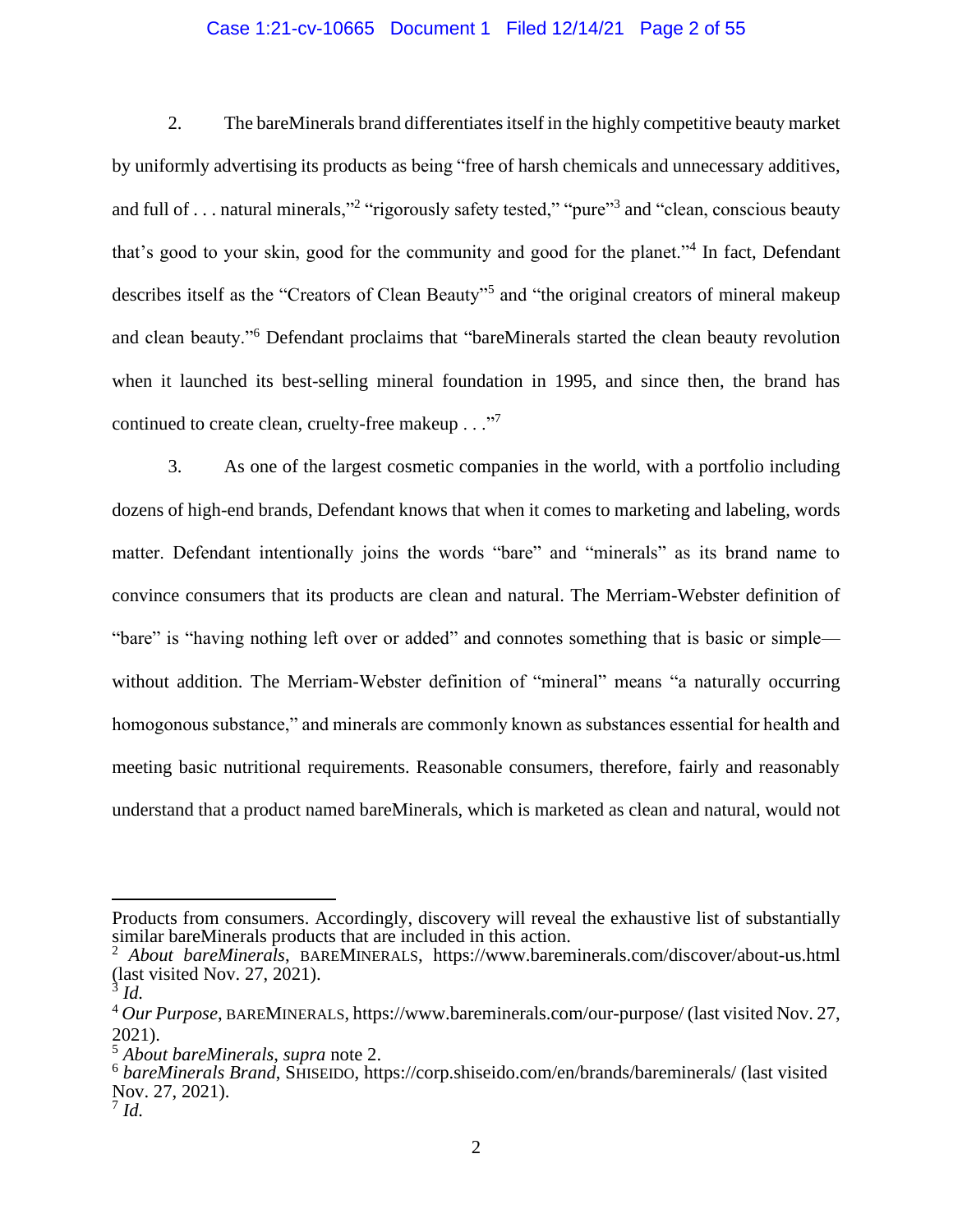2. The bareMinerals brand differentiates itself in the highly competitive beauty market by uniformly advertising its products as being "free of harsh chemicals and unnecessary additives, and full of . . . natural minerals,"[2] "rigorously safety tested," "pure"[3] and "clean, conscious beauty that's good to your skin, good for the community and good for the planet."[4] In fact, Defendant describes itself as the "Creators of Clean Beauty"[5] and "the original creators of mineral makeup and clean beauty."[6] Defendant proclaims that "bareMinerals started the clean beauty revolution when it launched its best-selling mineral foundation in 1995, and since then, the brand has continued to create clean, cruelty-free makeup . . ."[7]

3. As one of the largest cosmetic companies in the world, with a portfolio including dozens of high-end brands, Defendant knows that when it comes to marketing and labeling, words matter. Defendant intentionally joins the words "bare" and "minerals" as its brand name to convince consumers that its products are clean and natural. The Merriam-Webster definition of "bare" is "having nothing left over or added" and connotes something that is basic or simple—without addition. The Merriam-Webster definition of "mineral" means "a naturally occurring homogonous substance," and minerals are commonly known as substances essential for health and meeting basic nutritional requirements. Reasonable consumers, therefore, fairly and reasonably understand that a product named bareMinerals, which is marketed as clean and natural, would not

---

Products from consumers. Accordingly, discovery will reveal the exhaustive list of substantially similar bareMinerals products that are included in this action.

[2] *About bareMinerals*, BAREMINERALS, https://www.bareminerals.com/discover/about-us.html (last visited Nov. 27, 2021).

[3] *Id.*

[4] *Our Purpose*, BAREMINERALS, https://www.bareminerals.com/our-purpose/ (last visited Nov. 27, 2021).

[5] *About bareMinerals*, *supra* note 2.

[6] *bareMinerals Brand*, SHISEIDO, https://corp.shiseido.com/en/brands/bareminerals/ (last visited Nov. 27, 2021).

[7] *Id.*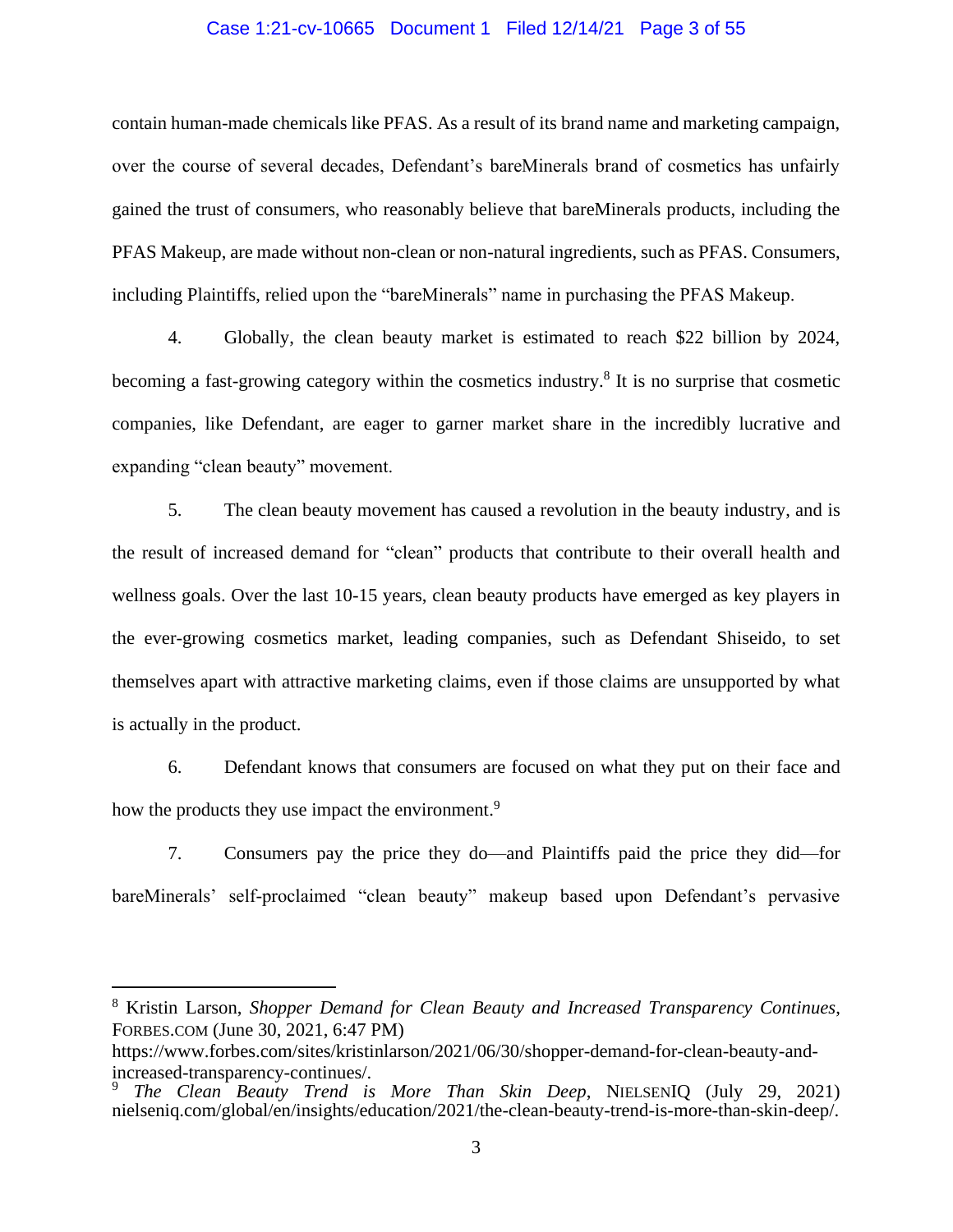contain human-made chemicals like PFAS. As a result of its brand name and marketing campaign, over the course of several decades, Defendant's bareMinerals brand of cosmetics has unfairly gained the trust of consumers, who reasonably believe that bareMinerals products, including the PFAS Makeup, are made without non-clean or non-natural ingredients, such as PFAS. Consumers, including Plaintiffs, relied upon the "bareMinerals" name in purchasing the PFAS Makeup.

4. Globally, the clean beauty market is estimated to reach $22 billion by 2024, becoming a fast-growing category within the cosmetics industry.[8] It is no surprise that cosmetic companies, like Defendant, are eager to garner market share in the incredibly lucrative and expanding "clean beauty" movement.

5. The clean beauty movement has caused a revolution in the beauty industry, and is the result of increased demand for "clean" products that contribute to their overall health and wellness goals. Over the last 10-15 years, clean beauty products have emerged as key players in the ever-growing cosmetics market, leading companies, such as Defendant Shiseido, to set themselves apart with attractive marketing claims, even if those claims are unsupported by what is actually in the product.

6. Defendant knows that consumers are focused on what they put on their face and how the products they use impact the environment.[9]

7. Consumers pay the price they do—and Plaintiffs paid the price they did—for bareMinerals' self-proclaimed "clean beauty" makeup based upon Defendant's pervasive

---

[8] Kristin Larson, *Shopper Demand for Clean Beauty and Increased Transparency Continues*, FORBES.COM (June 30, 2021, 6:47 PM) https://www.forbes.com/sites/kristinlarson/2021/06/30/shopper-demand-for-clean-beauty-and-increased-transparency-continues/.

[9] *The Clean Beauty Trend is More Than Skin Deep*, NIELSENIQ (July 29, 2021) nielseniq.com/global/en/insights/education/2021/the-clean-beauty-trend-is-more-than-skin-deep/.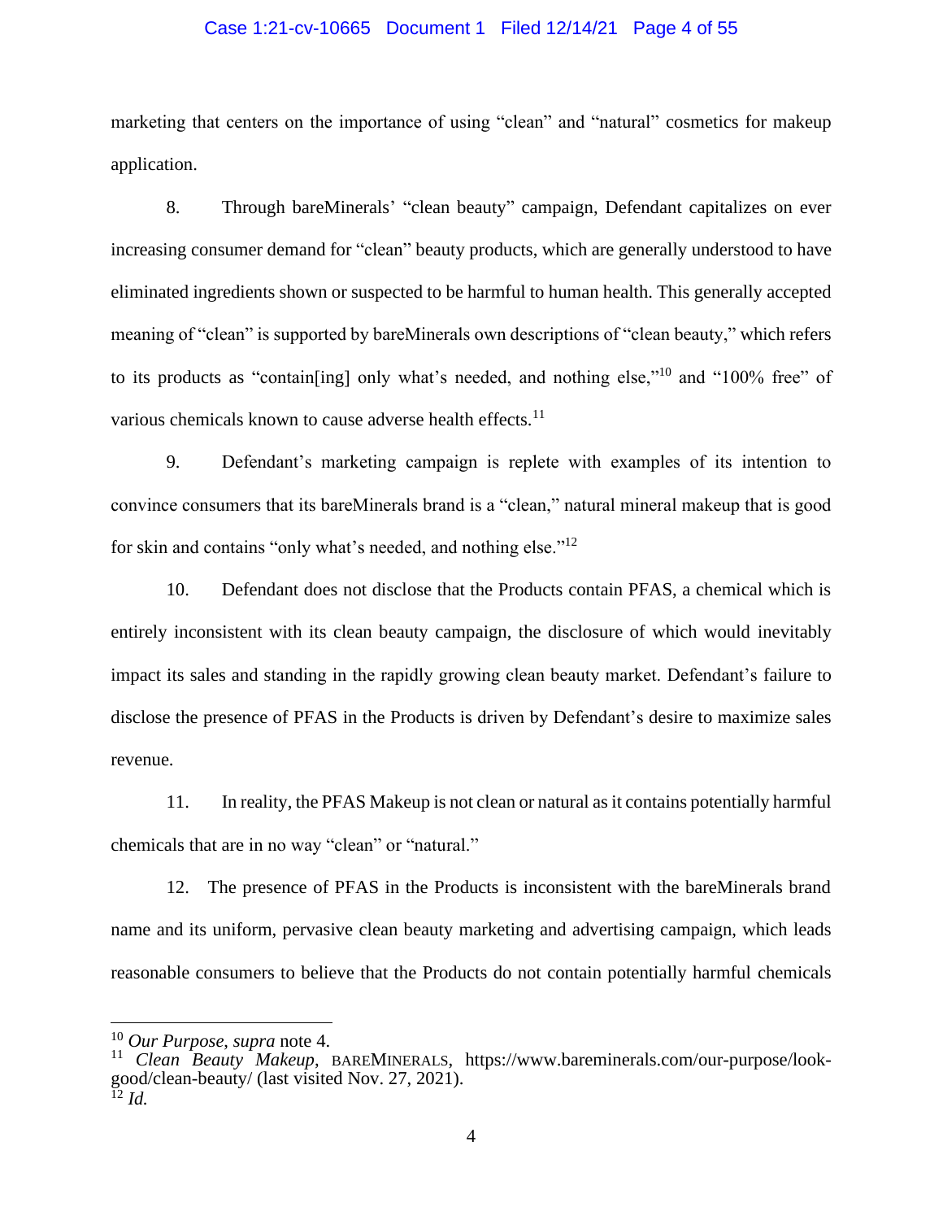marketing that centers on the importance of using "clean" and "natural" cosmetics for makeup application.

8. Through bareMinerals' "clean beauty" campaign, Defendant capitalizes on ever increasing consumer demand for "clean" beauty products, which are generally understood to have eliminated ingredients shown or suspected to be harmful to human health. This generally accepted meaning of "clean" is supported by bareMinerals own descriptions of "clean beauty," which refers to its products as "contain[ing] only what's needed, and nothing else,"[10] and "100% free" of various chemicals known to cause adverse health effects.[11]

9. Defendant's marketing campaign is replete with examples of its intention to convince consumers that its bareMinerals brand is a "clean," natural mineral makeup that is good for skin and contains "only what's needed, and nothing else."[12]

10. Defendant does not disclose that the Products contain PFAS, a chemical which is entirely inconsistent with its clean beauty campaign, the disclosure of which would inevitably impact its sales and standing in the rapidly growing clean beauty market. Defendant's failure to disclose the presence of PFAS in the Products is driven by Defendant's desire to maximize sales revenue.

11. In reality, the PFAS Makeup is not clean or natural as it contains potentially harmful chemicals that are in no way "clean" or "natural."

12. The presence of PFAS in the Products is inconsistent with the bareMinerals brand name and its uniform, pervasive clean beauty marketing and advertising campaign, which leads reasonable consumers to believe that the Products do not contain potentially harmful chemicals

---

[10] *Our Purpose*, *supra* note 4.

[11] *Clean Beauty Makeup*, BAREMINERALS, https://www.bareminerals.com/our-purpose/look-good/clean-beauty/ (last visited Nov. 27, 2021).

[12] *Id.*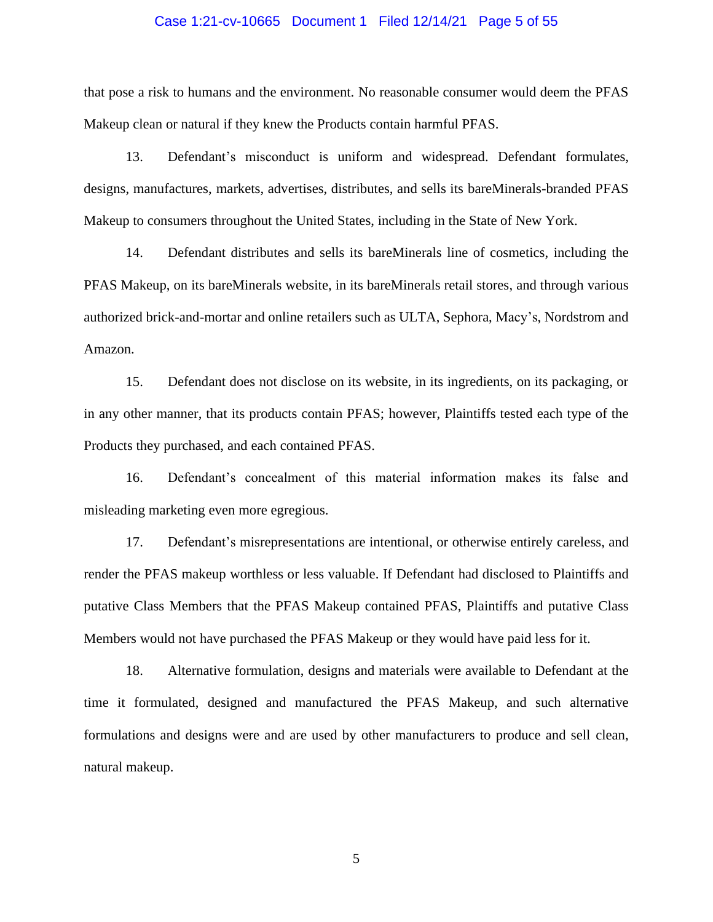that pose a risk to humans and the environment. No reasonable consumer would deem the PFAS Makeup clean or natural if they knew the Products contain harmful PFAS.

13. Defendant's misconduct is uniform and widespread. Defendant formulates, designs, manufactures, markets, advertises, distributes, and sells its bareMinerals-branded PFAS Makeup to consumers throughout the United States, including in the State of New York.

14. Defendant distributes and sells its bareMinerals line of cosmetics, including the PFAS Makeup, on its bareMinerals website, in its bareMinerals retail stores, and through various authorized brick-and-mortar and online retailers such as ULTA, Sephora, Macy's, Nordstrom and Amazon.

15. Defendant does not disclose on its website, in its ingredients, on its packaging, or in any other manner, that its products contain PFAS; however, Plaintiffs tested each type of the Products they purchased, and each contained PFAS.

16. Defendant's concealment of this material information makes its false and misleading marketing even more egregious.

17. Defendant's misrepresentations are intentional, or otherwise entirely careless, and render the PFAS makeup worthless or less valuable. If Defendant had disclosed to Plaintiffs and putative Class Members that the PFAS Makeup contained PFAS, Plaintiffs and putative Class Members would not have purchased the PFAS Makeup or they would have paid less for it.

18. Alternative formulation, designs and materials were available to Defendant at the time it formulated, designed and manufactured the PFAS Makeup, and such alternative formulations and designs were and are used by other manufacturers to produce and sell clean, natural makeup.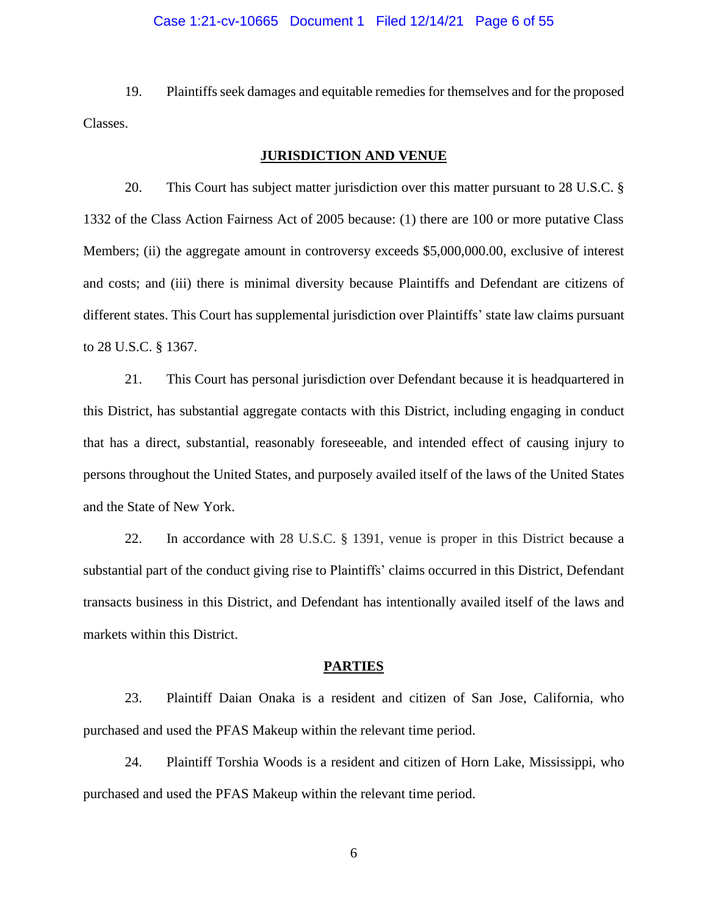19. Plaintiffs seek damages and equitable remedies for themselves and for the proposed Classes.

## JURISDICTION AND VENUE

20. This Court has subject matter jurisdiction over this matter pursuant to 28 U.S.C. § 1332 of the Class Action Fairness Act of 2005 because: (1) there are 100 or more putative Class Members; (ii) the aggregate amount in controversy exceeds $5,000,000.00, exclusive of interest and costs; and (iii) there is minimal diversity because Plaintiffs and Defendant are citizens of different states. This Court has supplemental jurisdiction over Plaintiffs' state law claims pursuant to 28 U.S.C. § 1367.

21. This Court has personal jurisdiction over Defendant because it is headquartered in this District, has substantial aggregate contacts with this District, including engaging in conduct that has a direct, substantial, reasonably foreseeable, and intended effect of causing injury to persons throughout the United States, and purposely availed itself of the laws of the United States and the State of New York.

22. In accordance with 28 U.S.C. § 1391, venue is proper in this District because a substantial part of the conduct giving rise to Plaintiffs' claims occurred in this District, Defendant transacts business in this District, and Defendant has intentionally availed itself of the laws and markets within this District.

## PARTIES

23. Plaintiff Daian Onaka is a resident and citizen of San Jose, California, who purchased and used the PFAS Makeup within the relevant time period.

24. Plaintiff Torshia Woods is a resident and citizen of Horn Lake, Mississippi, who purchased and used the PFAS Makeup within the relevant time period.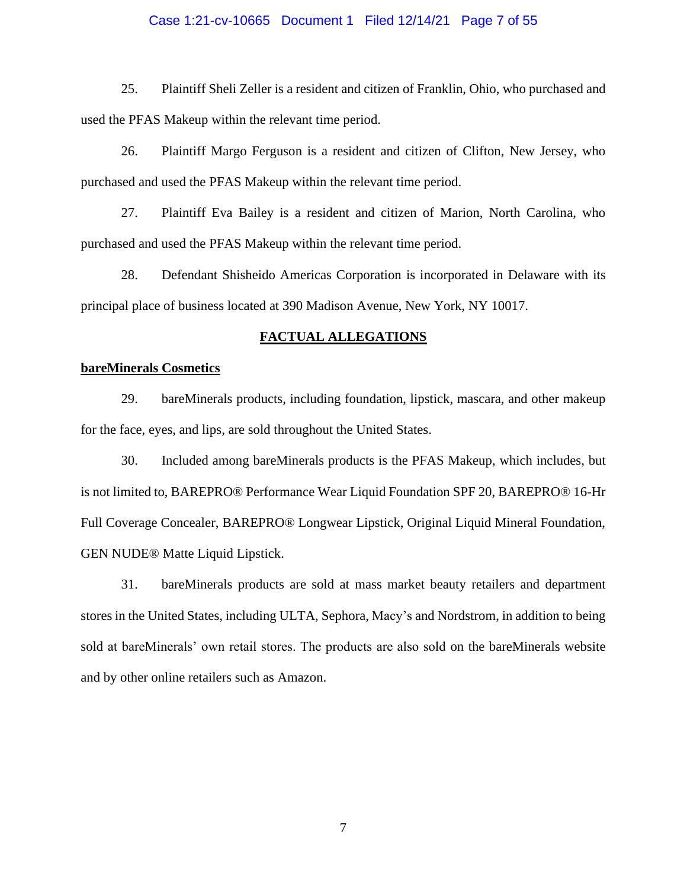25. Plaintiff Sheli Zeller is a resident and citizen of Franklin, Ohio, who purchased and used the PFAS Makeup within the relevant time period.

26. Plaintiff Margo Ferguson is a resident and citizen of Clifton, New Jersey, who purchased and used the PFAS Makeup within the relevant time period.

27. Plaintiff Eva Bailey is a resident and citizen of Marion, North Carolina, who purchased and used the PFAS Makeup within the relevant time period.

28. Defendant Shisheido Americas Corporation is incorporated in Delaware with its principal place of business located at 390 Madison Avenue, New York, NY 10017.

## FACTUAL ALLEGATIONS

### bareMinerals Cosmetics

29. bareMinerals products, including foundation, lipstick, mascara, and other makeup for the face, eyes, and lips, are sold throughout the United States.

30. Included among bareMinerals products is the PFAS Makeup, which includes, but is not limited to, BAREPRO® Performance Wear Liquid Foundation SPF 20, BAREPRO® 16-Hr Full Coverage Concealer, BAREPRO® Longwear Lipstick, Original Liquid Mineral Foundation, GEN NUDE® Matte Liquid Lipstick.

31. bareMinerals products are sold at mass market beauty retailers and department stores in the United States, including ULTA, Sephora, Macy's and Nordstrom, in addition to being sold at bareMinerals' own retail stores. The products are also sold on the bareMinerals website and by other online retailers such as Amazon.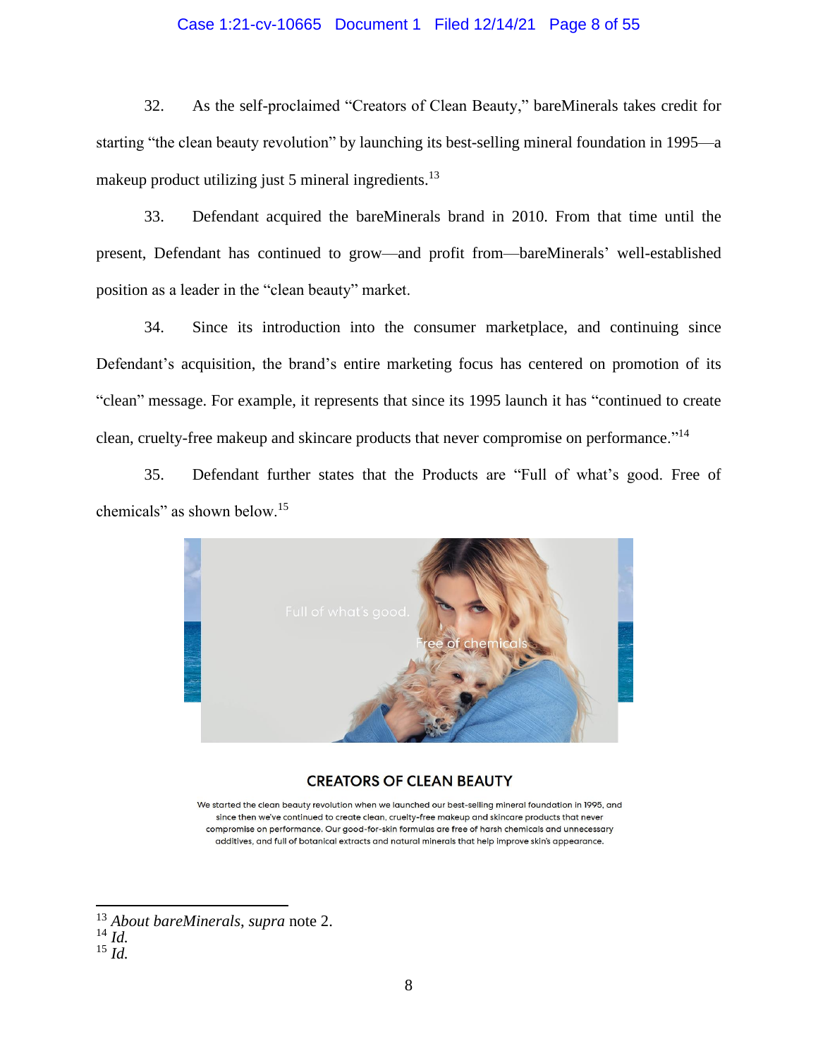32. As the self-proclaimed "Creators of Clean Beauty," bareMinerals takes credit for starting "the clean beauty revolution" by launching its best-selling mineral foundation in 1995—a makeup product utilizing just 5 mineral ingredients.[13]

33. Defendant acquired the bareMinerals brand in 2010. From that time until the present, Defendant has continued to grow—and profit from—bareMinerals' well-established position as a leader in the "clean beauty" market.

34. Since its introduction into the consumer marketplace, and continuing since Defendant's acquisition, the brand's entire marketing focus has centered on promotion of its "clean" message. For example, it represents that since its 1995 launch it has "continued to create clean, cruelty-free makeup and skincare products that never compromise on performance."[14]

35. Defendant further states that the Products are "Full of what's good. Free of chemicals" as shown below.[15]

Full of what's good.

Free of chemicals

**CREATORS OF CLEAN BEAUTY**

We started the clean beauty revolution when we launched our best-selling mineral foundation in 1995, and since then we've continued to create clean, cruelty-free makeup and skincare products that never compromise on performance. Our good-for-skin formulas are free of harsh chemicals and unnecessary additives, and full of botanical extracts and natural minerals that help improve skin's appearance.

---

[13] *About bareMinerals*, *supra* note 2.

[14] *Id.*

[15] *Id.*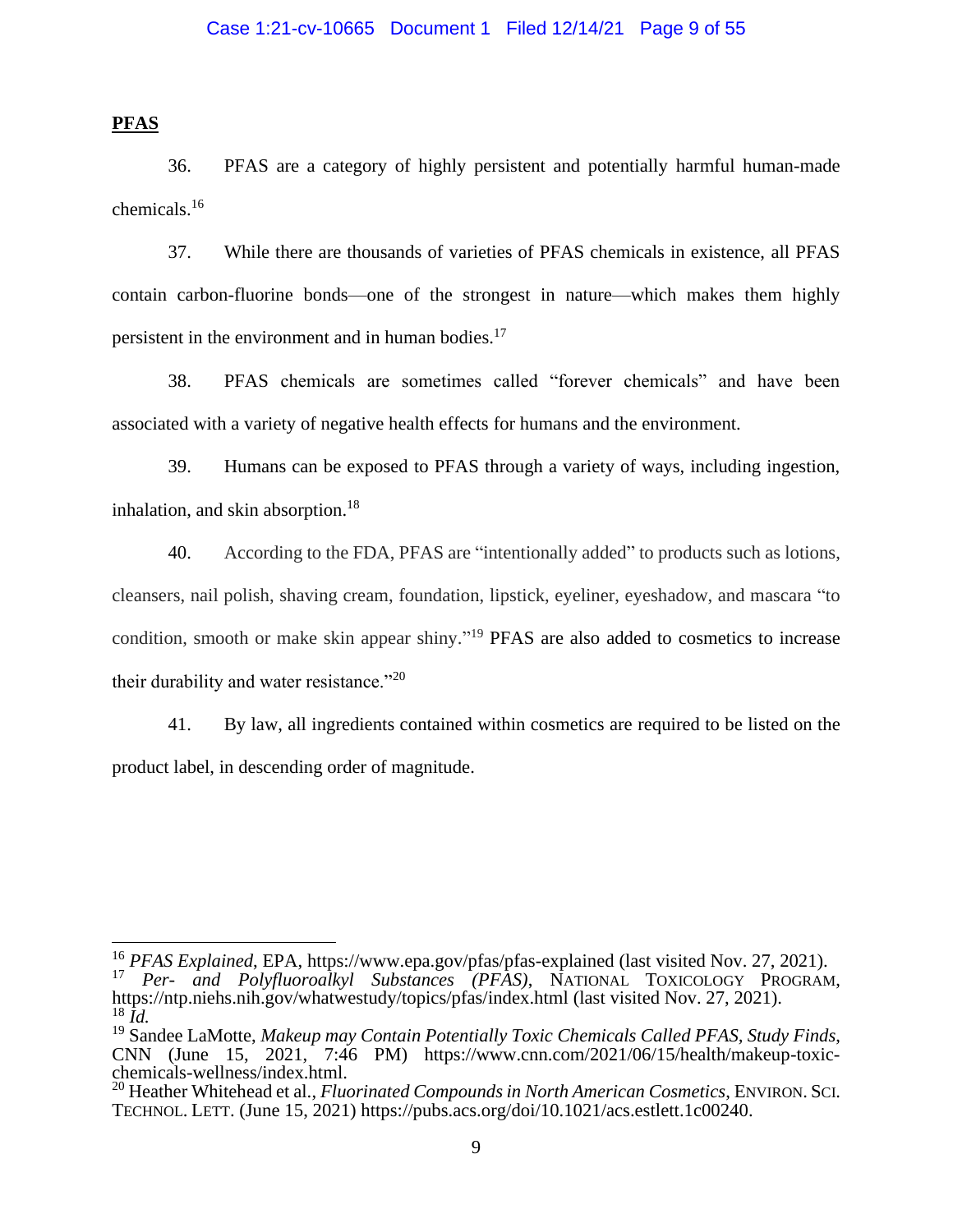**PFAS**

36. PFAS are a category of highly persistent and potentially harmful human-made chemicals.[16]

37. While there are thousands of varieties of PFAS chemicals in existence, all PFAS contain carbon-fluorine bonds—one of the strongest in nature—which makes them highly persistent in the environment and in human bodies.[17]

38. PFAS chemicals are sometimes called "forever chemicals" and have been associated with a variety of negative health effects for humans and the environment.

39. Humans can be exposed to PFAS through a variety of ways, including ingestion, inhalation, and skin absorption.[18]

40. According to the FDA, PFAS are "intentionally added" to products such as lotions, cleansers, nail polish, shaving cream, foundation, lipstick, eyeliner, eyeshadow, and mascara "to condition, smooth or make skin appear shiny."[19] PFAS are also added to cosmetics to increase their durability and water resistance."[20]

41. By law, all ingredients contained within cosmetics are required to be listed on the product label, in descending order of magnitude.

---

[16] *PFAS Explained*, EPA, https://www.epa.gov/pfas/pfas-explained (last visited Nov. 27, 2021).

[17] *Per- and Polyfluoroalkyl Substances (PFAS)*, NATIONAL TOXICOLOGY PROGRAM, https://ntp.niehs.nih.gov/whatwestudy/topics/pfas/index.html (last visited Nov. 27, 2021).

[18] *Id.*

[19] Sandee LaMotte, *Makeup may Contain Potentially Toxic Chemicals Called PFAS, Study Finds*, CNN (June 15, 2021, 7:46 PM) https://www.cnn.com/2021/06/15/health/makeup-toxic-chemicals-wellness/index.html.

[20] Heather Whitehead et al., *Fluorinated Compounds in North American Cosmetics*, ENVIRON. SCI. TECHNOL. LETT. (June 15, 2021) https://pubs.acs.org/doi/10.1021/acs.estlett.1c00240.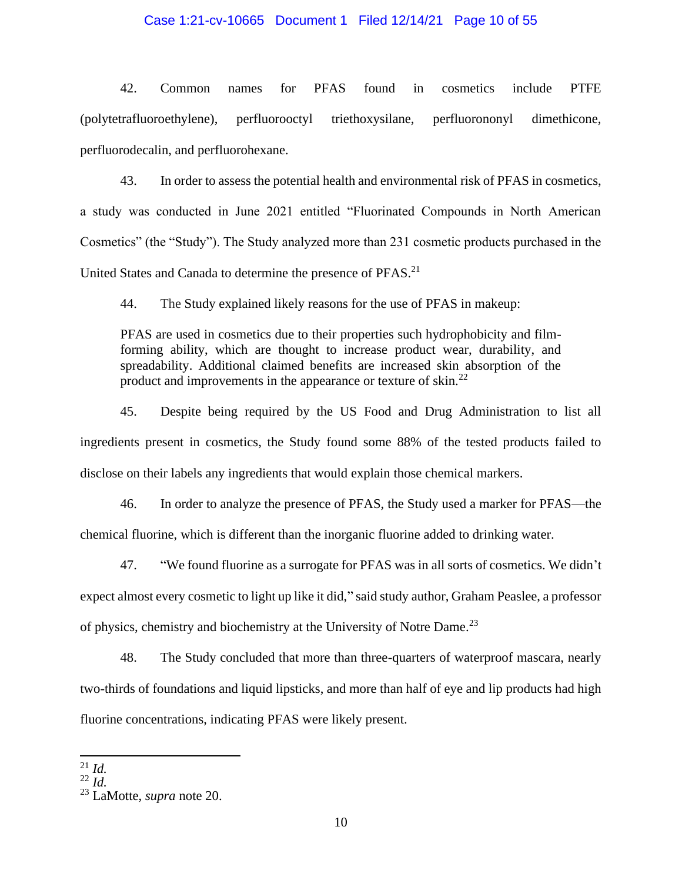42. Common names for PFAS found in cosmetics include PTFE (polytetrafluoroethylene), perfluorooctyl triethoxysilane, perfluorononyl dimethicone, perfluorodecalin, and perfluorohexane.

43. In order to assess the potential health and environmental risk of PFAS in cosmetics, a study was conducted in June 2021 entitled "Fluorinated Compounds in North American Cosmetics" (the "Study"). The Study analyzed more than 231 cosmetic products purchased in the United States and Canada to determine the presence of PFAS.[21]

44. The Study explained likely reasons for the use of PFAS in makeup:

> PFAS are used in cosmetics due to their properties such hydrophobicity and film-forming ability, which are thought to increase product wear, durability, and spreadability. Additional claimed benefits are increased skin absorption of the product and improvements in the appearance or texture of skin.[22]

45. Despite being required by the US Food and Drug Administration to list all ingredients present in cosmetics, the Study found some 88% of the tested products failed to disclose on their labels any ingredients that would explain those chemical markers.

46. In order to analyze the presence of PFAS, the Study used a marker for PFAS—the chemical fluorine, which is different than the inorganic fluorine added to drinking water.

47. "We found fluorine as a surrogate for PFAS was in all sorts of cosmetics. We didn't expect almost every cosmetic to light up like it did," said study author, Graham Peaslee, a professor of physics, chemistry and biochemistry at the University of Notre Dame.[23]

48. The Study concluded that more than three-quarters of waterproof mascara, nearly two-thirds of foundations and liquid lipsticks, and more than half of eye and lip products had high fluorine concentrations, indicating PFAS were likely present.

---

[21] *Id.*
[22] *Id.*
[23] LaMotte, *supra* note 20.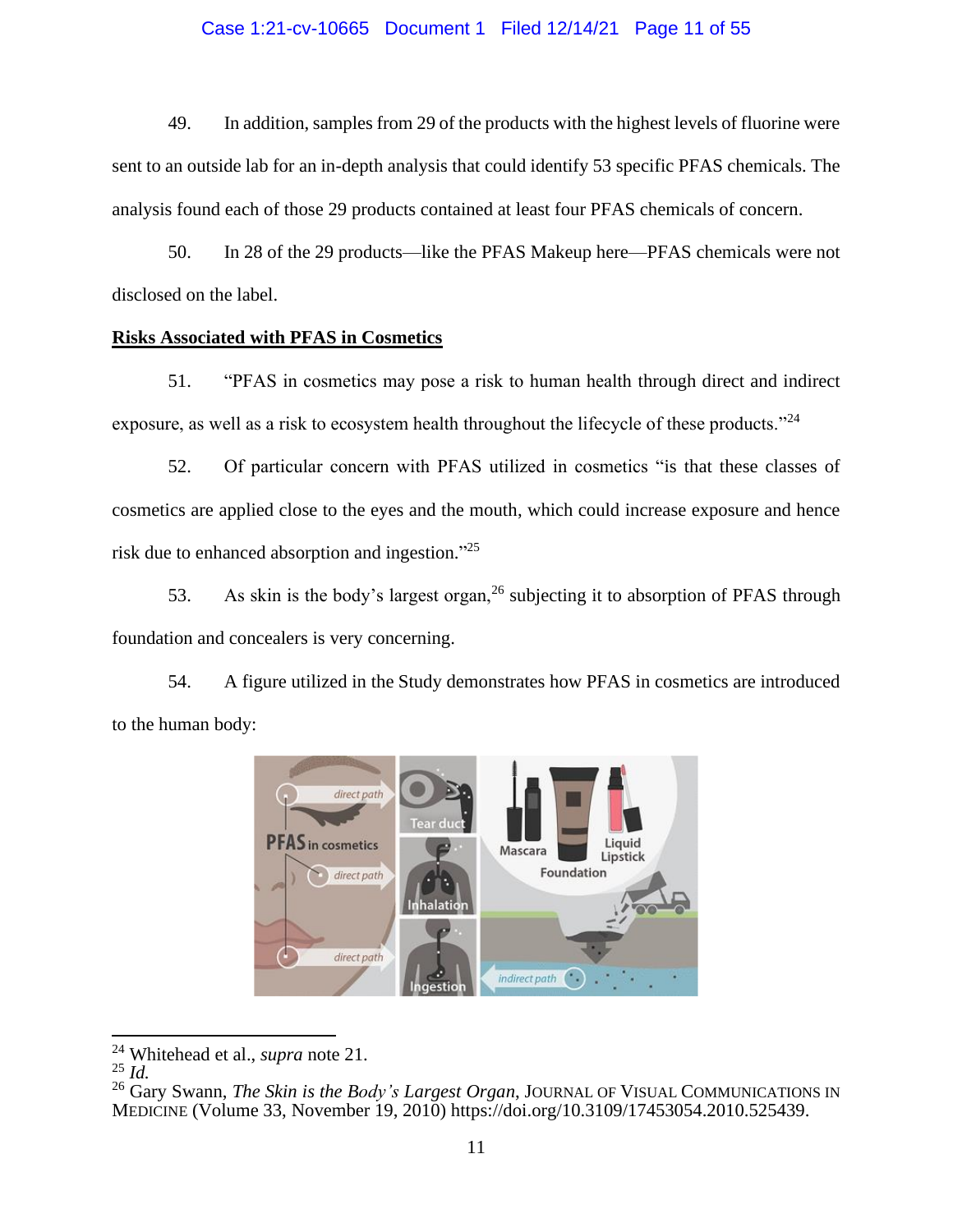49. In addition, samples from 29 of the products with the highest levels of fluorine were sent to an outside lab for an in-depth analysis that could identify 53 specific PFAS chemicals. The analysis found each of those 29 products contained at least four PFAS chemicals of concern.

50. In 28 of the 29 products—like the PFAS Makeup here—PFAS chemicals were not disclosed on the label.

**Risks Associated with PFAS in Cosmetics**

51. "PFAS in cosmetics may pose a risk to human health through direct and indirect exposure, as well as a risk to ecosystem health throughout the lifecycle of these products."[24]

52. Of particular concern with PFAS utilized in cosmetics "is that these classes of cosmetics are applied close to the eyes and the mouth, which could increase exposure and hence risk due to enhanced absorption and ingestion."[25]

53. As skin is the body's largest organ,[26] subjecting it to absorption of PFAS through foundation and concealers is very concerning.

54. A figure utilized in the Study demonstrates how PFAS in cosmetics are introduced to the human body:

---

[24] Whitehead et al., *supra* note 21.

[25] *Id.*

[26] Gary Swann, *The Skin is the Body's Largest Organ*, JOURNAL OF VISUAL COMMUNICATIONS IN MEDICINE (Volume 33, November 19, 2010) https://doi.org/10.3109/17453054.2010.525439.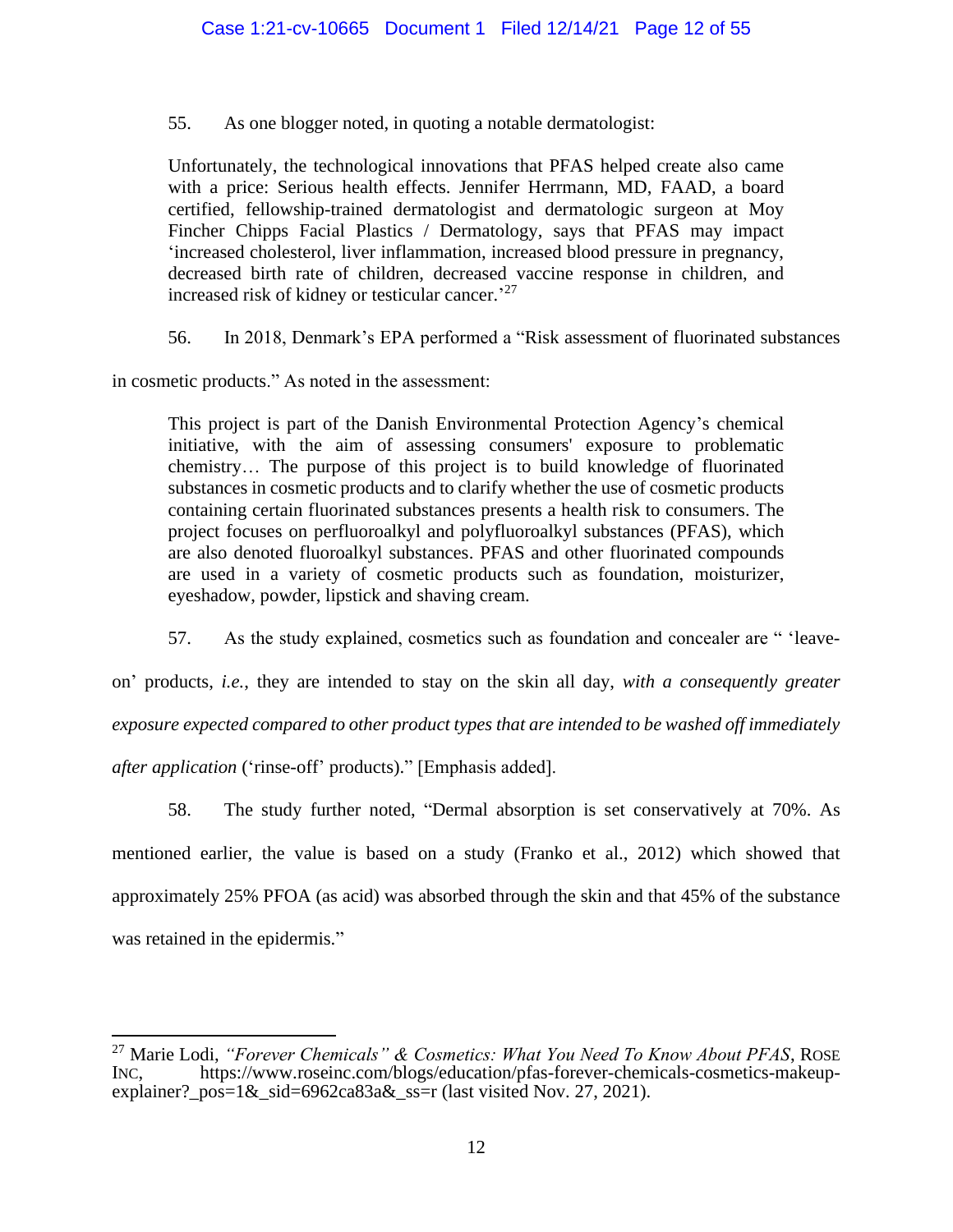55. As one blogger noted, in quoting a notable dermatologist:

> Unfortunately, the technological innovations that PFAS helped create also came with a price: Serious health effects. Jennifer Herrmann, MD, FAAD, a board certified, fellowship-trained dermatologist and dermatologic surgeon at Moy Fincher Chipps Facial Plastics / Dermatology, says that PFAS may impact 'increased cholesterol, liver inflammation, increased blood pressure in pregnancy, decreased birth rate of children, decreased vaccine response in children, and increased risk of kidney or testicular cancer.'[27]

56. In 2018, Denmark's EPA performed a "Risk assessment of fluorinated substances in cosmetic products." As noted in the assessment:

> This project is part of the Danish Environmental Protection Agency's chemical initiative, with the aim of assessing consumers' exposure to problematic chemistry… The purpose of this project is to build knowledge of fluorinated substances in cosmetic products and to clarify whether the use of cosmetic products containing certain fluorinated substances presents a health risk to consumers. The project focuses on perfluoroalkyl and polyfluoroalkyl substances (PFAS), which are also denoted fluoroalkyl substances. PFAS and other fluorinated compounds are used in a variety of cosmetic products such as foundation, moisturizer, eyeshadow, powder, lipstick and shaving cream.

57. As the study explained, cosmetics such as foundation and concealer are " 'leave-on' products, *i.e.*, they are intended to stay on the skin all day, *with a consequently greater exposure expected compared to other product types that are intended to be washed off immediately after application* ('rinse-off' products)." [Emphasis added].

58. The study further noted, "Dermal absorption is set conservatively at 70%. As mentioned earlier, the value is based on a study (Franko et al., 2012) which showed that approximately 25% PFOA (as acid) was absorbed through the skin and that 45% of the substance was retained in the epidermis."

---

[27] Marie Lodi, *"Forever Chemicals" & Cosmetics: What You Need To Know About PFAS*, ROSE INC, https://www.roseinc.com/blogs/education/pfas-forever-chemicals-cosmetics-makeup-explainer?_pos=1&_sid=6962ca83a&_ss=r (last visited Nov. 27, 2021).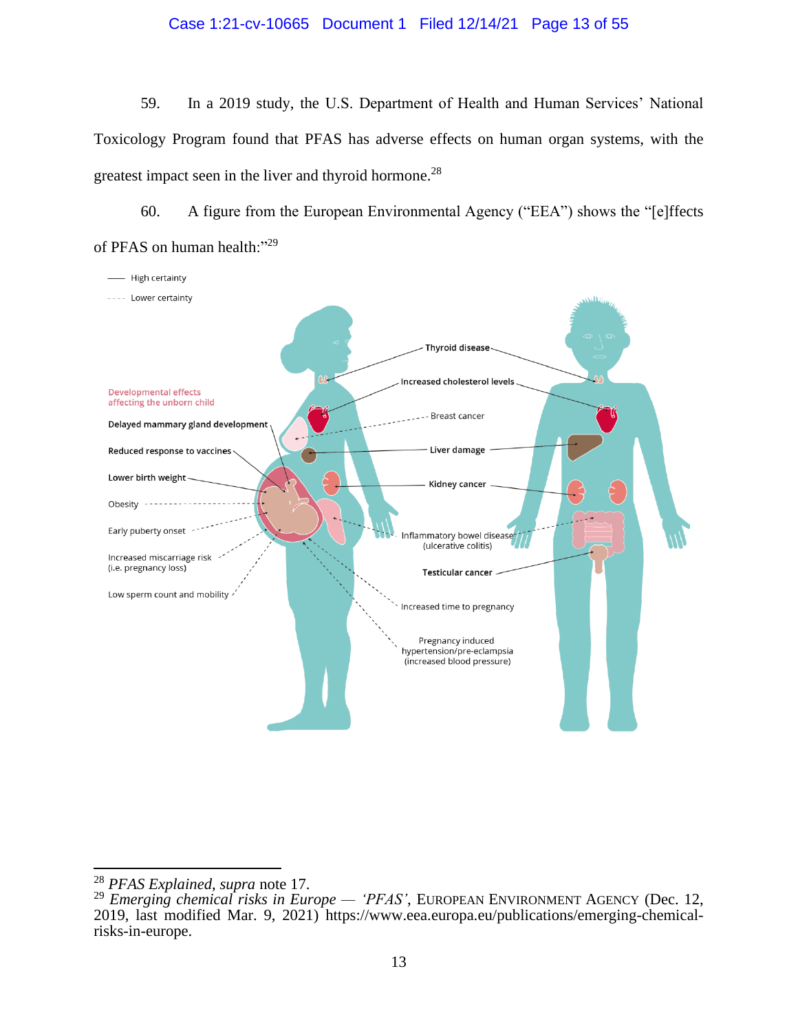59. In a 2019 study, the U.S. Department of Health and Human Services' National Toxicology Program found that PFAS has adverse effects on human organ systems, with the greatest impact seen in the liver and thyroid hormone.[28]

60. A figure from the European Environmental Agency ("EEA") shows the "[e]ffects of PFAS on human health:"[29]

—— High certainty

- - - - Lower certainty

Developmental effects affecting the unborn child

Delayed mammary gland development

Reduced response to vaccines

Lower birth weight

Obesity

Early puberty onset

Increased miscarriage risk (i.e. pregnancy loss)

Low sperm count and mobility

Thyroid disease

Increased cholesterol levels

Breast cancer

Liver damage

Kidney cancer

Inflammatory bowel disease (ulcerative colitis)

Testicular cancer

Increased time to pregnancy

Pregnancy induced hypertension/pre-eclampsia (increased blood pressure)

---

[28] *PFAS Explained*, *supra* note 17.

[29] *Emerging chemical risks in Europe — 'PFAS'*, EUROPEAN ENVIRONMENT AGENCY (Dec. 12, 2019, last modified Mar. 9, 2021) https://www.eea.europa.eu/publications/emerging-chemical-risks-in-europe.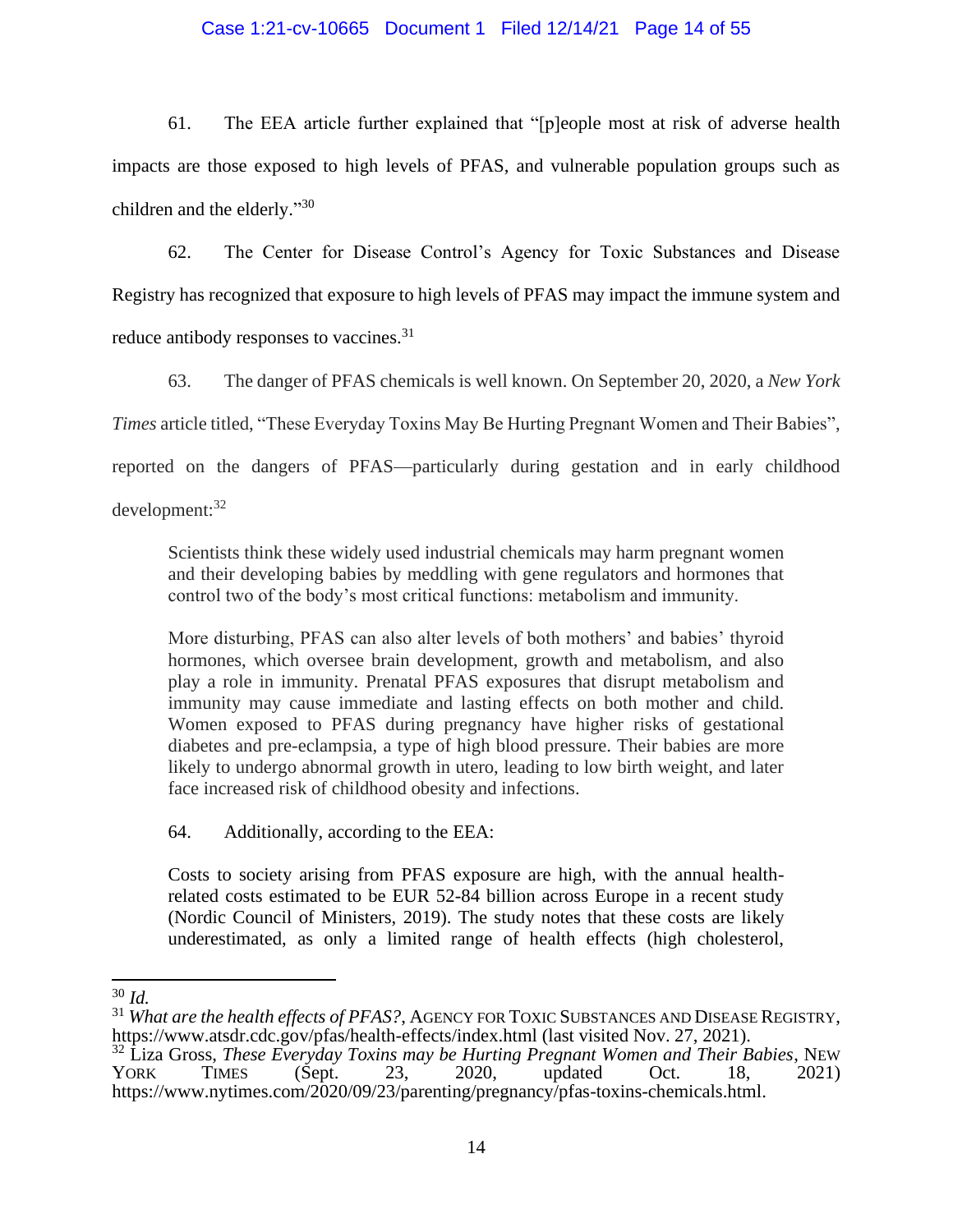61. The EEA article further explained that "[p]eople most at risk of adverse health impacts are those exposed to high levels of PFAS, and vulnerable population groups such as children and the elderly."[30]

62. The Center for Disease Control's Agency for Toxic Substances and Disease Registry has recognized that exposure to high levels of PFAS may impact the immune system and reduce antibody responses to vaccines.[31]

63. The danger of PFAS chemicals is well known. On September 20, 2020, a *New York Times* article titled, "These Everyday Toxins May Be Hurting Pregnant Women and Their Babies", reported on the dangers of PFAS—particularly during gestation and in early childhood development:[32]

> Scientists think these widely used industrial chemicals may harm pregnant women and their developing babies by meddling with gene regulators and hormones that control two of the body's most critical functions: metabolism and immunity.
>
> More disturbing, PFAS can also alter levels of both mothers' and babies' thyroid hormones, which oversee brain development, growth and metabolism, and also play a role in immunity. Prenatal PFAS exposures that disrupt metabolism and immunity may cause immediate and lasting effects on both mother and child. Women exposed to PFAS during pregnancy have higher risks of gestational diabetes and pre-eclampsia, a type of high blood pressure. Their babies are more likely to undergo abnormal growth in utero, leading to low birth weight, and later face increased risk of childhood obesity and infections.

64. Additionally, according to the EEA:

> Costs to society arising from PFAS exposure are high, with the annual health-related costs estimated to be EUR 52-84 billion across Europe in a recent study (Nordic Council of Ministers, 2019). The study notes that these costs are likely underestimated, as only a limited range of health effects (high cholesterol,

---

[30] *Id.*

[31] *What are the health effects of PFAS?*, AGENCY FOR TOXIC SUBSTANCES AND DISEASE REGISTRY, https://www.atsdr.cdc.gov/pfas/health-effects/index.html (last visited Nov. 27, 2021).

[32] Liza Gross, *These Everyday Toxins may be Hurting Pregnant Women and Their Babies*, NEW YORK TIMES (Sept. 23, 2020, updated Oct. 18, 2021) https://www.nytimes.com/2020/09/23/parenting/pregnancy/pfas-toxins-chemicals.html.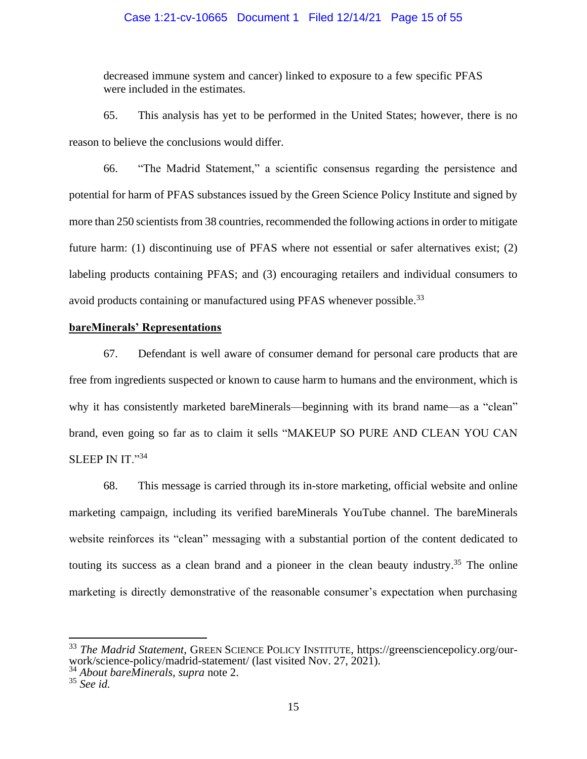decreased immune system and cancer) linked to exposure to a few specific PFAS were included in the estimates.

65. This analysis has yet to be performed in the United States; however, there is no reason to believe the conclusions would differ.

66. "The Madrid Statement," a scientific consensus regarding the persistence and potential for harm of PFAS substances issued by the Green Science Policy Institute and signed by more than 250 scientists from 38 countries, recommended the following actions in order to mitigate future harm: (1) discontinuing use of PFAS where not essential or safer alternatives exist; (2) labeling products containing PFAS; and (3) encouraging retailers and individual consumers to avoid products containing or manufactured using PFAS whenever possible.[33]

**bareMinerals' Representations**

67. Defendant is well aware of consumer demand for personal care products that are free from ingredients suspected or known to cause harm to humans and the environment, which is why it has consistently marketed bareMinerals—beginning with its brand name—as a "clean" brand, even going so far as to claim it sells "MAKEUP SO PURE AND CLEAN YOU CAN SLEEP IN IT."[34]

68. This message is carried through its in-store marketing, official website and online marketing campaign, including its verified bareMinerals YouTube channel. The bareMinerals website reinforces its "clean" messaging with a substantial portion of the content dedicated to touting its success as a clean brand and a pioneer in the clean beauty industry.[35] The online marketing is directly demonstrative of the reasonable consumer's expectation when purchasing

---

[33] *The Madrid Statement*, GREEN SCIENCE POLICY INSTITUTE, https://greensciencepolicy.org/our-work/science-policy/madrid-statement/ (last visited Nov. 27, 2021).

[34] *About bareMinerals*, *supra* note 2.

[35] *See id.*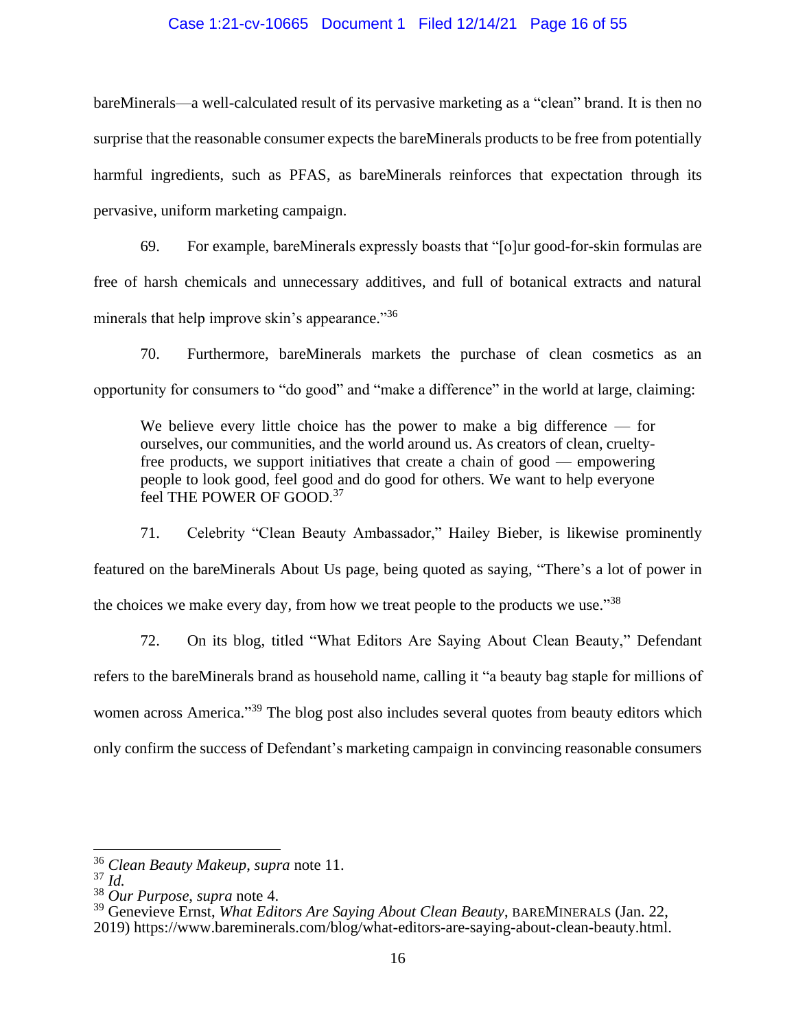bareMinerals—a well-calculated result of its pervasive marketing as a "clean" brand. It is then no surprise that the reasonable consumer expects the bareMinerals products to be free from potentially harmful ingredients, such as PFAS, as bareMinerals reinforces that expectation through its pervasive, uniform marketing campaign.

69. For example, bareMinerals expressly boasts that "[o]ur good-for-skin formulas are free of harsh chemicals and unnecessary additives, and full of botanical extracts and natural minerals that help improve skin's appearance."[36]

70. Furthermore, bareMinerals markets the purchase of clean cosmetics as an opportunity for consumers to "do good" and "make a difference" in the world at large, claiming:

> We believe every little choice has the power to make a big difference — for ourselves, our communities, and the world around us. As creators of clean, cruelty-free products, we support initiatives that create a chain of good — empowering people to look good, feel good and do good for others. We want to help everyone feel THE POWER OF GOOD.[37]

71. Celebrity "Clean Beauty Ambassador," Hailey Bieber, is likewise prominently featured on the bareMinerals About Us page, being quoted as saying, "There's a lot of power in the choices we make every day, from how we treat people to the products we use."[38]

72. On its blog, titled "What Editors Are Saying About Clean Beauty," Defendant refers to the bareMinerals brand as household name, calling it "a beauty bag staple for millions of women across America."[39] The blog post also includes several quotes from beauty editors which only confirm the success of Defendant's marketing campaign in convincing reasonable consumers

---

[36] *Clean Beauty Makeup*, *supra* note 11.

[37] *Id.*

[38] *Our Purpose*, *supra* note 4.

[39] Genevieve Ernst, *What Editors Are Saying About Clean Beauty*, BAREMINERALS (Jan. 22, 2019) https://www.bareminerals.com/blog/what-editors-are-saying-about-clean-beauty.html.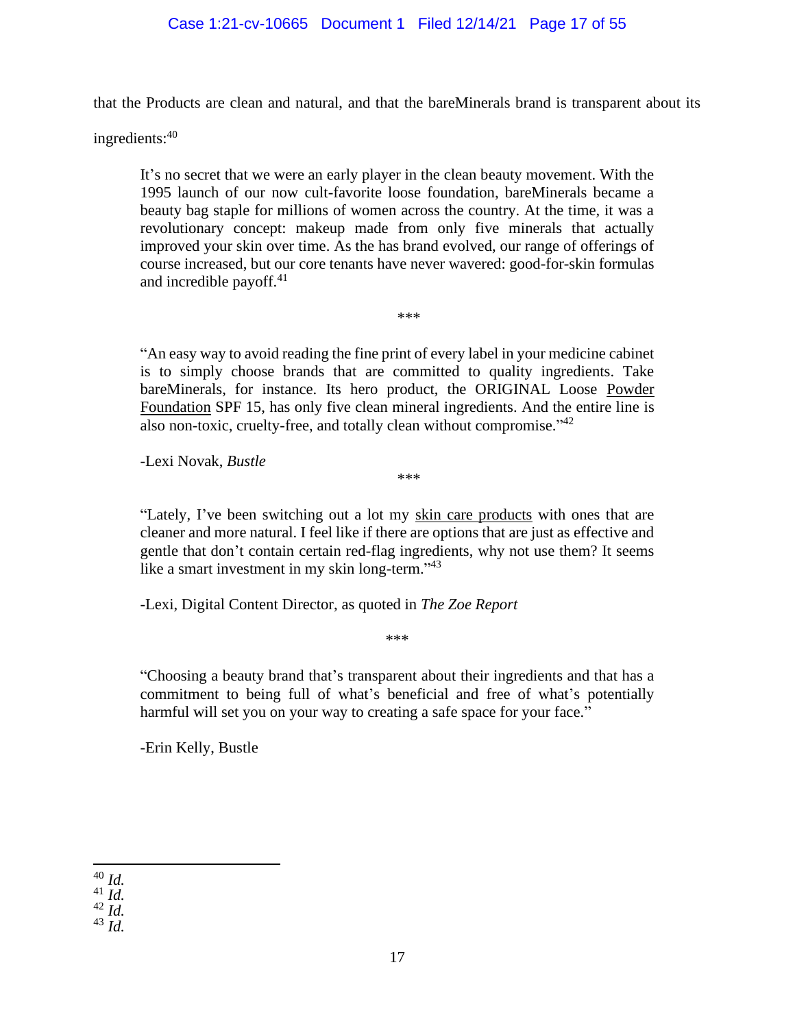that the Products are clean and natural, and that the bareMinerals brand is transparent about its ingredients:[40]

> It's no secret that we were an early player in the clean beauty movement. With the 1995 launch of our now cult-favorite loose foundation, bareMinerals became a beauty bag staple for millions of women across the country. At the time, it was a revolutionary concept: makeup made from only five minerals that actually improved your skin over time. As the has brand evolved, our range of offerings of course increased, but our core tenants have never wavered: good-for-skin formulas and incredible payoff.[41]
>
> \*\*\*
>
> "An easy way to avoid reading the fine print of every label in your medicine cabinet is to simply choose brands that are committed to quality ingredients. Take bareMinerals, for instance. Its hero product, the ORIGINAL Loose Powder Foundation SPF 15, has only five clean mineral ingredients. And the entire line is also non-toxic, cruelty-free, and totally clean without compromise."[42]
>
> -Lexi Novak, *Bustle*
>
> \*\*\*
>
> "Lately, I've been switching out a lot my skin care products with ones that are cleaner and more natural. I feel like if there are options that are just as effective and gentle that don't contain certain red-flag ingredients, why not use them? It seems like a smart investment in my skin long-term."[43]
>
> -Lexi, Digital Content Director, as quoted in *The Zoe Report*
>
> \*\*\*
>
> "Choosing a beauty brand that's transparent about their ingredients and that has a commitment to being full of what's beneficial and free of what's potentially harmful will set you on your way to creating a safe space for your face."
>
> -Erin Kelly, Bustle

---

[40] *Id.*
[41] *Id.*
[42] *Id.*
[43] *Id.*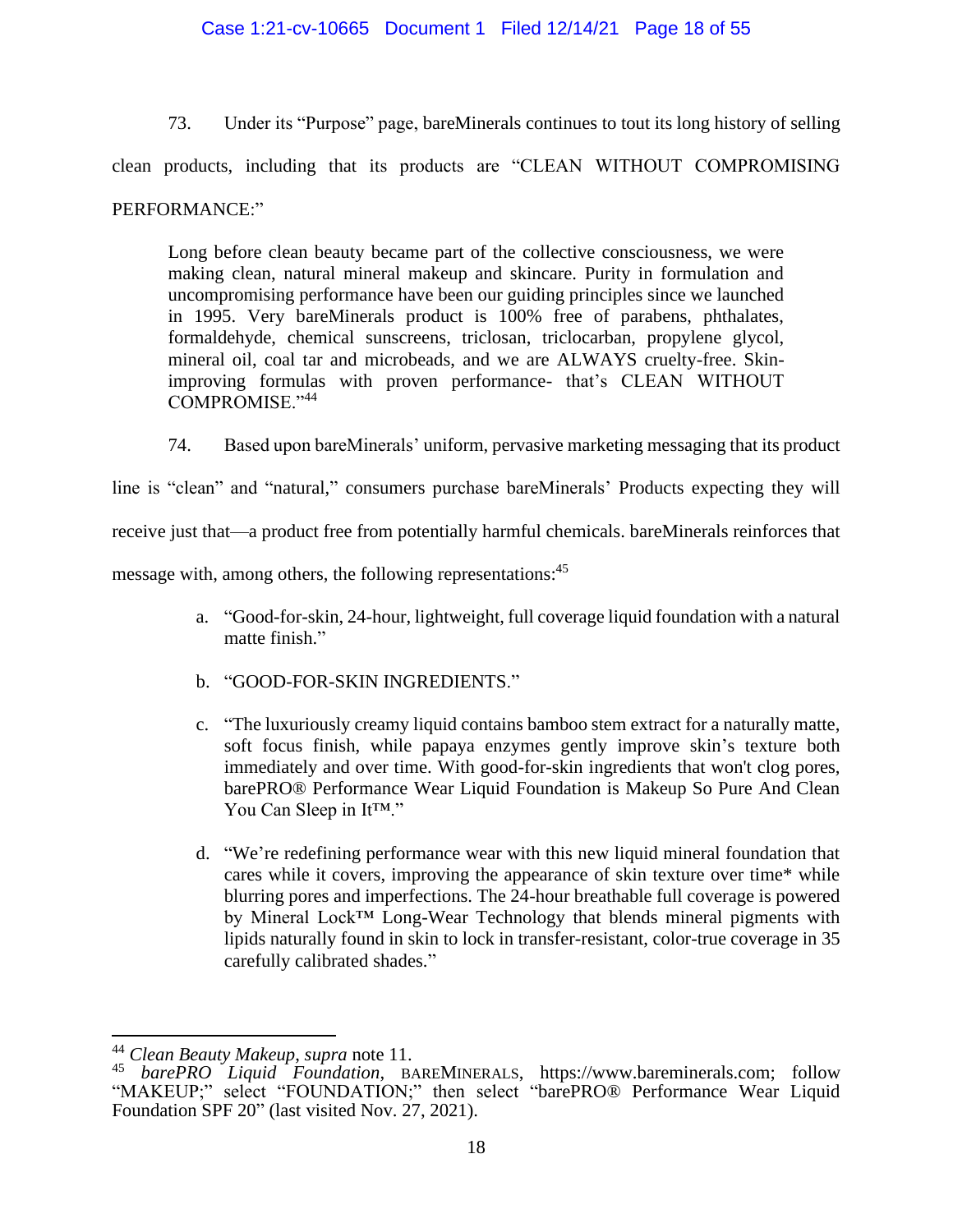73. Under its "Purpose" page, bareMinerals continues to tout its long history of selling clean products, including that its products are "CLEAN WITHOUT COMPROMISING PERFORMANCE:"

> Long before clean beauty became part of the collective consciousness, we were making clean, natural mineral makeup and skincare. Purity in formulation and uncompromising performance have been our guiding principles since we launched in 1995. Very bareMinerals product is 100% free of parabens, phthalates, formaldehyde, chemical sunscreens, triclosan, triclocarban, propylene glycol, mineral oil, coal tar and microbeads, and we are ALWAYS cruelty-free. Skin-improving formulas with proven performance- that's CLEAN WITHOUT COMPROMISE."[44]

74. Based upon bareMinerals' uniform, pervasive marketing messaging that its product line is "clean" and "natural," consumers purchase bareMinerals' Products expecting they will receive just that—a product free from potentially harmful chemicals. bareMinerals reinforces that message with, among others, the following representations:[45]

a. "Good-for-skin, 24-hour, lightweight, full coverage liquid foundation with a natural matte finish."

b. "GOOD-FOR-SKIN INGREDIENTS."

c. "The luxuriously creamy liquid contains bamboo stem extract for a naturally matte, soft focus finish, while papaya enzymes gently improve skin's texture both immediately and over time. With good-for-skin ingredients that won't clog pores, barePRO® Performance Wear Liquid Foundation is Makeup So Pure And Clean You Can Sleep in It™."

d. "We're redefining performance wear with this new liquid mineral foundation that cares while it covers, improving the appearance of skin texture over time* while blurring pores and imperfections. The 24-hour breathable full coverage is powered by Mineral Lock™ Long-Wear Technology that blends mineral pigments with lipids naturally found in skin to lock in transfer-resistant, color-true coverage in 35 carefully calibrated shades."

---

[44] *Clean Beauty Makeup*, *supra* note 11.

[45] *barePRO Liquid Foundation*, BAREMINERALS, https://www.bareminerals.com; follow "MAKEUP;" select "FOUNDATION;" then select "barePRO® Performance Wear Liquid Foundation SPF 20" (last visited Nov. 27, 2021).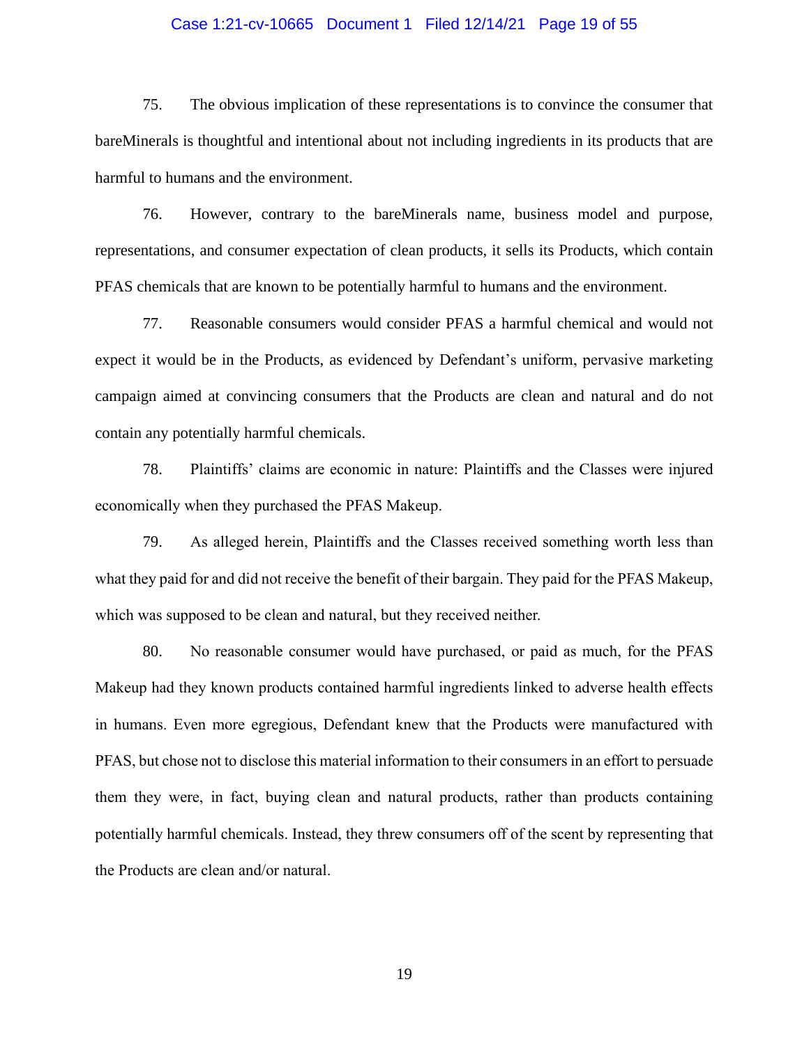75. The obvious implication of these representations is to convince the consumer that bareMinerals is thoughtful and intentional about not including ingredients in its products that are harmful to humans and the environment.

76. However, contrary to the bareMinerals name, business model and purpose, representations, and consumer expectation of clean products, it sells its Products, which contain PFAS chemicals that are known to be potentially harmful to humans and the environment.

77. Reasonable consumers would consider PFAS a harmful chemical and would not expect it would be in the Products, as evidenced by Defendant's uniform, pervasive marketing campaign aimed at convincing consumers that the Products are clean and natural and do not contain any potentially harmful chemicals.

78. Plaintiffs' claims are economic in nature: Plaintiffs and the Classes were injured economically when they purchased the PFAS Makeup.

79. As alleged herein, Plaintiffs and the Classes received something worth less than what they paid for and did not receive the benefit of their bargain. They paid for the PFAS Makeup, which was supposed to be clean and natural, but they received neither.

80. No reasonable consumer would have purchased, or paid as much, for the PFAS Makeup had they known products contained harmful ingredients linked to adverse health effects in humans. Even more egregious, Defendant knew that the Products were manufactured with PFAS, but chose not to disclose this material information to their consumers in an effort to persuade them they were, in fact, buying clean and natural products, rather than products containing potentially harmful chemicals. Instead, they threw consumers off of the scent by representing that the Products are clean and/or natural.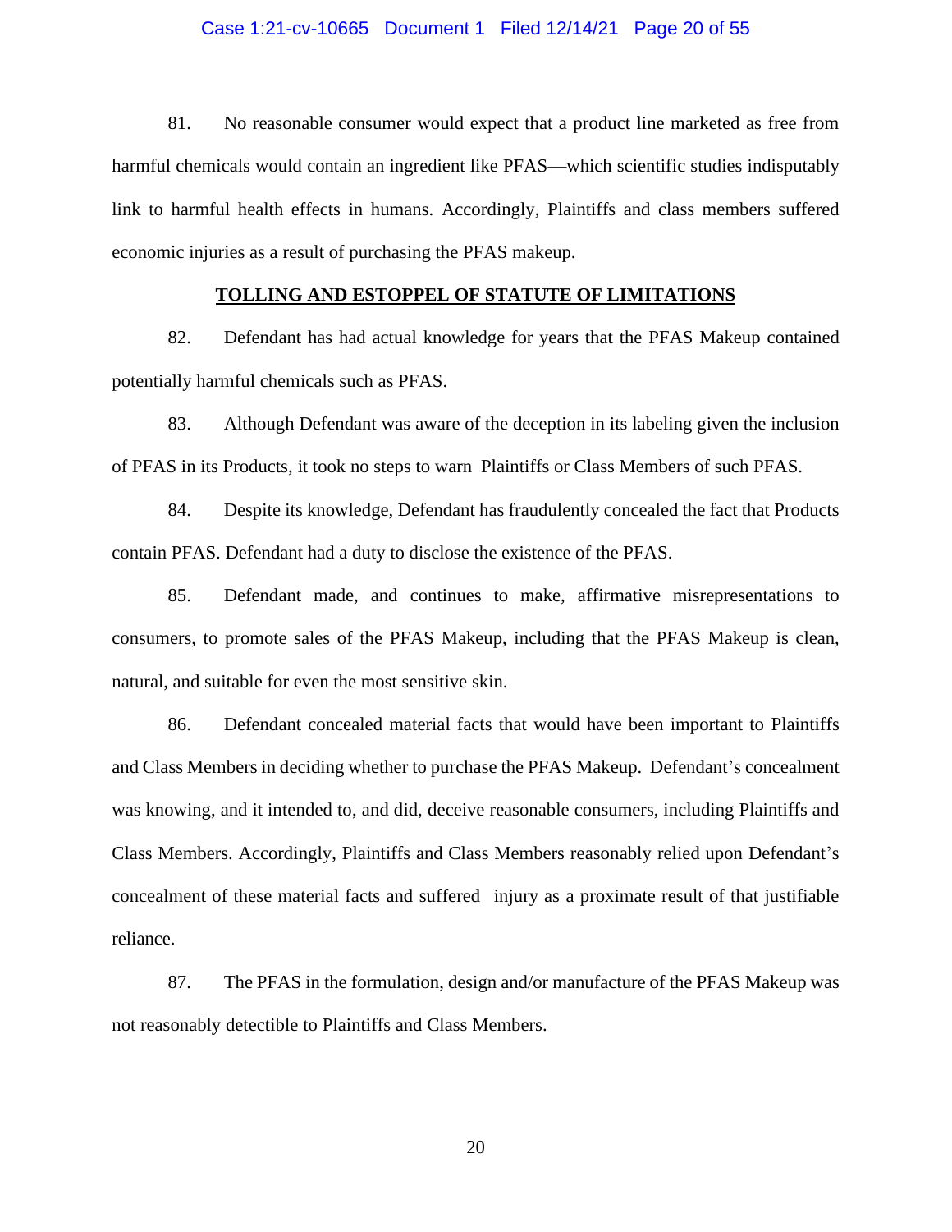81. No reasonable consumer would expect that a product line marketed as free from harmful chemicals would contain an ingredient like PFAS—which scientific studies indisputably link to harmful health effects in humans. Accordingly, Plaintiffs and class members suffered economic injuries as a result of purchasing the PFAS makeup.

## TOLLING AND ESTOPPEL OF STATUTE OF LIMITATIONS

82. Defendant has had actual knowledge for years that the PFAS Makeup contained potentially harmful chemicals such as PFAS.

83. Although Defendant was aware of the deception in its labeling given the inclusion of PFAS in its Products, it took no steps to warn Plaintiffs or Class Members of such PFAS.

84. Despite its knowledge, Defendant has fraudulently concealed the fact that Products contain PFAS. Defendant had a duty to disclose the existence of the PFAS.

85. Defendant made, and continues to make, affirmative misrepresentations to consumers, to promote sales of the PFAS Makeup, including that the PFAS Makeup is clean, natural, and suitable for even the most sensitive skin.

86. Defendant concealed material facts that would have been important to Plaintiffs and Class Members in deciding whether to purchase the PFAS Makeup. Defendant's concealment was knowing, and it intended to, and did, deceive reasonable consumers, including Plaintiffs and Class Members. Accordingly, Plaintiffs and Class Members reasonably relied upon Defendant's concealment of these material facts and suffered injury as a proximate result of that justifiable reliance.

87. The PFAS in the formulation, design and/or manufacture of the PFAS Makeup was not reasonably detectible to Plaintiffs and Class Members.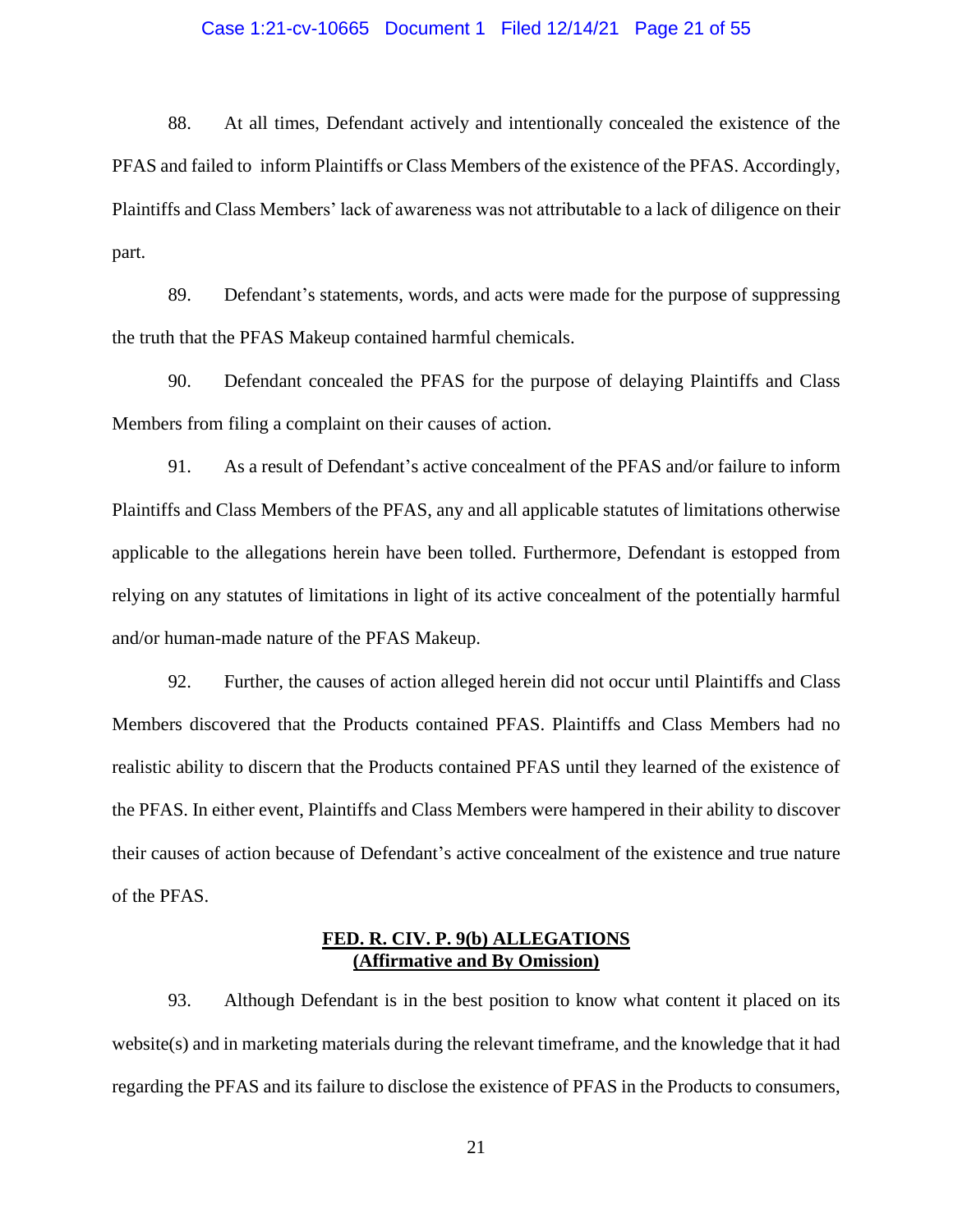88. At all times, Defendant actively and intentionally concealed the existence of the PFAS and failed to inform Plaintiffs or Class Members of the existence of the PFAS. Accordingly, Plaintiffs and Class Members' lack of awareness was not attributable to a lack of diligence on their part.

89. Defendant's statements, words, and acts were made for the purpose of suppressing the truth that the PFAS Makeup contained harmful chemicals.

90. Defendant concealed the PFAS for the purpose of delaying Plaintiffs and Class Members from filing a complaint on their causes of action.

91. As a result of Defendant's active concealment of the PFAS and/or failure to inform Plaintiffs and Class Members of the PFAS, any and all applicable statutes of limitations otherwise applicable to the allegations herein have been tolled. Furthermore, Defendant is estopped from relying on any statutes of limitations in light of its active concealment of the potentially harmful and/or human-made nature of the PFAS Makeup.

92. Further, the causes of action alleged herein did not occur until Plaintiffs and Class Members discovered that the Products contained PFAS. Plaintiffs and Class Members had no realistic ability to discern that the Products contained PFAS until they learned of the existence of the PFAS. In either event, Plaintiffs and Class Members were hampered in their ability to discover their causes of action because of Defendant's active concealment of the existence and true nature of the PFAS.

**FED. R. CIV. P. 9(b) ALLEGATIONS**
**(Affirmative and By Omission)**

93. Although Defendant is in the best position to know what content it placed on its website(s) and in marketing materials during the relevant timeframe, and the knowledge that it had regarding the PFAS and its failure to disclose the existence of PFAS in the Products to consumers,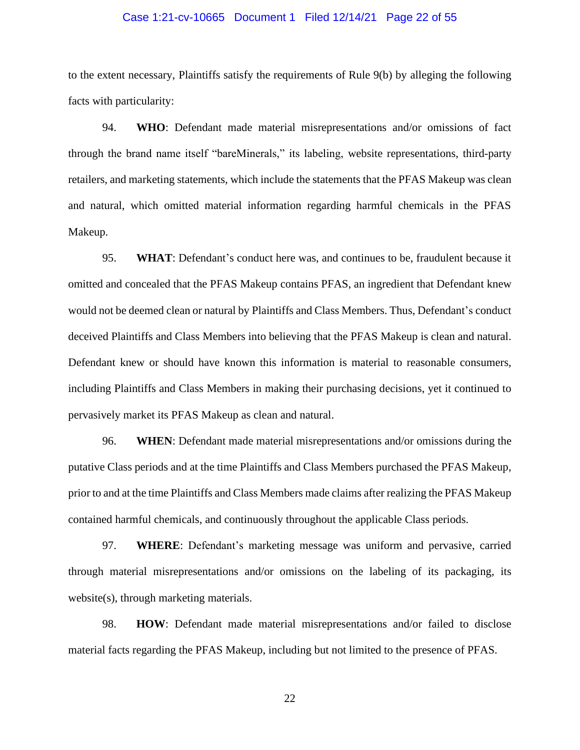to the extent necessary, Plaintiffs satisfy the requirements of Rule 9(b) by alleging the following facts with particularity:

94. **WHO**: Defendant made material misrepresentations and/or omissions of fact through the brand name itself "bareMinerals," its labeling, website representations, third-party retailers, and marketing statements, which include the statements that the PFAS Makeup was clean and natural, which omitted material information regarding harmful chemicals in the PFAS Makeup.

95. **WHAT**: Defendant's conduct here was, and continues to be, fraudulent because it omitted and concealed that the PFAS Makeup contains PFAS, an ingredient that Defendant knew would not be deemed clean or natural by Plaintiffs and Class Members. Thus, Defendant's conduct deceived Plaintiffs and Class Members into believing that the PFAS Makeup is clean and natural. Defendant knew or should have known this information is material to reasonable consumers, including Plaintiffs and Class Members in making their purchasing decisions, yet it continued to pervasively market its PFAS Makeup as clean and natural.

96. **WHEN**: Defendant made material misrepresentations and/or omissions during the putative Class periods and at the time Plaintiffs and Class Members purchased the PFAS Makeup, prior to and at the time Plaintiffs and Class Members made claims after realizing the PFAS Makeup contained harmful chemicals, and continuously throughout the applicable Class periods.

97. **WHERE**: Defendant's marketing message was uniform and pervasive, carried through material misrepresentations and/or omissions on the labeling of its packaging, its website(s), through marketing materials.

98. **HOW**: Defendant made material misrepresentations and/or failed to disclose material facts regarding the PFAS Makeup, including but not limited to the presence of PFAS.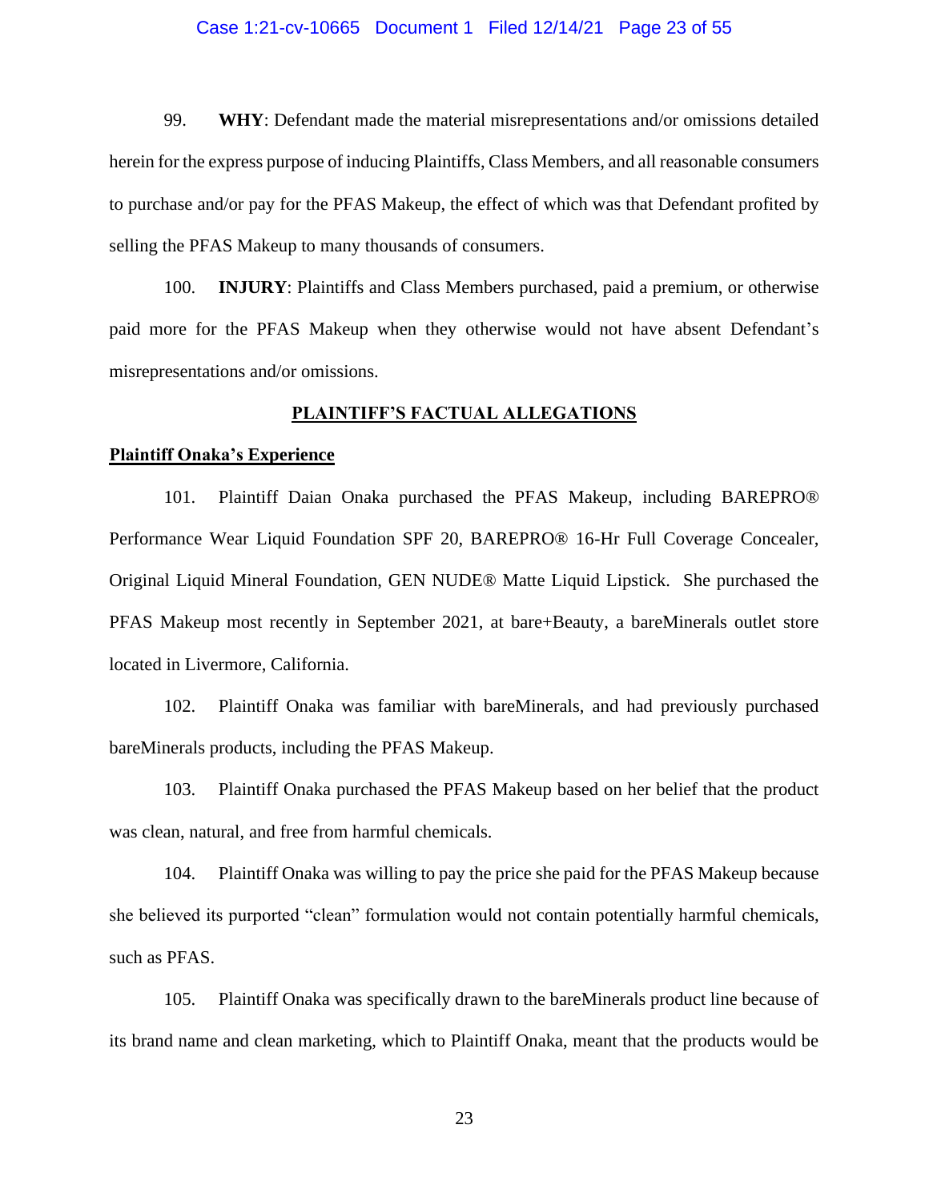99. **WHY**: Defendant made the material misrepresentations and/or omissions detailed herein for the express purpose of inducing Plaintiffs, Class Members, and all reasonable consumers to purchase and/or pay for the PFAS Makeup, the effect of which was that Defendant profited by selling the PFAS Makeup to many thousands of consumers.

100. **INJURY**: Plaintiffs and Class Members purchased, paid a premium, or otherwise paid more for the PFAS Makeup when they otherwise would not have absent Defendant's misrepresentations and/or omissions.

## PLAINTIFF'S FACTUAL ALLEGATIONS

### Plaintiff Onaka's Experience

101. Plaintiff Daian Onaka purchased the PFAS Makeup, including BAREPRO® Performance Wear Liquid Foundation SPF 20, BAREPRO® 16-Hr Full Coverage Concealer, Original Liquid Mineral Foundation, GEN NUDE® Matte Liquid Lipstick. She purchased the PFAS Makeup most recently in September 2021, at bare+Beauty, a bareMinerals outlet store located in Livermore, California.

102. Plaintiff Onaka was familiar with bareMinerals, and had previously purchased bareMinerals products, including the PFAS Makeup.

103. Plaintiff Onaka purchased the PFAS Makeup based on her belief that the product was clean, natural, and free from harmful chemicals.

104. Plaintiff Onaka was willing to pay the price she paid for the PFAS Makeup because she believed its purported "clean" formulation would not contain potentially harmful chemicals, such as PFAS.

105. Plaintiff Onaka was specifically drawn to the bareMinerals product line because of its brand name and clean marketing, which to Plaintiff Onaka, meant that the products would be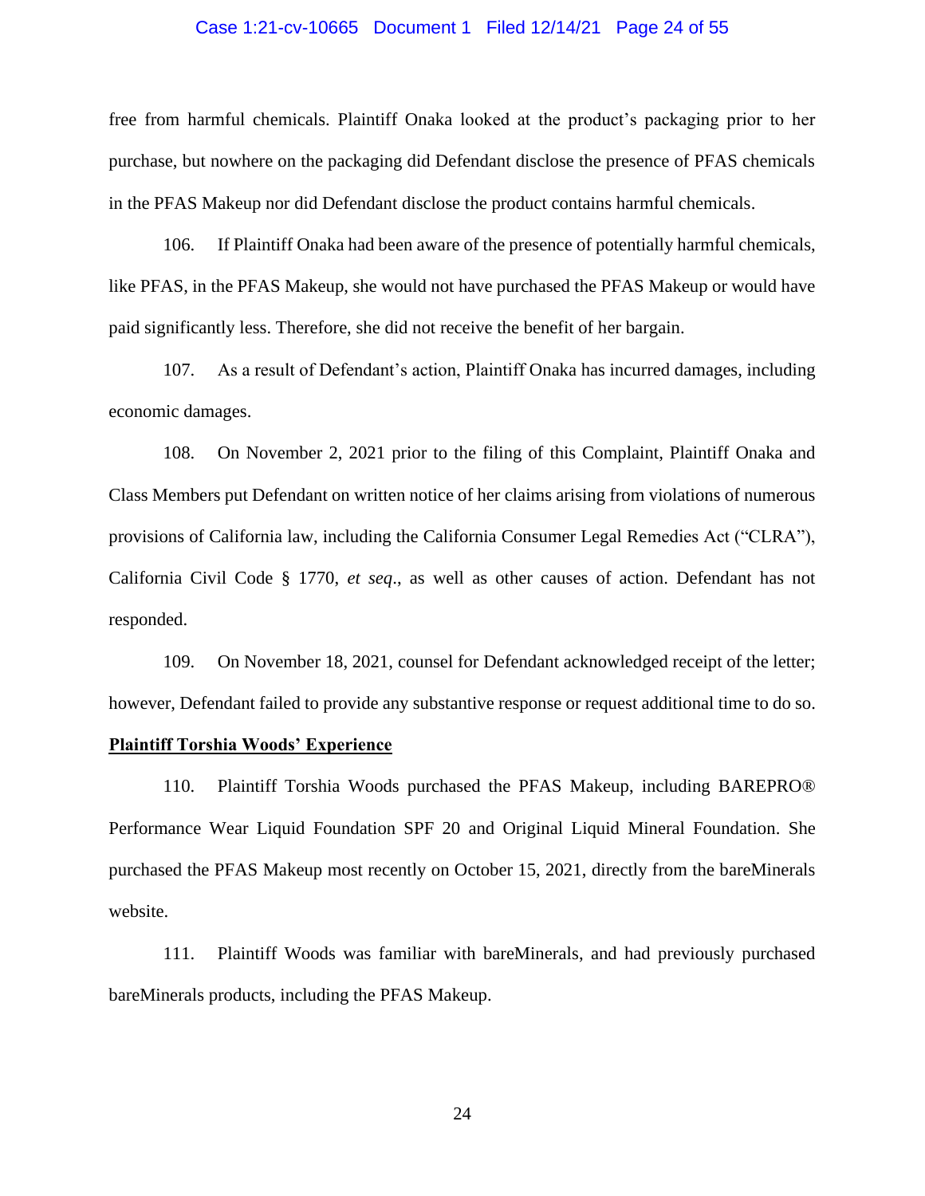free from harmful chemicals. Plaintiff Onaka looked at the product's packaging prior to her purchase, but nowhere on the packaging did Defendant disclose the presence of PFAS chemicals in the PFAS Makeup nor did Defendant disclose the product contains harmful chemicals.

106. If Plaintiff Onaka had been aware of the presence of potentially harmful chemicals, like PFAS, in the PFAS Makeup, she would not have purchased the PFAS Makeup or would have paid significantly less. Therefore, she did not receive the benefit of her bargain.

107. As a result of Defendant's action, Plaintiff Onaka has incurred damages, including economic damages.

108. On November 2, 2021 prior to the filing of this Complaint, Plaintiff Onaka and Class Members put Defendant on written notice of her claims arising from violations of numerous provisions of California law, including the California Consumer Legal Remedies Act ("CLRA"), California Civil Code § 1770, *et seq*., as well as other causes of action. Defendant has not responded.

109. On November 18, 2021, counsel for Defendant acknowledged receipt of the letter; however, Defendant failed to provide any substantive response or request additional time to do so.

**<u>Plaintiff Torshia Woods' Experience</u>**

110. Plaintiff Torshia Woods purchased the PFAS Makeup, including BAREPRO® Performance Wear Liquid Foundation SPF 20 and Original Liquid Mineral Foundation. She purchased the PFAS Makeup most recently on October 15, 2021, directly from the bareMinerals website.

111. Plaintiff Woods was familiar with bareMinerals, and had previously purchased bareMinerals products, including the PFAS Makeup.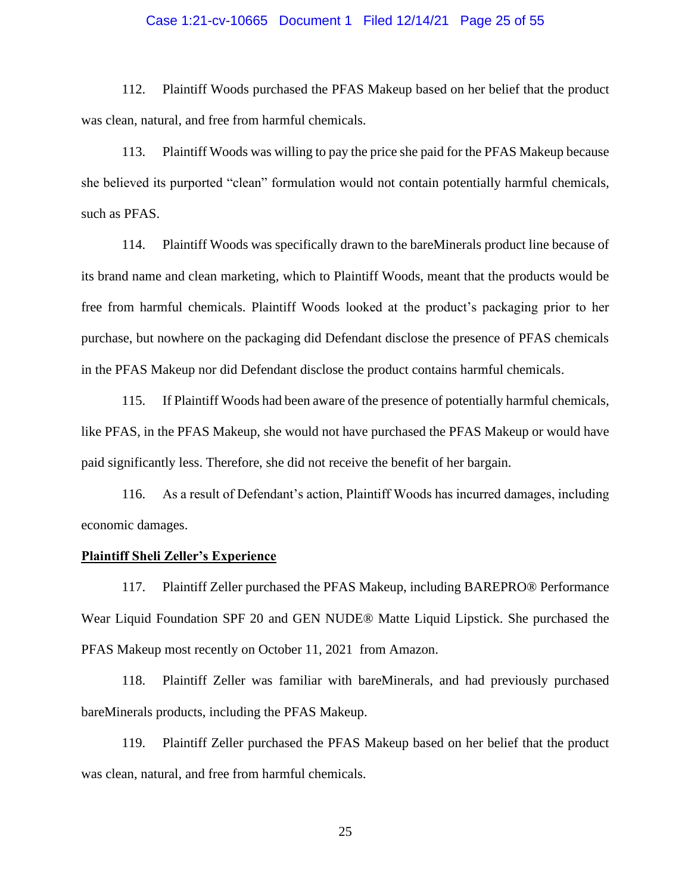112. Plaintiff Woods purchased the PFAS Makeup based on her belief that the product was clean, natural, and free from harmful chemicals.

113. Plaintiff Woods was willing to pay the price she paid for the PFAS Makeup because she believed its purported "clean" formulation would not contain potentially harmful chemicals, such as PFAS.

114. Plaintiff Woods was specifically drawn to the bareMinerals product line because of its brand name and clean marketing, which to Plaintiff Woods, meant that the products would be free from harmful chemicals. Plaintiff Woods looked at the product's packaging prior to her purchase, but nowhere on the packaging did Defendant disclose the presence of PFAS chemicals in the PFAS Makeup nor did Defendant disclose the product contains harmful chemicals.

115. If Plaintiff Woods had been aware of the presence of potentially harmful chemicals, like PFAS, in the PFAS Makeup, she would not have purchased the PFAS Makeup or would have paid significantly less. Therefore, she did not receive the benefit of her bargain.

116. As a result of Defendant's action, Plaintiff Woods has incurred damages, including economic damages.

**<u>Plaintiff Sheli Zeller's Experience</u>**

117. Plaintiff Zeller purchased the PFAS Makeup, including BAREPRO® Performance Wear Liquid Foundation SPF 20 and GEN NUDE® Matte Liquid Lipstick. She purchased the PFAS Makeup most recently on October 11, 2021 from Amazon.

118. Plaintiff Zeller was familiar with bareMinerals, and had previously purchased bareMinerals products, including the PFAS Makeup.

119. Plaintiff Zeller purchased the PFAS Makeup based on her belief that the product was clean, natural, and free from harmful chemicals.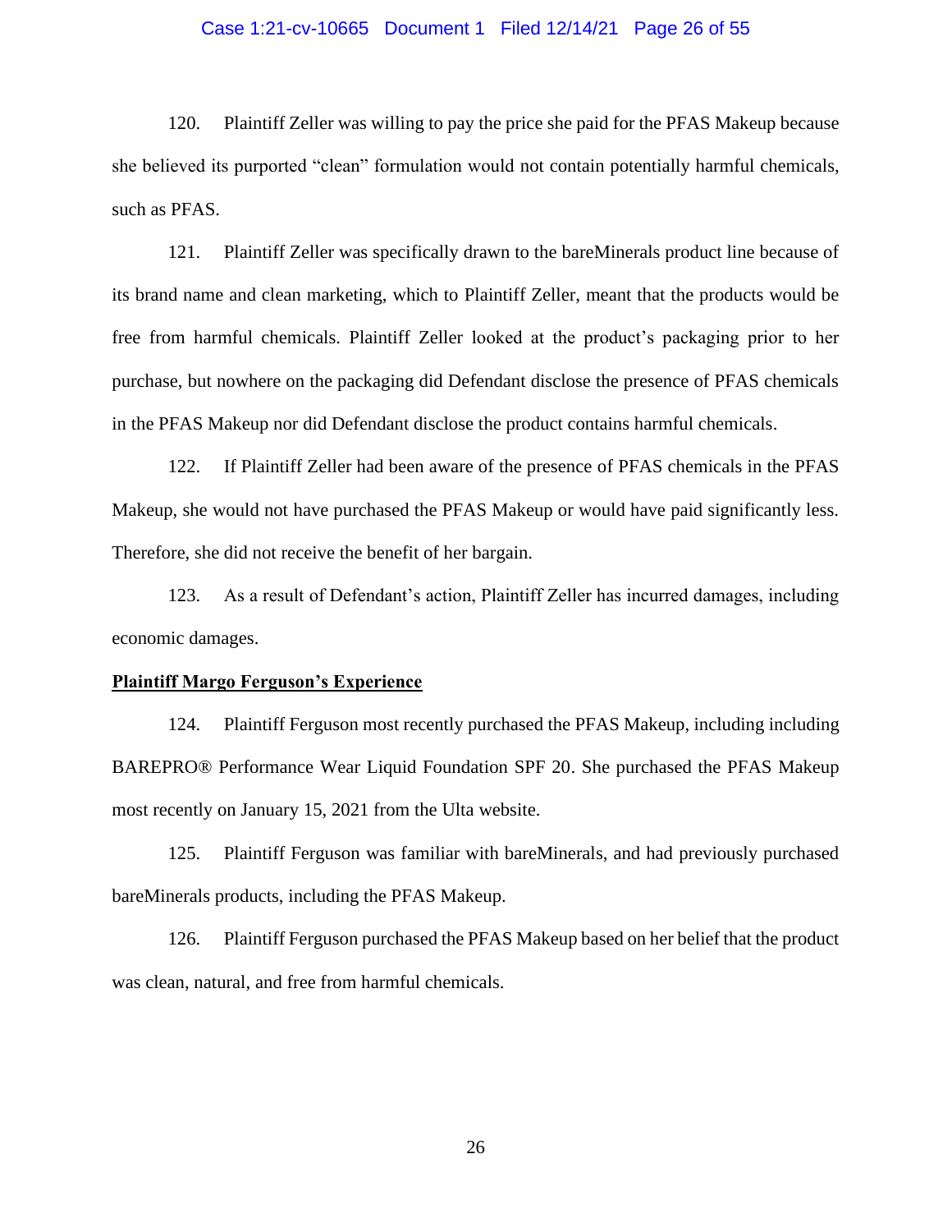120. Plaintiff Zeller was willing to pay the price she paid for the PFAS Makeup because she believed its purported "clean" formulation would not contain potentially harmful chemicals, such as PFAS.

121. Plaintiff Zeller was specifically drawn to the bareMinerals product line because of its brand name and clean marketing, which to Plaintiff Zeller, meant that the products would be free from harmful chemicals. Plaintiff Zeller looked at the product's packaging prior to her purchase, but nowhere on the packaging did Defendant disclose the presence of PFAS chemicals in the PFAS Makeup nor did Defendant disclose the product contains harmful chemicals.

122. If Plaintiff Zeller had been aware of the presence of PFAS chemicals in the PFAS Makeup, she would not have purchased the PFAS Makeup or would have paid significantly less. Therefore, she did not receive the benefit of her bargain.

123. As a result of Defendant's action, Plaintiff Zeller has incurred damages, including economic damages.

**Plaintiff Margo Ferguson's Experience**

124. Plaintiff Ferguson most recently purchased the PFAS Makeup, including including BAREPRO® Performance Wear Liquid Foundation SPF 20. She purchased the PFAS Makeup most recently on January 15, 2021 from the Ulta website.

125. Plaintiff Ferguson was familiar with bareMinerals, and had previously purchased bareMinerals products, including the PFAS Makeup.

126. Plaintiff Ferguson purchased the PFAS Makeup based on her belief that the product was clean, natural, and free from harmful chemicals.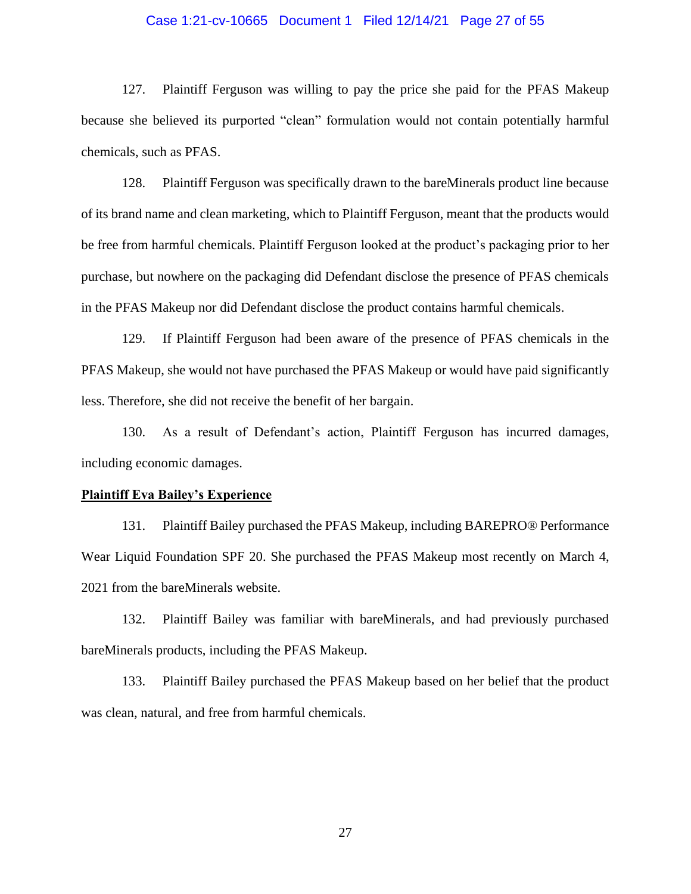127. Plaintiff Ferguson was willing to pay the price she paid for the PFAS Makeup because she believed its purported "clean" formulation would not contain potentially harmful chemicals, such as PFAS.

128. Plaintiff Ferguson was specifically drawn to the bareMinerals product line because of its brand name and clean marketing, which to Plaintiff Ferguson, meant that the products would be free from harmful chemicals. Plaintiff Ferguson looked at the product's packaging prior to her purchase, but nowhere on the packaging did Defendant disclose the presence of PFAS chemicals in the PFAS Makeup nor did Defendant disclose the product contains harmful chemicals.

129. If Plaintiff Ferguson had been aware of the presence of PFAS chemicals in the PFAS Makeup, she would not have purchased the PFAS Makeup or would have paid significantly less. Therefore, she did not receive the benefit of her bargain.

130. As a result of Defendant's action, Plaintiff Ferguson has incurred damages, including economic damages.

**<u>Plaintiff Eva Bailey's Experience</u>**

131. Plaintiff Bailey purchased the PFAS Makeup, including BAREPRO® Performance Wear Liquid Foundation SPF 20. She purchased the PFAS Makeup most recently on March 4, 2021 from the bareMinerals website.

132. Plaintiff Bailey was familiar with bareMinerals, and had previously purchased bareMinerals products, including the PFAS Makeup.

133. Plaintiff Bailey purchased the PFAS Makeup based on her belief that the product was clean, natural, and free from harmful chemicals.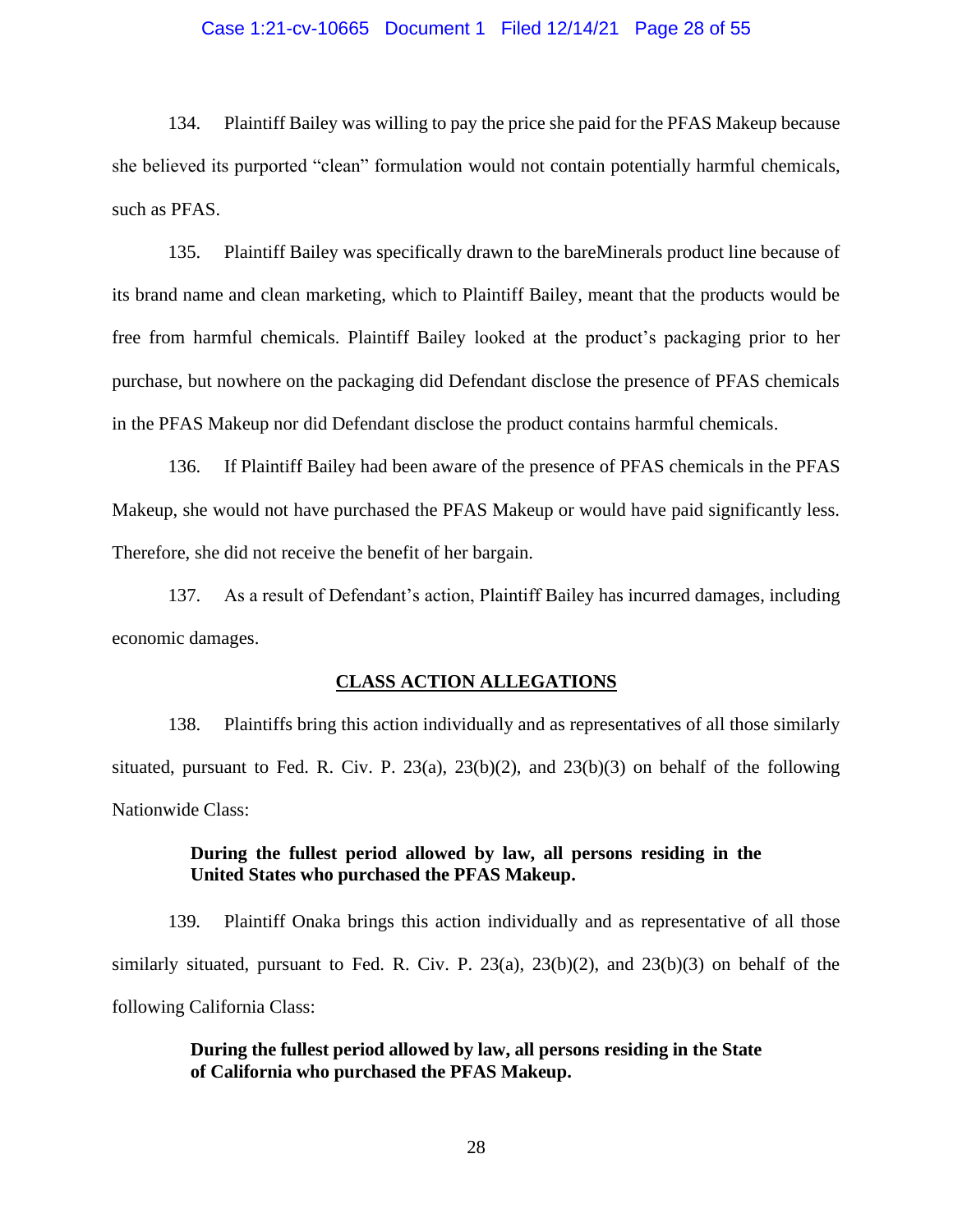134. Plaintiff Bailey was willing to pay the price she paid for the PFAS Makeup because she believed its purported "clean" formulation would not contain potentially harmful chemicals, such as PFAS.

135. Plaintiff Bailey was specifically drawn to the bareMinerals product line because of its brand name and clean marketing, which to Plaintiff Bailey, meant that the products would be free from harmful chemicals. Plaintiff Bailey looked at the product's packaging prior to her purchase, but nowhere on the packaging did Defendant disclose the presence of PFAS chemicals in the PFAS Makeup nor did Defendant disclose the product contains harmful chemicals.

136. If Plaintiff Bailey had been aware of the presence of PFAS chemicals in the PFAS Makeup, she would not have purchased the PFAS Makeup or would have paid significantly less. Therefore, she did not receive the benefit of her bargain.

137. As a result of Defendant's action, Plaintiff Bailey has incurred damages, including economic damages.

## CLASS ACTION ALLEGATIONS

138. Plaintiffs bring this action individually and as representatives of all those similarly situated, pursuant to Fed. R. Civ. P. 23(a), 23(b)(2), and 23(b)(3) on behalf of the following Nationwide Class:

> **During the fullest period allowed by law, all persons residing in the United States who purchased the PFAS Makeup.**

139. Plaintiff Onaka brings this action individually and as representative of all those similarly situated, pursuant to Fed. R. Civ. P. 23(a), 23(b)(2), and 23(b)(3) on behalf of the following California Class:

> **During the fullest period allowed by law, all persons residing in the State of California who purchased the PFAS Makeup.**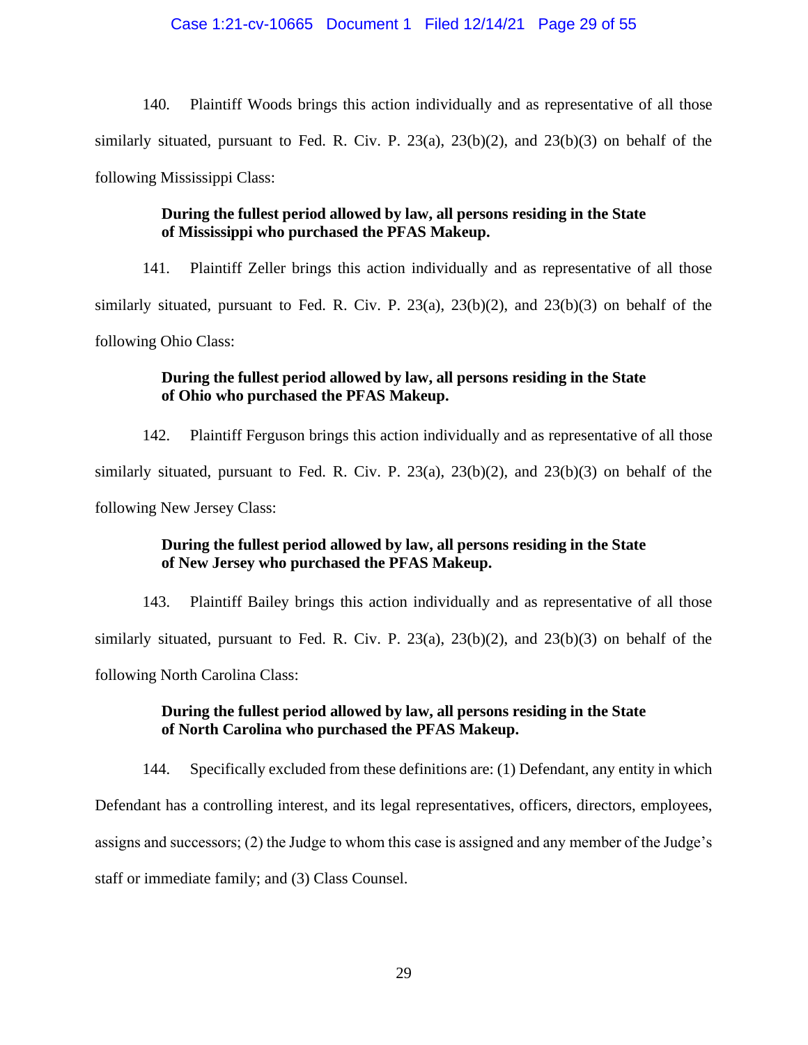140. Plaintiff Woods brings this action individually and as representative of all those similarly situated, pursuant to Fed. R. Civ. P. 23(a), 23(b)(2), and 23(b)(3) on behalf of the following Mississippi Class:

> **During the fullest period allowed by law, all persons residing in the State of Mississippi who purchased the PFAS Makeup.**

141. Plaintiff Zeller brings this action individually and as representative of all those similarly situated, pursuant to Fed. R. Civ. P. 23(a), 23(b)(2), and 23(b)(3) on behalf of the following Ohio Class:

> **During the fullest period allowed by law, all persons residing in the State of Ohio who purchased the PFAS Makeup.**

142. Plaintiff Ferguson brings this action individually and as representative of all those similarly situated, pursuant to Fed. R. Civ. P. 23(a), 23(b)(2), and 23(b)(3) on behalf of the following New Jersey Class:

> **During the fullest period allowed by law, all persons residing in the State of New Jersey who purchased the PFAS Makeup.**

143. Plaintiff Bailey brings this action individually and as representative of all those similarly situated, pursuant to Fed. R. Civ. P. 23(a), 23(b)(2), and 23(b)(3) on behalf of the following North Carolina Class:

> **During the fullest period allowed by law, all persons residing in the State of North Carolina who purchased the PFAS Makeup.**

144. Specifically excluded from these definitions are: (1) Defendant, any entity in which Defendant has a controlling interest, and its legal representatives, officers, directors, employees, assigns and successors; (2) the Judge to whom this case is assigned and any member of the Judge's staff or immediate family; and (3) Class Counsel.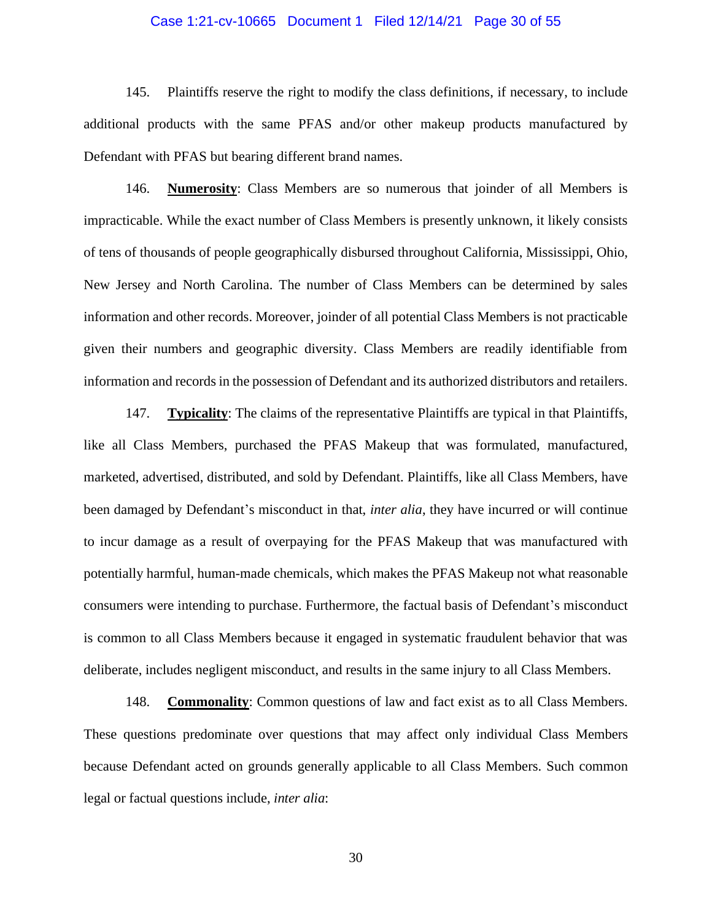145. Plaintiffs reserve the right to modify the class definitions, if necessary, to include additional products with the same PFAS and/or other makeup products manufactured by Defendant with PFAS but bearing different brand names.

146. **Numerosity**: Class Members are so numerous that joinder of all Members is impracticable. While the exact number of Class Members is presently unknown, it likely consists of tens of thousands of people geographically disbursed throughout California, Mississippi, Ohio, New Jersey and North Carolina. The number of Class Members can be determined by sales information and other records. Moreover, joinder of all potential Class Members is not practicable given their numbers and geographic diversity. Class Members are readily identifiable from information and records in the possession of Defendant and its authorized distributors and retailers.

147. **Typicality**: The claims of the representative Plaintiffs are typical in that Plaintiffs, like all Class Members, purchased the PFAS Makeup that was formulated, manufactured, marketed, advertised, distributed, and sold by Defendant. Plaintiffs, like all Class Members, have been damaged by Defendant's misconduct in that, *inter alia*, they have incurred or will continue to incur damage as a result of overpaying for the PFAS Makeup that was manufactured with potentially harmful, human-made chemicals, which makes the PFAS Makeup not what reasonable consumers were intending to purchase. Furthermore, the factual basis of Defendant's misconduct is common to all Class Members because it engaged in systematic fraudulent behavior that was deliberate, includes negligent misconduct, and results in the same injury to all Class Members.

148. **Commonality**: Common questions of law and fact exist as to all Class Members. These questions predominate over questions that may affect only individual Class Members because Defendant acted on grounds generally applicable to all Class Members. Such common legal or factual questions include, *inter alia*: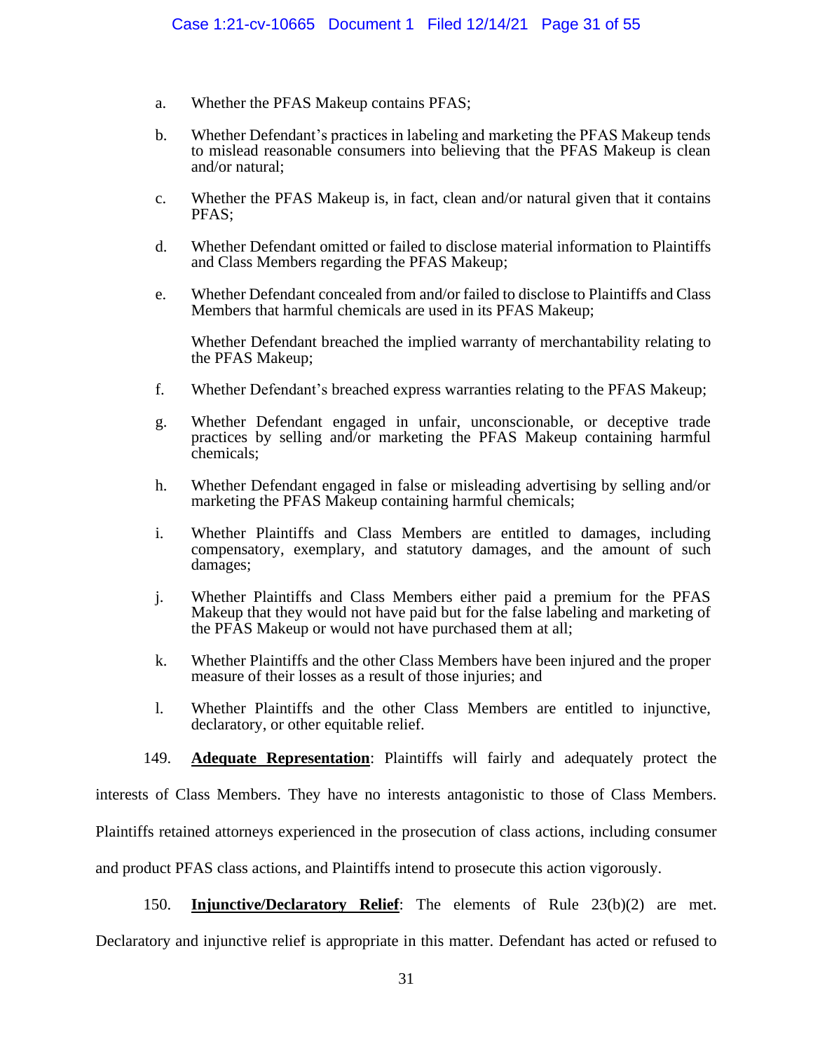a. Whether the PFAS Makeup contains PFAS;

b. Whether Defendant's practices in labeling and marketing the PFAS Makeup tends to mislead reasonable consumers into believing that the PFAS Makeup is clean and/or natural;

c. Whether the PFAS Makeup is, in fact, clean and/or natural given that it contains PFAS;

d. Whether Defendant omitted or failed to disclose material information to Plaintiffs and Class Members regarding the PFAS Makeup;

e. Whether Defendant concealed from and/or failed to disclose to Plaintiffs and Class Members that harmful chemicals are used in its PFAS Makeup;

   Whether Defendant breached the implied warranty of merchantability relating to the PFAS Makeup;

f. Whether Defendant's breached express warranties relating to the PFAS Makeup;

g. Whether Defendant engaged in unfair, unconscionable, or deceptive trade practices by selling and/or marketing the PFAS Makeup containing harmful chemicals;

h. Whether Defendant engaged in false or misleading advertising by selling and/or marketing the PFAS Makeup containing harmful chemicals;

i. Whether Plaintiffs and Class Members are entitled to damages, including compensatory, exemplary, and statutory damages, and the amount of such damages;

j. Whether Plaintiffs and Class Members either paid a premium for the PFAS Makeup that they would not have paid but for the false labeling and marketing of the PFAS Makeup or would not have purchased them at all;

k. Whether Plaintiffs and the other Class Members have been injured and the proper measure of their losses as a result of those injuries; and

l. Whether Plaintiffs and the other Class Members are entitled to injunctive, declaratory, or other equitable relief.

149. **<u>Adequate Representation</u>**: Plaintiffs will fairly and adequately protect the interests of Class Members. They have no interests antagonistic to those of Class Members. Plaintiffs retained attorneys experienced in the prosecution of class actions, including consumer and product PFAS class actions, and Plaintiffs intend to prosecute this action vigorously.

150. **<u>Injunctive/Declaratory Relief</u>**: The elements of Rule 23(b)(2) are met. Declaratory and injunctive relief is appropriate in this matter. Defendant has acted or refused to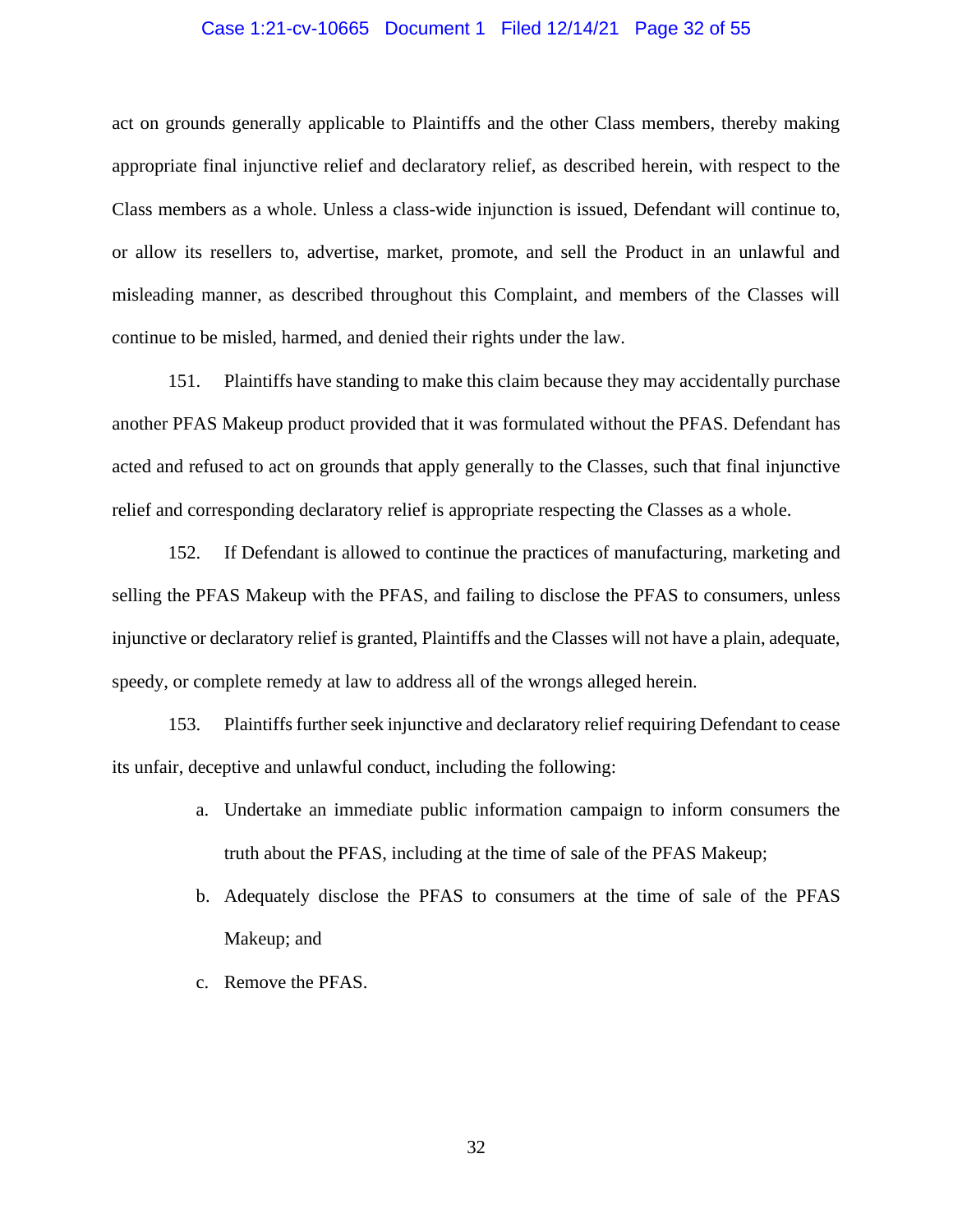act on grounds generally applicable to Plaintiffs and the other Class members, thereby making appropriate final injunctive relief and declaratory relief, as described herein, with respect to the Class members as a whole. Unless a class-wide injunction is issued, Defendant will continue to, or allow its resellers to, advertise, market, promote, and sell the Product in an unlawful and misleading manner, as described throughout this Complaint, and members of the Classes will continue to be misled, harmed, and denied their rights under the law.

151. Plaintiffs have standing to make this claim because they may accidentally purchase another PFAS Makeup product provided that it was formulated without the PFAS. Defendant has acted and refused to act on grounds that apply generally to the Classes, such that final injunctive relief and corresponding declaratory relief is appropriate respecting the Classes as a whole.

152. If Defendant is allowed to continue the practices of manufacturing, marketing and selling the PFAS Makeup with the PFAS, and failing to disclose the PFAS to consumers, unless injunctive or declaratory relief is granted, Plaintiffs and the Classes will not have a plain, adequate, speedy, or complete remedy at law to address all of the wrongs alleged herein.

153. Plaintiffs further seek injunctive and declaratory relief requiring Defendant to cease its unfair, deceptive and unlawful conduct, including the following:

a. Undertake an immediate public information campaign to inform consumers the truth about the PFAS, including at the time of sale of the PFAS Makeup;

b. Adequately disclose the PFAS to consumers at the time of sale of the PFAS Makeup; and

c. Remove the PFAS.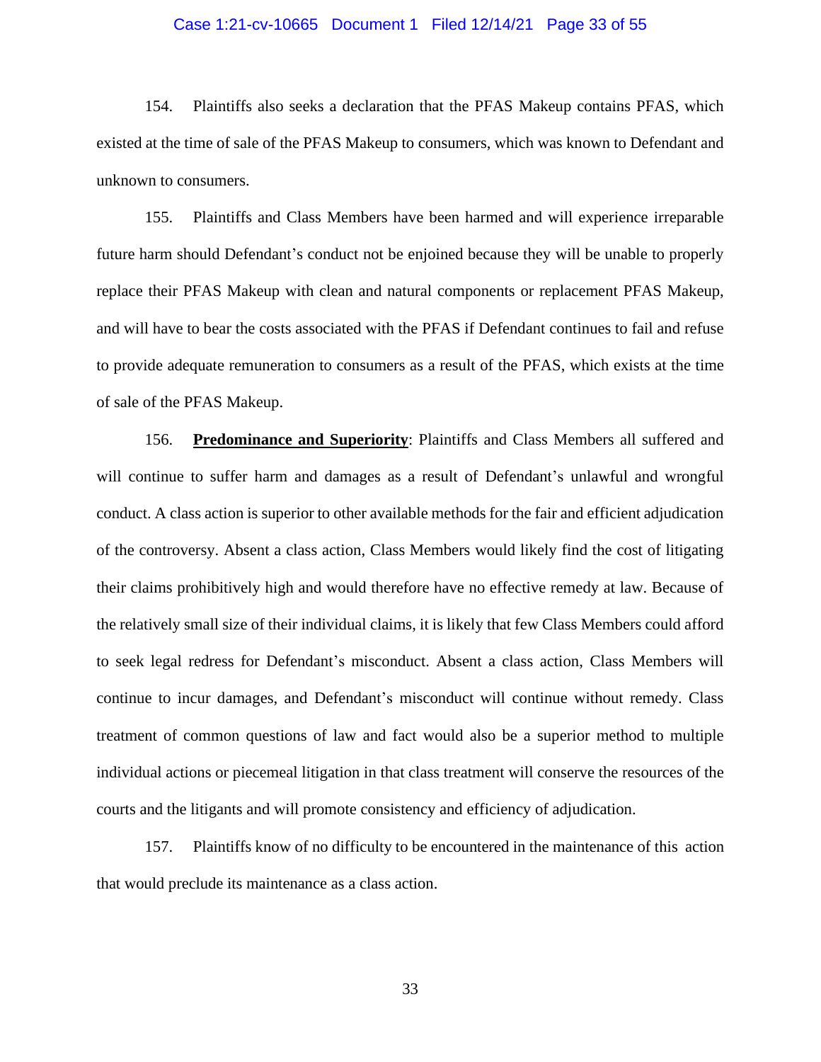154. Plaintiffs also seeks a declaration that the PFAS Makeup contains PFAS, which existed at the time of sale of the PFAS Makeup to consumers, which was known to Defendant and unknown to consumers.

155. Plaintiffs and Class Members have been harmed and will experience irreparable future harm should Defendant's conduct not be enjoined because they will be unable to properly replace their PFAS Makeup with clean and natural components or replacement PFAS Makeup, and will have to bear the costs associated with the PFAS if Defendant continues to fail and refuse to provide adequate remuneration to consumers as a result of the PFAS, which exists at the time of sale of the PFAS Makeup.

156. **<u>Predominance and Superiority</u>**: Plaintiffs and Class Members all suffered and will continue to suffer harm and damages as a result of Defendant's unlawful and wrongful conduct. A class action is superior to other available methods for the fair and efficient adjudication of the controversy. Absent a class action, Class Members would likely find the cost of litigating their claims prohibitively high and would therefore have no effective remedy at law. Because of the relatively small size of their individual claims, it is likely that few Class Members could afford to seek legal redress for Defendant's misconduct. Absent a class action, Class Members will continue to incur damages, and Defendant's misconduct will continue without remedy. Class treatment of common questions of law and fact would also be a superior method to multiple individual actions or piecemeal litigation in that class treatment will conserve the resources of the courts and the litigants and will promote consistency and efficiency of adjudication.

157. Plaintiffs know of no difficulty to be encountered in the maintenance of this action that would preclude its maintenance as a class action.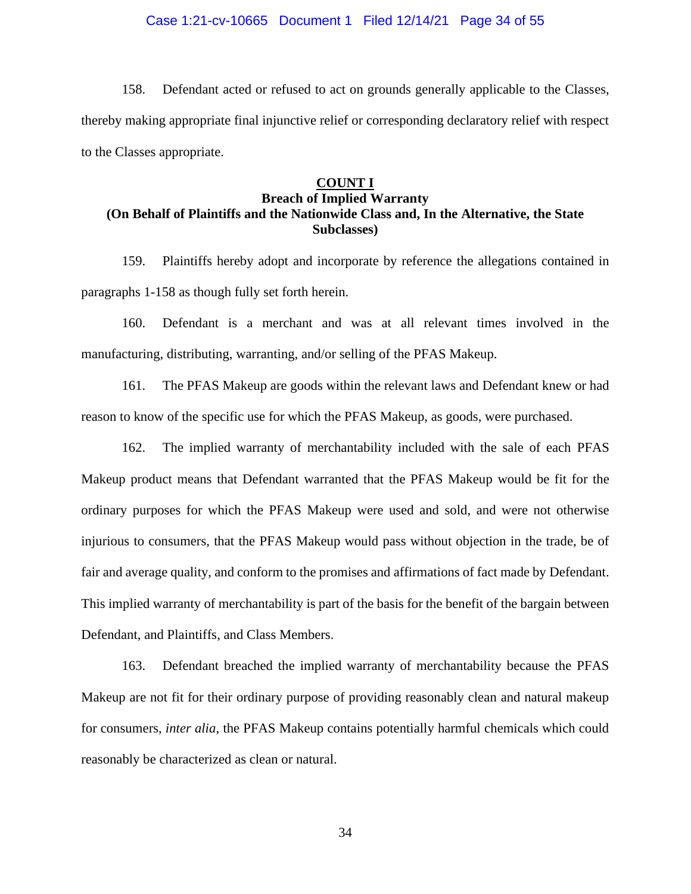158. Defendant acted or refused to act on grounds generally applicable to the Classes, thereby making appropriate final injunctive relief or corresponding declaratory relief with respect to the Classes appropriate.

## **COUNT I**
### **Breach of Implied Warranty**
### **(On Behalf of Plaintiffs and the Nationwide Class and, In the Alternative, the State Subclasses)**

159. Plaintiffs hereby adopt and incorporate by reference the allegations contained in paragraphs 1-158 as though fully set forth herein.

160. Defendant is a merchant and was at all relevant times involved in the manufacturing, distributing, warranting, and/or selling of the PFAS Makeup.

161. The PFAS Makeup are goods within the relevant laws and Defendant knew or had reason to know of the specific use for which the PFAS Makeup, as goods, were purchased.

162. The implied warranty of merchantability included with the sale of each PFAS Makeup product means that Defendant warranted that the PFAS Makeup would be fit for the ordinary purposes for which the PFAS Makeup were used and sold, and were not otherwise injurious to consumers, that the PFAS Makeup would pass without objection in the trade, be of fair and average quality, and conform to the promises and affirmations of fact made by Defendant. This implied warranty of merchantability is part of the basis for the benefit of the bargain between Defendant, and Plaintiffs, and Class Members.

163. Defendant breached the implied warranty of merchantability because the PFAS Makeup are not fit for their ordinary purpose of providing reasonably clean and natural makeup for consumers, *inter alia*, the PFAS Makeup contains potentially harmful chemicals which could reasonably be characterized as clean or natural.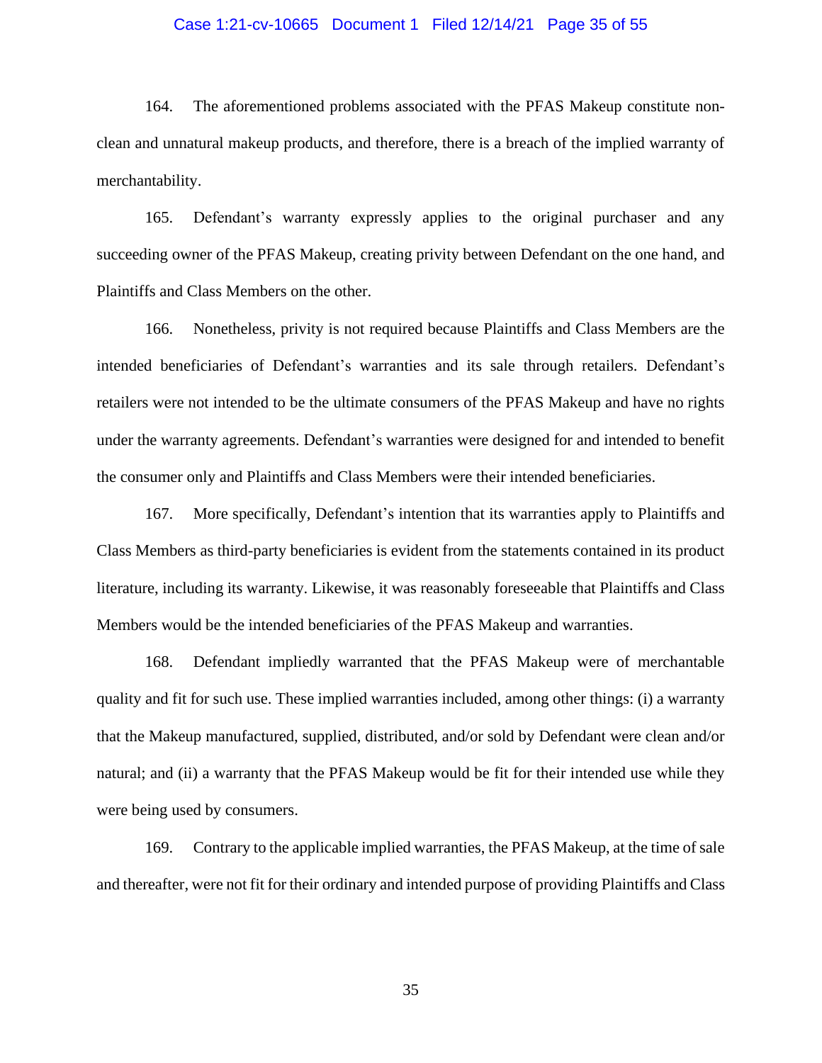164. The aforementioned problems associated with the PFAS Makeup constitute non-clean and unnatural makeup products, and therefore, there is a breach of the implied warranty of merchantability.

165. Defendant's warranty expressly applies to the original purchaser and any succeeding owner of the PFAS Makeup, creating privity between Defendant on the one hand, and Plaintiffs and Class Members on the other.

166. Nonetheless, privity is not required because Plaintiffs and Class Members are the intended beneficiaries of Defendant's warranties and its sale through retailers. Defendant's retailers were not intended to be the ultimate consumers of the PFAS Makeup and have no rights under the warranty agreements. Defendant's warranties were designed for and intended to benefit the consumer only and Plaintiffs and Class Members were their intended beneficiaries.

167. More specifically, Defendant's intention that its warranties apply to Plaintiffs and Class Members as third-party beneficiaries is evident from the statements contained in its product literature, including its warranty. Likewise, it was reasonably foreseeable that Plaintiffs and Class Members would be the intended beneficiaries of the PFAS Makeup and warranties.

168. Defendant impliedly warranted that the PFAS Makeup were of merchantable quality and fit for such use. These implied warranties included, among other things: (i) a warranty that the Makeup manufactured, supplied, distributed, and/or sold by Defendant were clean and/or natural; and (ii) a warranty that the PFAS Makeup would be fit for their intended use while they were being used by consumers.

169. Contrary to the applicable implied warranties, the PFAS Makeup, at the time of sale and thereafter, were not fit for their ordinary and intended purpose of providing Plaintiffs and Class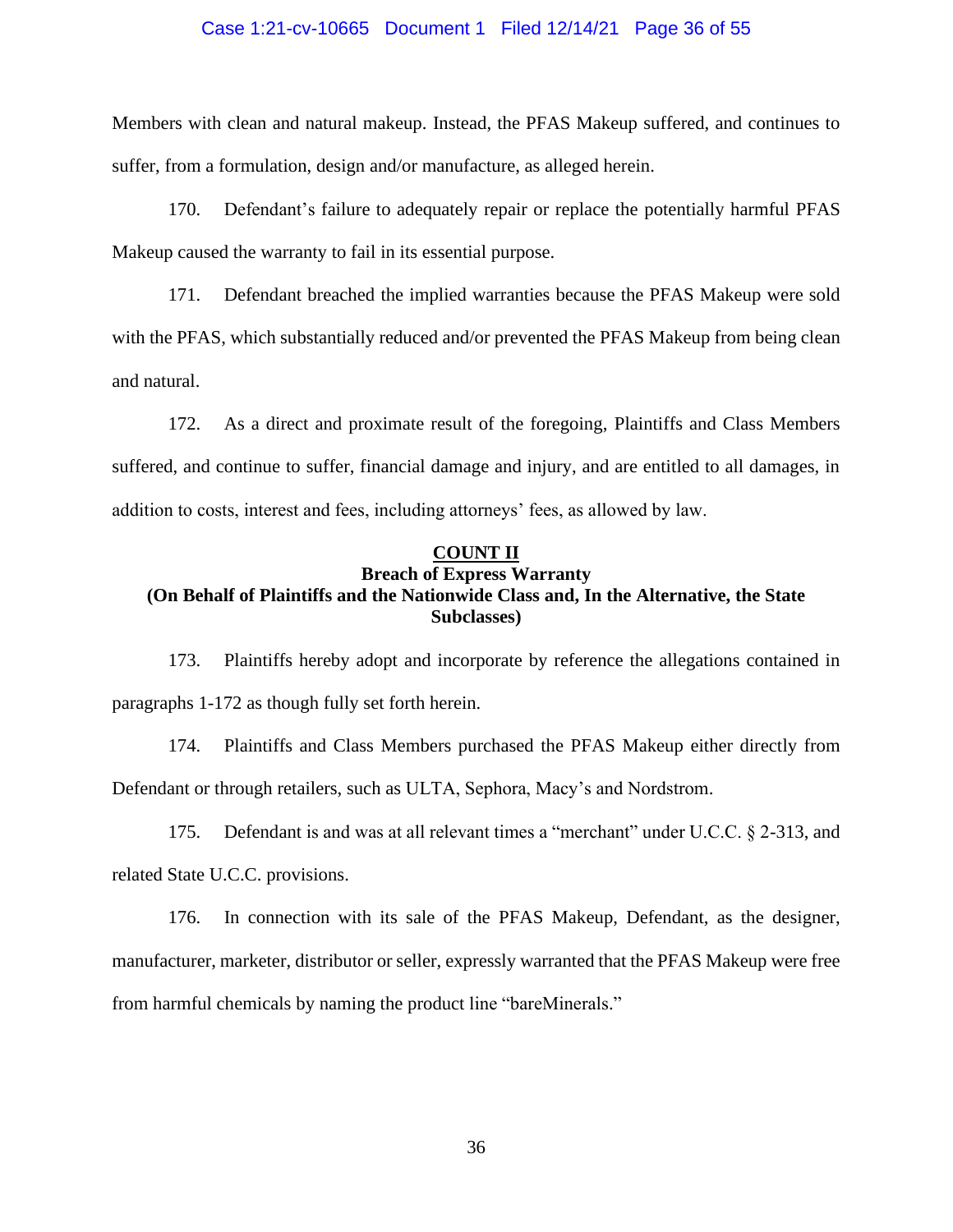Members with clean and natural makeup. Instead, the PFAS Makeup suffered, and continues to suffer, from a formulation, design and/or manufacture, as alleged herein.

170. Defendant's failure to adequately repair or replace the potentially harmful PFAS Makeup caused the warranty to fail in its essential purpose.

171. Defendant breached the implied warranties because the PFAS Makeup were sold with the PFAS, which substantially reduced and/or prevented the PFAS Makeup from being clean and natural.

172. As a direct and proximate result of the foregoing, Plaintiffs and Class Members suffered, and continue to suffer, financial damage and injury, and are entitled to all damages, in addition to costs, interest and fees, including attorneys' fees, as allowed by law.

**<u>COUNT II</u>**
**Breach of Express Warranty**
**(On Behalf of Plaintiffs and the Nationwide Class and, In the Alternative, the State Subclasses)**

173. Plaintiffs hereby adopt and incorporate by reference the allegations contained in paragraphs 1-172 as though fully set forth herein.

174. Plaintiffs and Class Members purchased the PFAS Makeup either directly from Defendant or through retailers, such as ULTA, Sephora, Macy's and Nordstrom.

175. Defendant is and was at all relevant times a "merchant" under U.C.C. § 2-313, and related State U.C.C. provisions.

176. In connection with its sale of the PFAS Makeup, Defendant, as the designer, manufacturer, marketer, distributor or seller, expressly warranted that the PFAS Makeup were free from harmful chemicals by naming the product line "bareMinerals."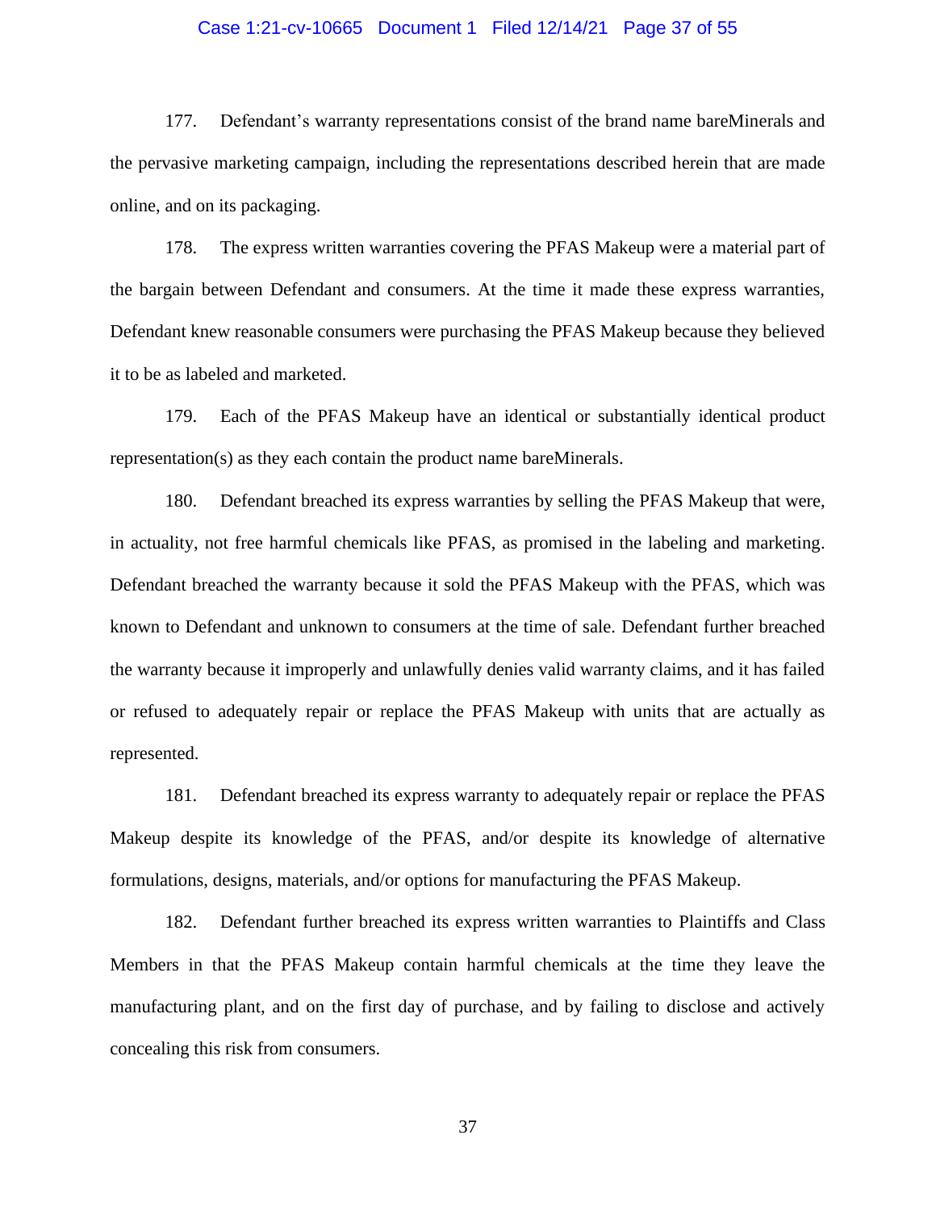177. Defendant's warranty representations consist of the brand name bareMinerals and the pervasive marketing campaign, including the representations described herein that are made online, and on its packaging.

178. The express written warranties covering the PFAS Makeup were a material part of the bargain between Defendant and consumers. At the time it made these express warranties, Defendant knew reasonable consumers were purchasing the PFAS Makeup because they believed it to be as labeled and marketed.

179. Each of the PFAS Makeup have an identical or substantially identical product representation(s) as they each contain the product name bareMinerals.

180. Defendant breached its express warranties by selling the PFAS Makeup that were, in actuality, not free harmful chemicals like PFAS, as promised in the labeling and marketing. Defendant breached the warranty because it sold the PFAS Makeup with the PFAS, which was known to Defendant and unknown to consumers at the time of sale. Defendant further breached the warranty because it improperly and unlawfully denies valid warranty claims, and it has failed or refused to adequately repair or replace the PFAS Makeup with units that are actually as represented.

181. Defendant breached its express warranty to adequately repair or replace the PFAS Makeup despite its knowledge of the PFAS, and/or despite its knowledge of alternative formulations, designs, materials, and/or options for manufacturing the PFAS Makeup.

182. Defendant further breached its express written warranties to Plaintiffs and Class Members in that the PFAS Makeup contain harmful chemicals at the time they leave the manufacturing plant, and on the first day of purchase, and by failing to disclose and actively concealing this risk from consumers.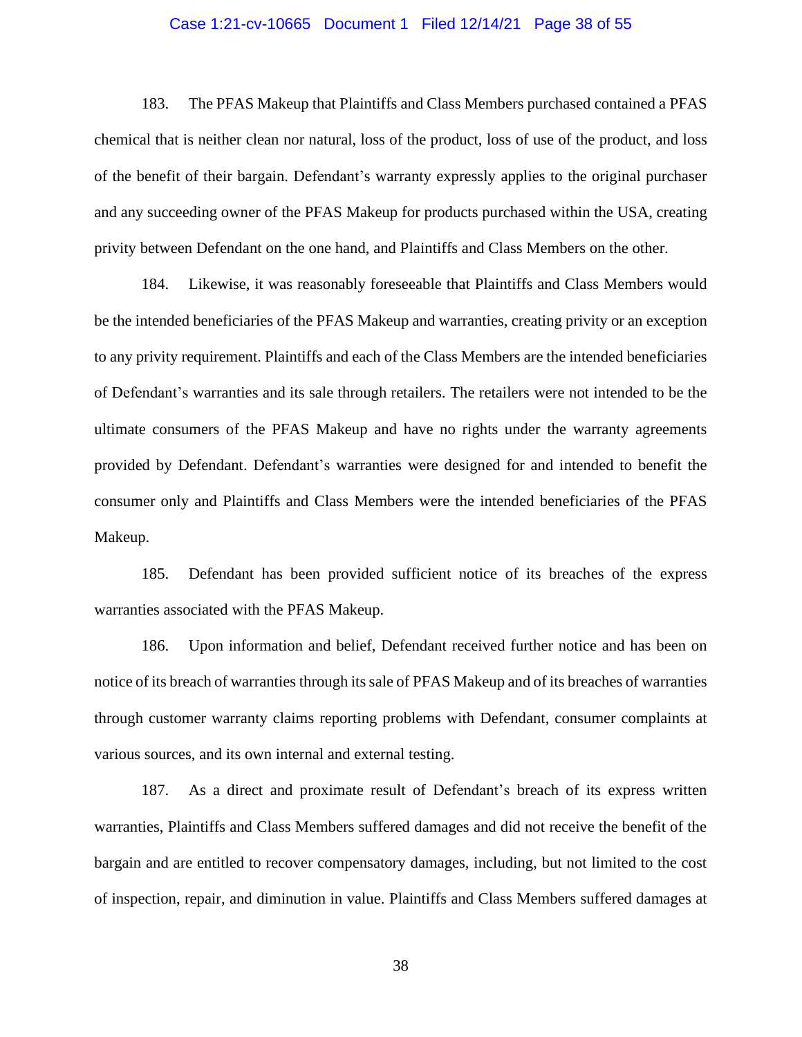183. The PFAS Makeup that Plaintiffs and Class Members purchased contained a PFAS chemical that is neither clean nor natural, loss of the product, loss of use of the product, and loss of the benefit of their bargain. Defendant's warranty expressly applies to the original purchaser and any succeeding owner of the PFAS Makeup for products purchased within the USA, creating privity between Defendant on the one hand, and Plaintiffs and Class Members on the other.

184. Likewise, it was reasonably foreseeable that Plaintiffs and Class Members would be the intended beneficiaries of the PFAS Makeup and warranties, creating privity or an exception to any privity requirement. Plaintiffs and each of the Class Members are the intended beneficiaries of Defendant's warranties and its sale through retailers. The retailers were not intended to be the ultimate consumers of the PFAS Makeup and have no rights under the warranty agreements provided by Defendant. Defendant's warranties were designed for and intended to benefit the consumer only and Plaintiffs and Class Members were the intended beneficiaries of the PFAS Makeup.

185. Defendant has been provided sufficient notice of its breaches of the express warranties associated with the PFAS Makeup.

186. Upon information and belief, Defendant received further notice and has been on notice of its breach of warranties through its sale of PFAS Makeup and of its breaches of warranties through customer warranty claims reporting problems with Defendant, consumer complaints at various sources, and its own internal and external testing.

187. As a direct and proximate result of Defendant's breach of its express written warranties, Plaintiffs and Class Members suffered damages and did not receive the benefit of the bargain and are entitled to recover compensatory damages, including, but not limited to the cost of inspection, repair, and diminution in value. Plaintiffs and Class Members suffered damages at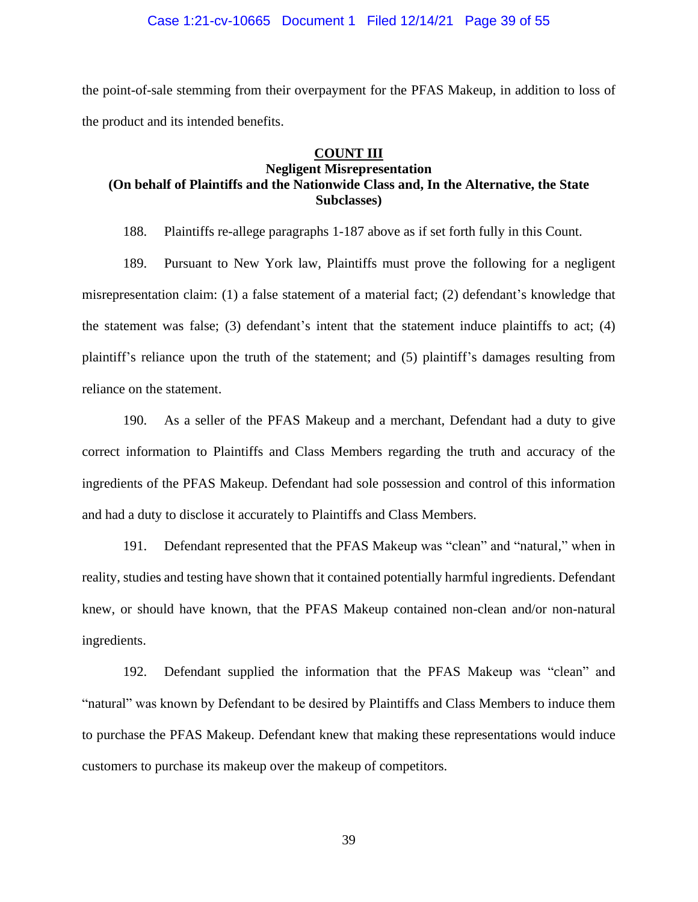the point-of-sale stemming from their overpayment for the PFAS Makeup, in addition to loss of the product and its intended benefits.

**COUNT III**
**Negligent Misrepresentation**
**(On behalf of Plaintiffs and the Nationwide Class and, In the Alternative, the State Subclasses)**

188. Plaintiffs re-allege paragraphs 1-187 above as if set forth fully in this Count.

189. Pursuant to New York law, Plaintiffs must prove the following for a negligent misrepresentation claim: (1) a false statement of a material fact; (2) defendant's knowledge that the statement was false; (3) defendant's intent that the statement induce plaintiffs to act; (4) plaintiff's reliance upon the truth of the statement; and (5) plaintiff's damages resulting from reliance on the statement.

190. As a seller of the PFAS Makeup and a merchant, Defendant had a duty to give correct information to Plaintiffs and Class Members regarding the truth and accuracy of the ingredients of the PFAS Makeup. Defendant had sole possession and control of this information and had a duty to disclose it accurately to Plaintiffs and Class Members.

191. Defendant represented that the PFAS Makeup was "clean" and "natural," when in reality, studies and testing have shown that it contained potentially harmful ingredients. Defendant knew, or should have known, that the PFAS Makeup contained non-clean and/or non-natural ingredients.

192. Defendant supplied the information that the PFAS Makeup was "clean" and "natural" was known by Defendant to be desired by Plaintiffs and Class Members to induce them to purchase the PFAS Makeup. Defendant knew that making these representations would induce customers to purchase its makeup over the makeup of competitors.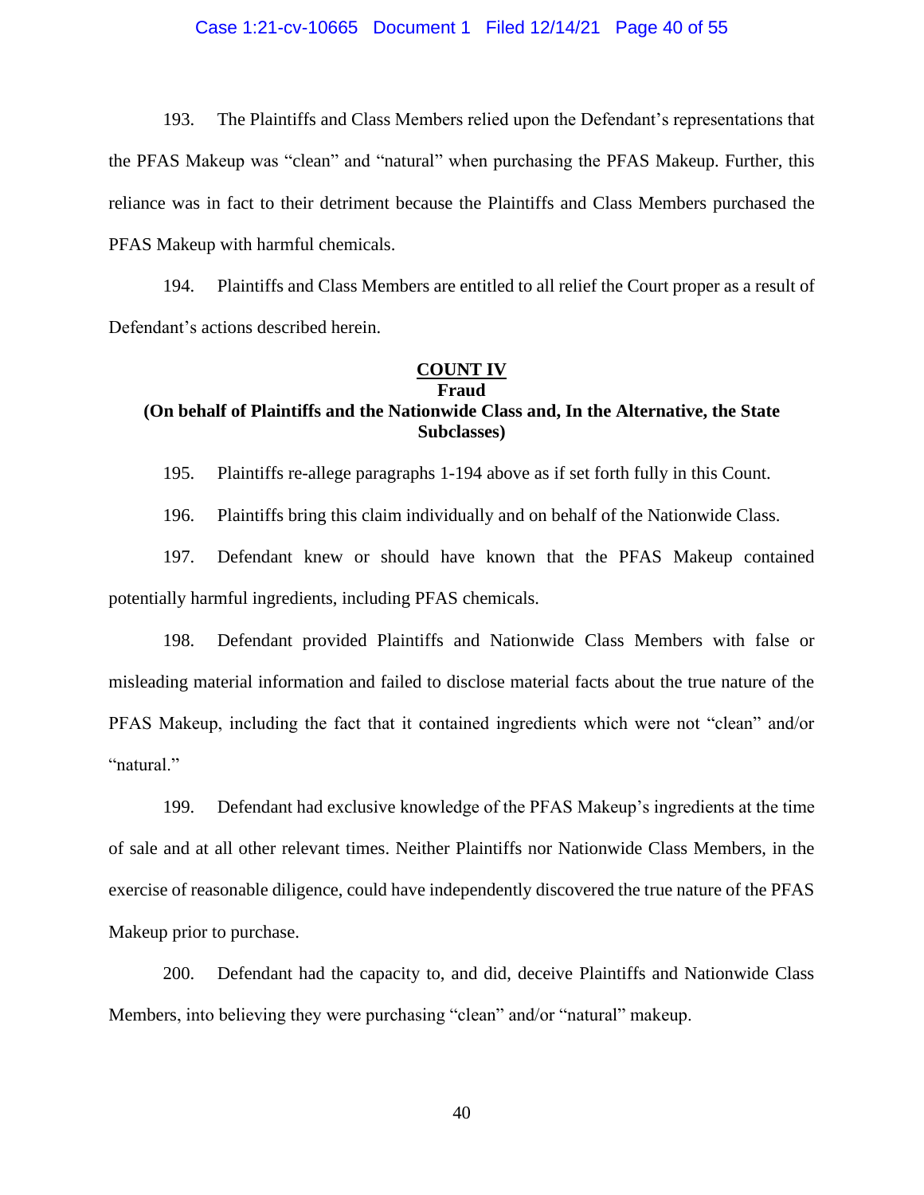193. The Plaintiffs and Class Members relied upon the Defendant's representations that the PFAS Makeup was "clean" and "natural" when purchasing the PFAS Makeup. Further, this reliance was in fact to their detriment because the Plaintiffs and Class Members purchased the PFAS Makeup with harmful chemicals.

194. Plaintiffs and Class Members are entitled to all relief the Court proper as a result of Defendant's actions described herein.

**COUNT IV**
**Fraud**
**(On behalf of Plaintiffs and the Nationwide Class and, In the Alternative, the State Subclasses)**

195. Plaintiffs re-allege paragraphs 1-194 above as if set forth fully in this Count.

196. Plaintiffs bring this claim individually and on behalf of the Nationwide Class.

197. Defendant knew or should have known that the PFAS Makeup contained potentially harmful ingredients, including PFAS chemicals.

198. Defendant provided Plaintiffs and Nationwide Class Members with false or misleading material information and failed to disclose material facts about the true nature of the PFAS Makeup, including the fact that it contained ingredients which were not "clean" and/or "natural."

199. Defendant had exclusive knowledge of the PFAS Makeup's ingredients at the time of sale and at all other relevant times. Neither Plaintiffs nor Nationwide Class Members, in the exercise of reasonable diligence, could have independently discovered the true nature of the PFAS Makeup prior to purchase.

200. Defendant had the capacity to, and did, deceive Plaintiffs and Nationwide Class Members, into believing they were purchasing "clean" and/or "natural" makeup.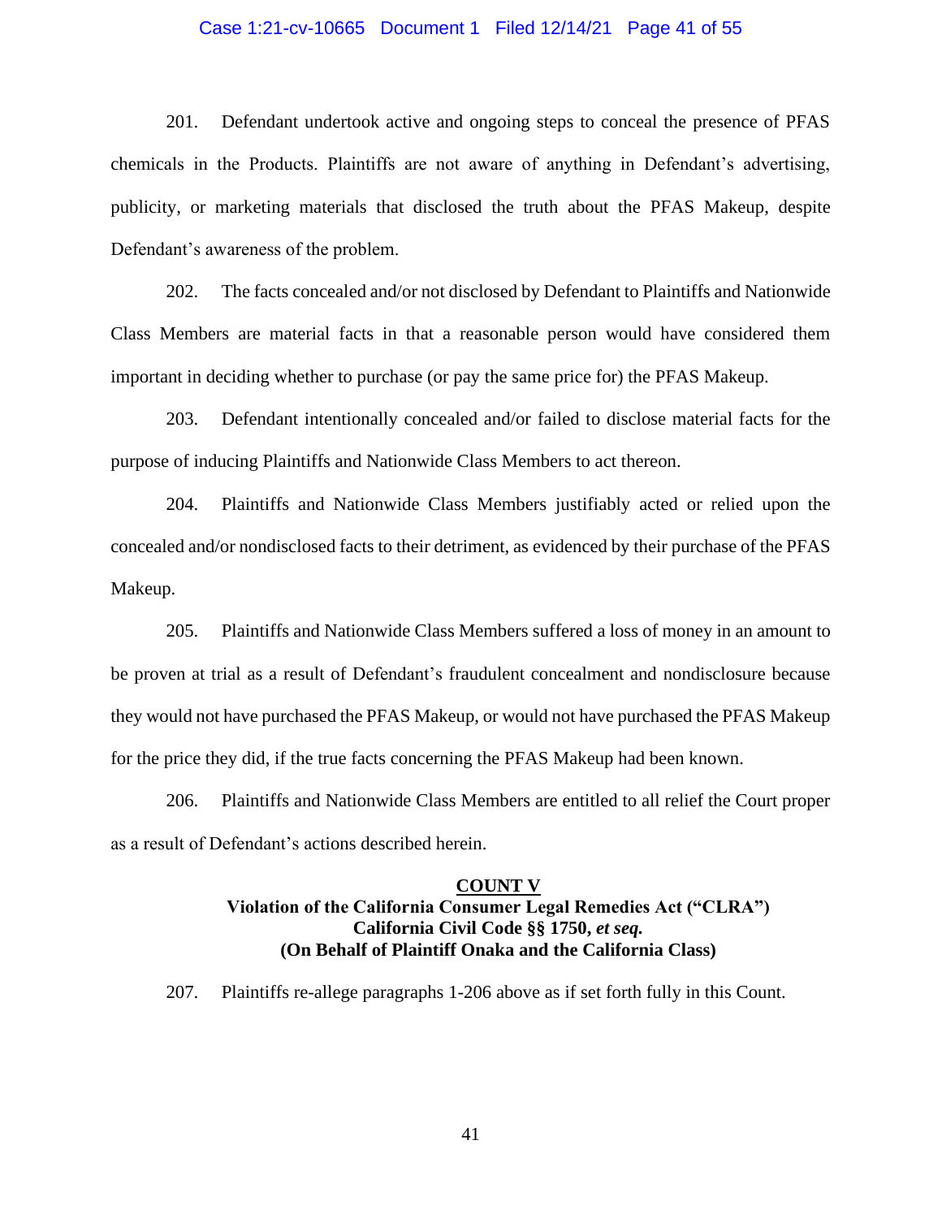201. Defendant undertook active and ongoing steps to conceal the presence of PFAS chemicals in the Products. Plaintiffs are not aware of anything in Defendant's advertising, publicity, or marketing materials that disclosed the truth about the PFAS Makeup, despite Defendant's awareness of the problem.

202. The facts concealed and/or not disclosed by Defendant to Plaintiffs and Nationwide Class Members are material facts in that a reasonable person would have considered them important in deciding whether to purchase (or pay the same price for) the PFAS Makeup.

203. Defendant intentionally concealed and/or failed to disclose material facts for the purpose of inducing Plaintiffs and Nationwide Class Members to act thereon.

204. Plaintiffs and Nationwide Class Members justifiably acted or relied upon the concealed and/or nondisclosed facts to their detriment, as evidenced by their purchase of the PFAS Makeup.

205. Plaintiffs and Nationwide Class Members suffered a loss of money in an amount to be proven at trial as a result of Defendant's fraudulent concealment and nondisclosure because they would not have purchased the PFAS Makeup, or would not have purchased the PFAS Makeup for the price they did, if the true facts concerning the PFAS Makeup had been known.

206. Plaintiffs and Nationwide Class Members are entitled to all relief the Court proper as a result of Defendant's actions described herein.

**COUNT V**
**Violation of the California Consumer Legal Remedies Act ("CLRA")**
**California Civil Code §§ 1750, *et seq.***
**(On Behalf of Plaintiff Onaka and the California Class)**

207. Plaintiffs re-allege paragraphs 1-206 above as if set forth fully in this Count.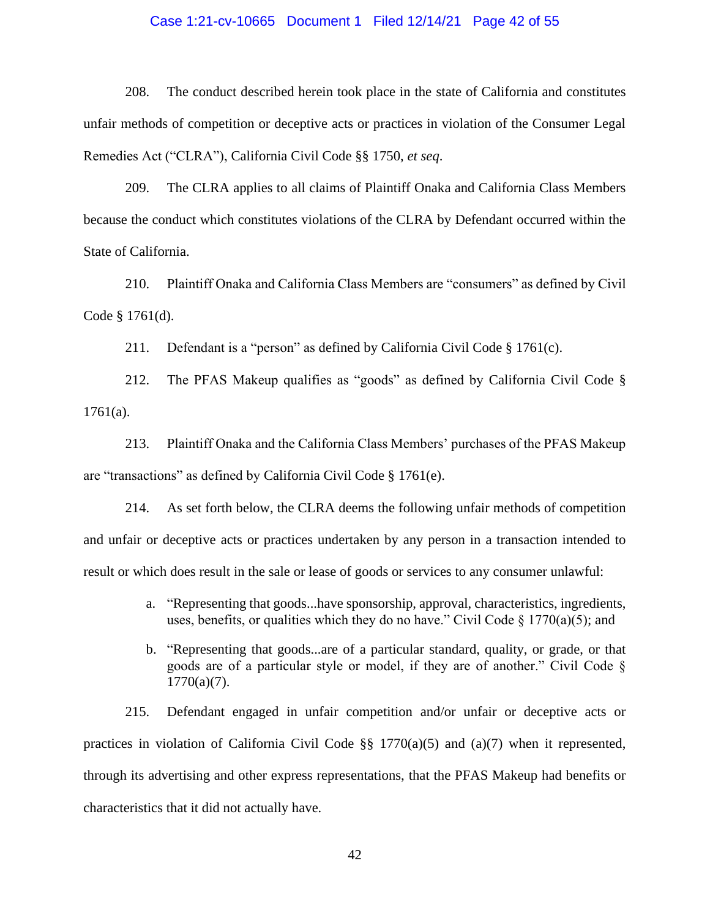208. The conduct described herein took place in the state of California and constitutes unfair methods of competition or deceptive acts or practices in violation of the Consumer Legal Remedies Act ("CLRA"), California Civil Code §§ 1750, *et seq*.

209. The CLRA applies to all claims of Plaintiff Onaka and California Class Members because the conduct which constitutes violations of the CLRA by Defendant occurred within the State of California.

210. Plaintiff Onaka and California Class Members are "consumers" as defined by Civil Code § 1761(d).

211. Defendant is a "person" as defined by California Civil Code § 1761(c).

212. The PFAS Makeup qualifies as "goods" as defined by California Civil Code § 1761(a).

213. Plaintiff Onaka and the California Class Members' purchases of the PFAS Makeup are "transactions" as defined by California Civil Code § 1761(e).

214. As set forth below, the CLRA deems the following unfair methods of competition and unfair or deceptive acts or practices undertaken by any person in a transaction intended to result or which does result in the sale or lease of goods or services to any consumer unlawful:

a. "Representing that goods...have sponsorship, approval, characteristics, ingredients, uses, benefits, or qualities which they do no have." Civil Code § 1770(a)(5); and

b. "Representing that goods...are of a particular standard, quality, or grade, or that goods are of a particular style or model, if they are of another." Civil Code § 1770(a)(7).

215. Defendant engaged in unfair competition and/or unfair or deceptive acts or practices in violation of California Civil Code §§ 1770(a)(5) and (a)(7) when it represented, through its advertising and other express representations, that the PFAS Makeup had benefits or characteristics that it did not actually have.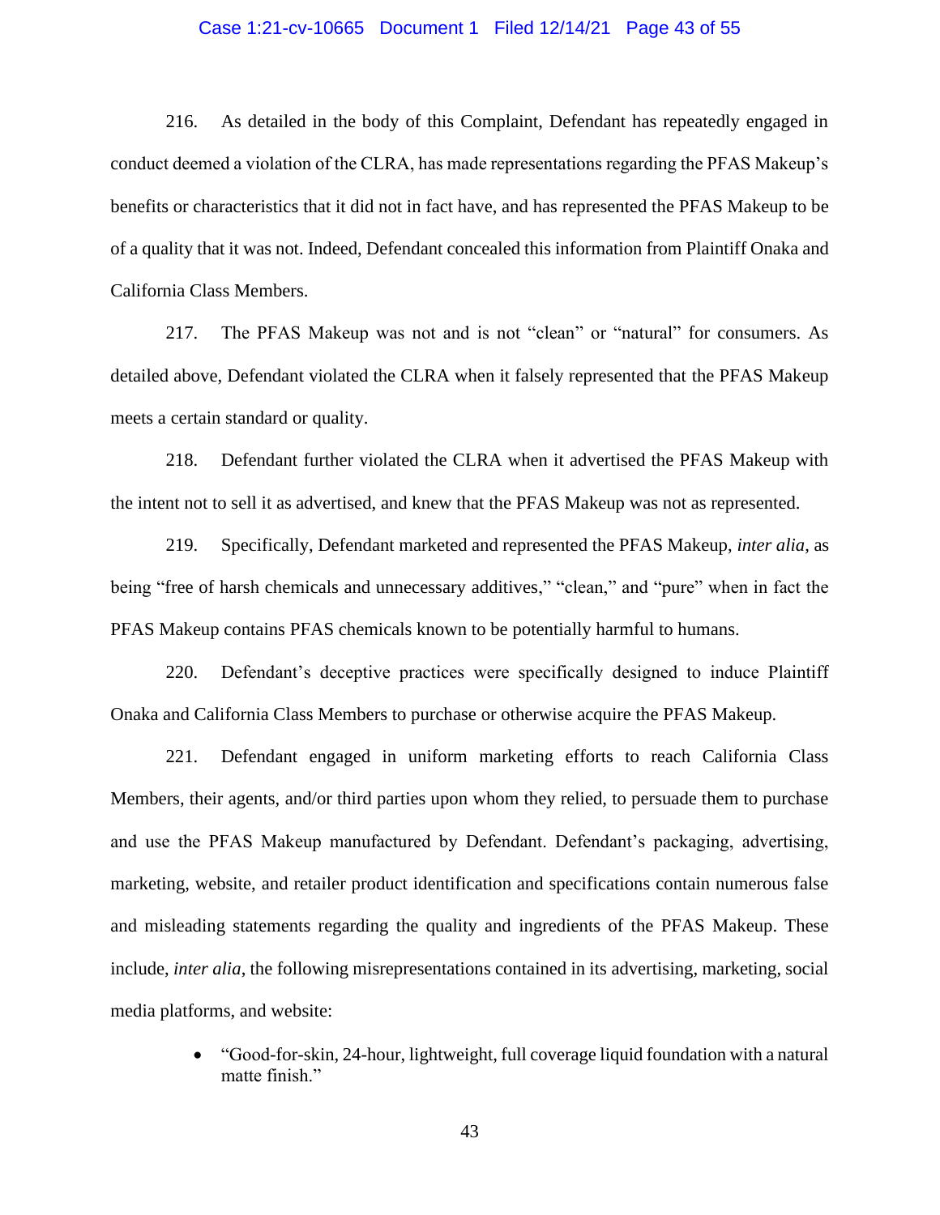216. As detailed in the body of this Complaint, Defendant has repeatedly engaged in conduct deemed a violation of the CLRA, has made representations regarding the PFAS Makeup's benefits or characteristics that it did not in fact have, and has represented the PFAS Makeup to be of a quality that it was not. Indeed, Defendant concealed this information from Plaintiff Onaka and California Class Members.

217. The PFAS Makeup was not and is not "clean" or "natural" for consumers. As detailed above, Defendant violated the CLRA when it falsely represented that the PFAS Makeup meets a certain standard or quality.

218. Defendant further violated the CLRA when it advertised the PFAS Makeup with the intent not to sell it as advertised, and knew that the PFAS Makeup was not as represented.

219. Specifically, Defendant marketed and represented the PFAS Makeup, *inter alia*, as being "free of harsh chemicals and unnecessary additives," "clean," and "pure" when in fact the PFAS Makeup contains PFAS chemicals known to be potentially harmful to humans.

220. Defendant's deceptive practices were specifically designed to induce Plaintiff Onaka and California Class Members to purchase or otherwise acquire the PFAS Makeup.

221. Defendant engaged in uniform marketing efforts to reach California Class Members, their agents, and/or third parties upon whom they relied, to persuade them to purchase and use the PFAS Makeup manufactured by Defendant. Defendant's packaging, advertising, marketing, website, and retailer product identification and specifications contain numerous false and misleading statements regarding the quality and ingredients of the PFAS Makeup. These include, *inter alia*, the following misrepresentations contained in its advertising, marketing, social media platforms, and website:

- "Good-for-skin, 24-hour, lightweight, full coverage liquid foundation with a natural matte finish."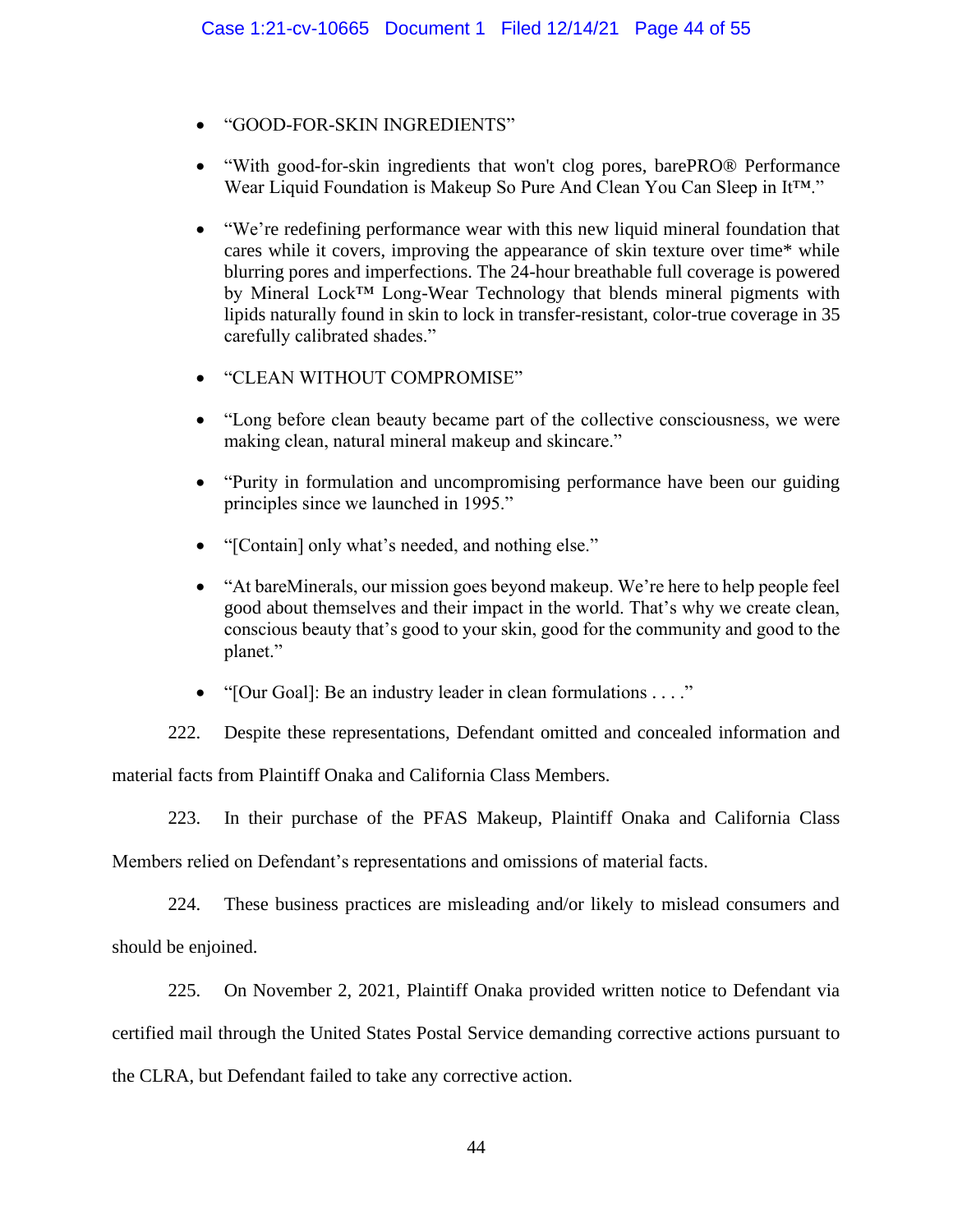- "GOOD-FOR-SKIN INGREDIENTS"

- "With good-for-skin ingredients that won't clog pores, barePRO® Performance Wear Liquid Foundation is Makeup So Pure And Clean You Can Sleep in It™."

- "We're redefining performance wear with this new liquid mineral foundation that cares while it covers, improving the appearance of skin texture over time* while blurring pores and imperfections. The 24-hour breathable full coverage is powered by Mineral Lock™ Long-Wear Technology that blends mineral pigments with lipids naturally found in skin to lock in transfer-resistant, color-true coverage in 35 carefully calibrated shades."

- "CLEAN WITHOUT COMPROMISE"

- "Long before clean beauty became part of the collective consciousness, we were making clean, natural mineral makeup and skincare."

- "Purity in formulation and uncompromising performance have been our guiding principles since we launched in 1995."

- "[Contain] only what's needed, and nothing else."

- "At bareMinerals, our mission goes beyond makeup. We're here to help people feel good about themselves and their impact in the world. That's why we create clean, conscious beauty that's good to your skin, good for the community and good to the planet."

- "[Our Goal]: Be an industry leader in clean formulations . . . ."

222. Despite these representations, Defendant omitted and concealed information and material facts from Plaintiff Onaka and California Class Members.

223. In their purchase of the PFAS Makeup, Plaintiff Onaka and California Class Members relied on Defendant's representations and omissions of material facts.

224. These business practices are misleading and/or likely to mislead consumers and should be enjoined.

225. On November 2, 2021, Plaintiff Onaka provided written notice to Defendant via certified mail through the United States Postal Service demanding corrective actions pursuant to the CLRA, but Defendant failed to take any corrective action.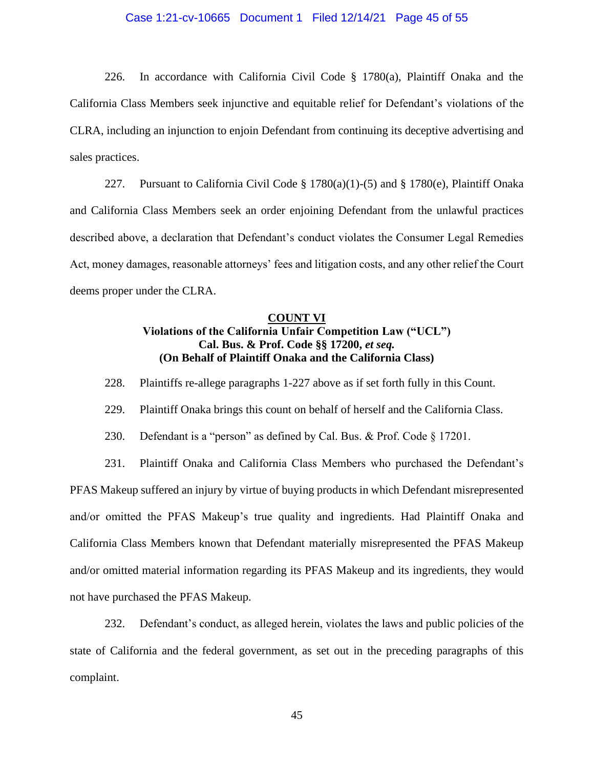226. In accordance with California Civil Code § 1780(a), Plaintiff Onaka and the California Class Members seek injunctive and equitable relief for Defendant's violations of the CLRA, including an injunction to enjoin Defendant from continuing its deceptive advertising and sales practices.

227. Pursuant to California Civil Code § 1780(a)(1)-(5) and § 1780(e), Plaintiff Onaka and California Class Members seek an order enjoining Defendant from the unlawful practices described above, a declaration that Defendant's conduct violates the Consumer Legal Remedies Act, money damages, reasonable attorneys' fees and litigation costs, and any other relief the Court deems proper under the CLRA.

**COUNT VI**
**Violations of the California Unfair Competition Law ("UCL")**
**Cal. Bus. & Prof. Code §§ 17200, *et seq.***
**(On Behalf of Plaintiff Onaka and the California Class)**

228. Plaintiffs re-allege paragraphs 1-227 above as if set forth fully in this Count.

229. Plaintiff Onaka brings this count on behalf of herself and the California Class.

230. Defendant is a "person" as defined by Cal. Bus. & Prof. Code § 17201.

231. Plaintiff Onaka and California Class Members who purchased the Defendant's PFAS Makeup suffered an injury by virtue of buying products in which Defendant misrepresented and/or omitted the PFAS Makeup's true quality and ingredients. Had Plaintiff Onaka and California Class Members known that Defendant materially misrepresented the PFAS Makeup and/or omitted material information regarding its PFAS Makeup and its ingredients, they would not have purchased the PFAS Makeup.

232. Defendant's conduct, as alleged herein, violates the laws and public policies of the state of California and the federal government, as set out in the preceding paragraphs of this complaint.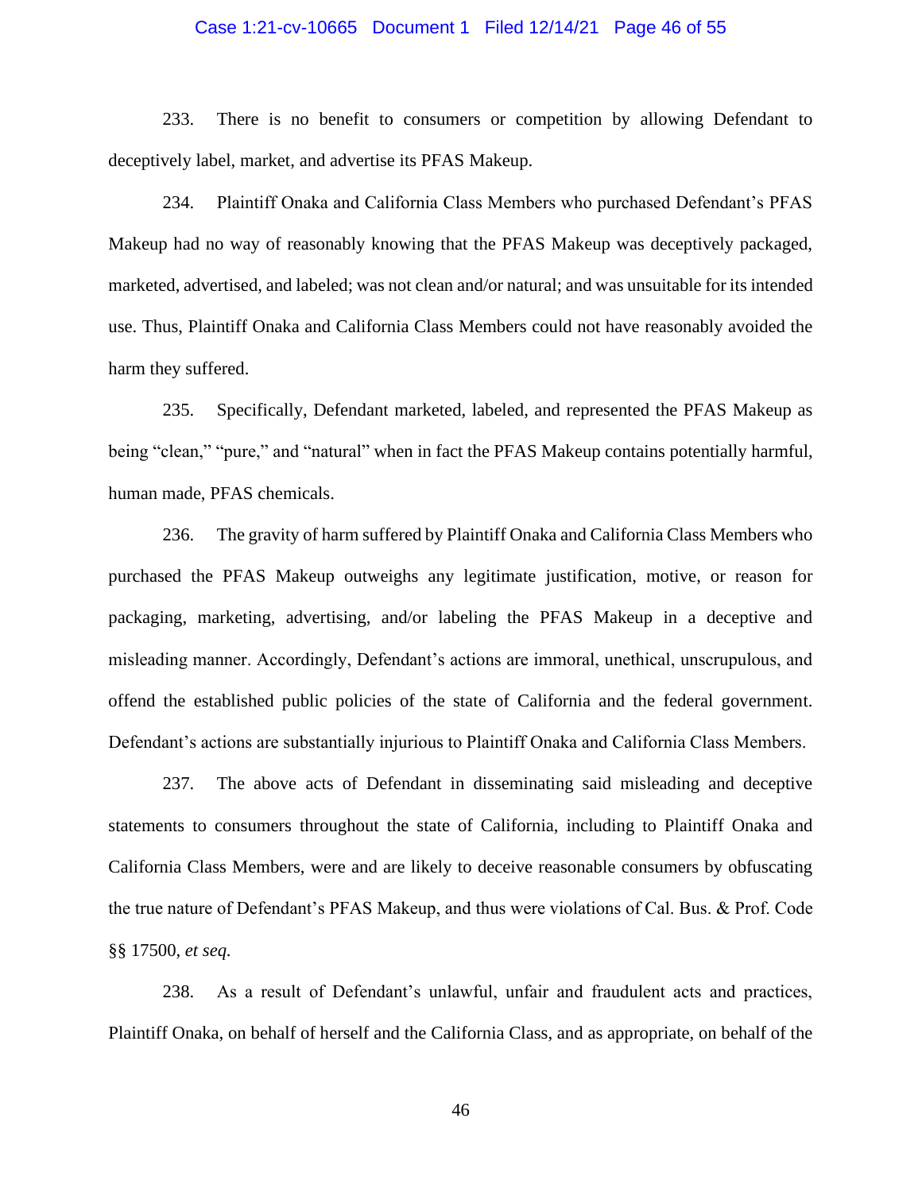233. There is no benefit to consumers or competition by allowing Defendant to deceptively label, market, and advertise its PFAS Makeup.

234. Plaintiff Onaka and California Class Members who purchased Defendant's PFAS Makeup had no way of reasonably knowing that the PFAS Makeup was deceptively packaged, marketed, advertised, and labeled; was not clean and/or natural; and was unsuitable for its intended use. Thus, Plaintiff Onaka and California Class Members could not have reasonably avoided the harm they suffered.

235. Specifically, Defendant marketed, labeled, and represented the PFAS Makeup as being "clean," "pure," and "natural" when in fact the PFAS Makeup contains potentially harmful, human made, PFAS chemicals.

236. The gravity of harm suffered by Plaintiff Onaka and California Class Members who purchased the PFAS Makeup outweighs any legitimate justification, motive, or reason for packaging, marketing, advertising, and/or labeling the PFAS Makeup in a deceptive and misleading manner. Accordingly, Defendant's actions are immoral, unethical, unscrupulous, and offend the established public policies of the state of California and the federal government. Defendant's actions are substantially injurious to Plaintiff Onaka and California Class Members.

237. The above acts of Defendant in disseminating said misleading and deceptive statements to consumers throughout the state of California, including to Plaintiff Onaka and California Class Members, were and are likely to deceive reasonable consumers by obfuscating the true nature of Defendant's PFAS Makeup, and thus were violations of Cal. Bus. & Prof. Code §§ 17500, *et seq.*

238. As a result of Defendant's unlawful, unfair and fraudulent acts and practices, Plaintiff Onaka, on behalf of herself and the California Class, and as appropriate, on behalf of the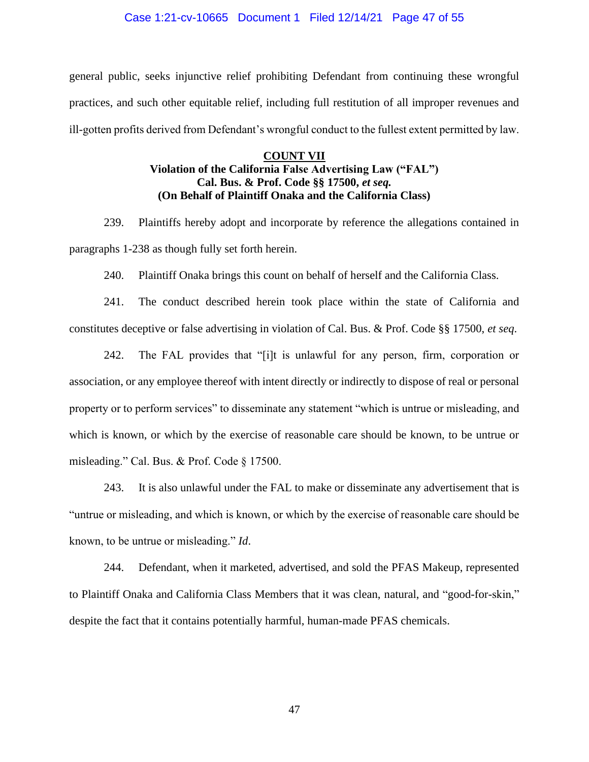general public, seeks injunctive relief prohibiting Defendant from continuing these wrongful practices, and such other equitable relief, including full restitution of all improper revenues and ill-gotten profits derived from Defendant's wrongful conduct to the fullest extent permitted by law.

## COUNT VII

### Violation of the California False Advertising Law ("FAL")
### Cal. Bus. & Prof. Code §§ 17500, *et seq.*
### (On Behalf of Plaintiff Onaka and the California Class)

239. Plaintiffs hereby adopt and incorporate by reference the allegations contained in paragraphs 1-238 as though fully set forth herein.

240. Plaintiff Onaka brings this count on behalf of herself and the California Class.

241. The conduct described herein took place within the state of California and constitutes deceptive or false advertising in violation of Cal. Bus. & Prof. Code §§ 17500, *et seq*.

242. The FAL provides that "[i]t is unlawful for any person, firm, corporation or association, or any employee thereof with intent directly or indirectly to dispose of real or personal property or to perform services" to disseminate any statement "which is untrue or misleading, and which is known, or which by the exercise of reasonable care should be known, to be untrue or misleading." Cal. Bus. & Prof. Code § 17500.

243. It is also unlawful under the FAL to make or disseminate any advertisement that is "untrue or misleading, and which is known, or which by the exercise of reasonable care should be known, to be untrue or misleading." *Id*.

244. Defendant, when it marketed, advertised, and sold the PFAS Makeup, represented to Plaintiff Onaka and California Class Members that it was clean, natural, and "good-for-skin," despite the fact that it contains potentially harmful, human-made PFAS chemicals.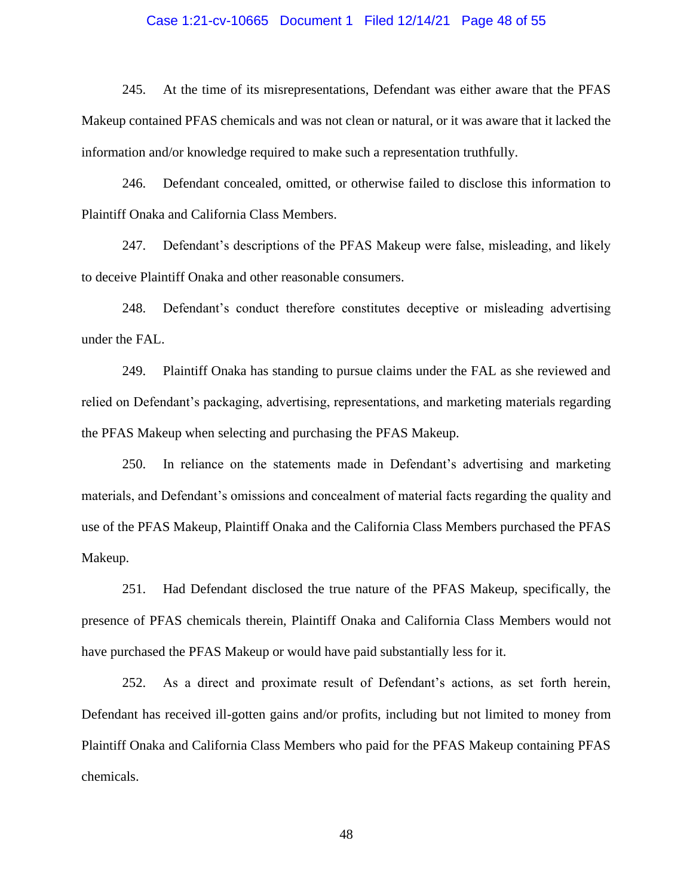245. At the time of its misrepresentations, Defendant was either aware that the PFAS Makeup contained PFAS chemicals and was not clean or natural, or it was aware that it lacked the information and/or knowledge required to make such a representation truthfully.

246. Defendant concealed, omitted, or otherwise failed to disclose this information to Plaintiff Onaka and California Class Members.

247. Defendant's descriptions of the PFAS Makeup were false, misleading, and likely to deceive Plaintiff Onaka and other reasonable consumers.

248. Defendant's conduct therefore constitutes deceptive or misleading advertising under the FAL.

249. Plaintiff Onaka has standing to pursue claims under the FAL as she reviewed and relied on Defendant's packaging, advertising, representations, and marketing materials regarding the PFAS Makeup when selecting and purchasing the PFAS Makeup.

250. In reliance on the statements made in Defendant's advertising and marketing materials, and Defendant's omissions and concealment of material facts regarding the quality and use of the PFAS Makeup, Plaintiff Onaka and the California Class Members purchased the PFAS Makeup.

251. Had Defendant disclosed the true nature of the PFAS Makeup, specifically, the presence of PFAS chemicals therein, Plaintiff Onaka and California Class Members would not have purchased the PFAS Makeup or would have paid substantially less for it.

252. As a direct and proximate result of Defendant's actions, as set forth herein, Defendant has received ill-gotten gains and/or profits, including but not limited to money from Plaintiff Onaka and California Class Members who paid for the PFAS Makeup containing PFAS chemicals.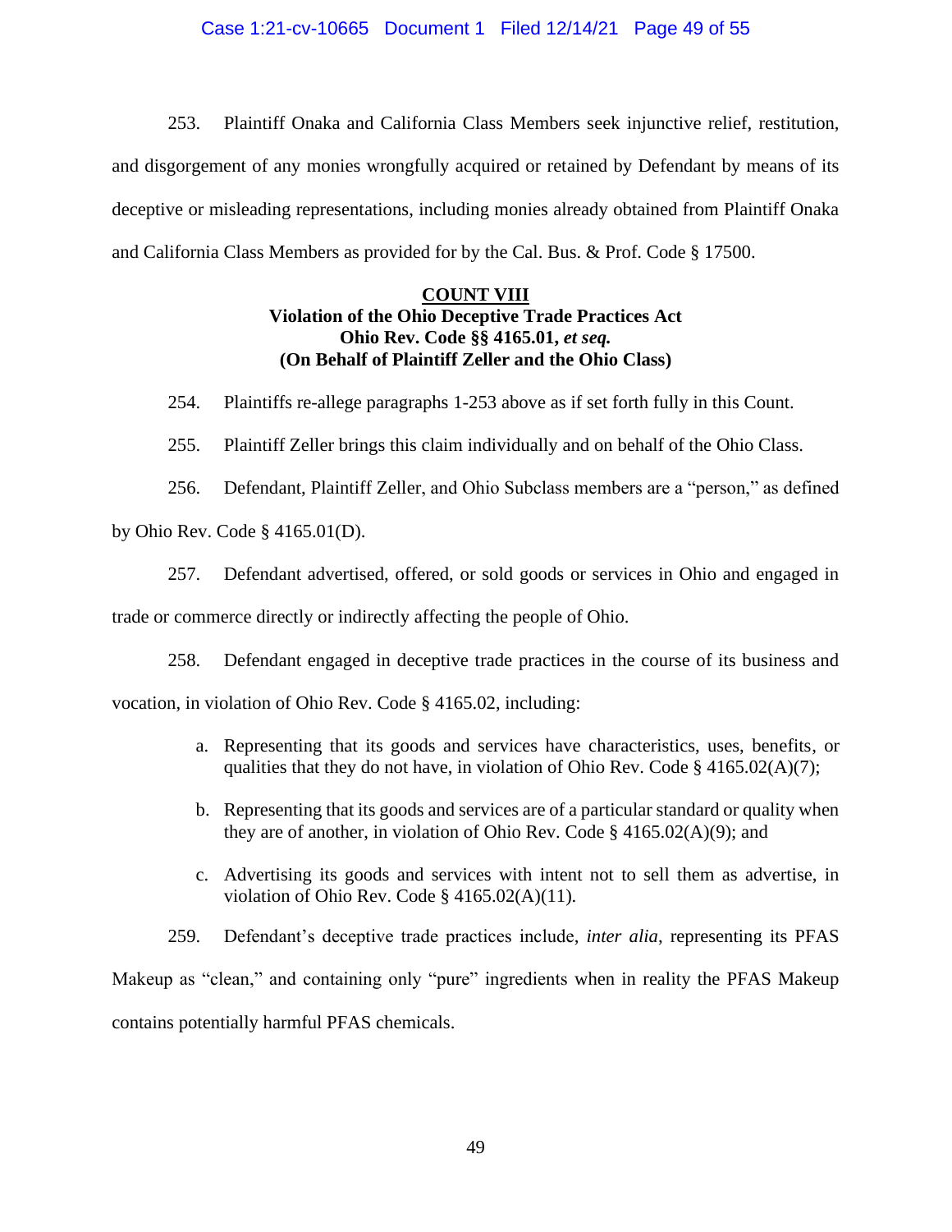253. Plaintiff Onaka and California Class Members seek injunctive relief, restitution, and disgorgement of any monies wrongfully acquired or retained by Defendant by means of its deceptive or misleading representations, including monies already obtained from Plaintiff Onaka and California Class Members as provided for by the Cal. Bus. & Prof. Code § 17500.

**COUNT VIII**
**Violation of the Ohio Deceptive Trade Practices Act**
**Ohio Rev. Code §§ 4165.01, *et seq.***
**(On Behalf of Plaintiff Zeller and the Ohio Class)**

254. Plaintiffs re-allege paragraphs 1-253 above as if set forth fully in this Count.

255. Plaintiff Zeller brings this claim individually and on behalf of the Ohio Class.

256. Defendant, Plaintiff Zeller, and Ohio Subclass members are a "person," as defined by Ohio Rev. Code § 4165.01(D).

257. Defendant advertised, offered, or sold goods or services in Ohio and engaged in trade or commerce directly or indirectly affecting the people of Ohio.

258. Defendant engaged in deceptive trade practices in the course of its business and vocation, in violation of Ohio Rev. Code § 4165.02, including:

a. Representing that its goods and services have characteristics, uses, benefits, or qualities that they do not have, in violation of Ohio Rev. Code § 4165.02(A)(7);

b. Representing that its goods and services are of a particular standard or quality when they are of another, in violation of Ohio Rev. Code § 4165.02(A)(9); and

c. Advertising its goods and services with intent not to sell them as advertise, in violation of Ohio Rev. Code § 4165.02(A)(11).

259. Defendant's deceptive trade practices include, *inter alia*, representing its PFAS Makeup as "clean," and containing only "pure" ingredients when in reality the PFAS Makeup contains potentially harmful PFAS chemicals.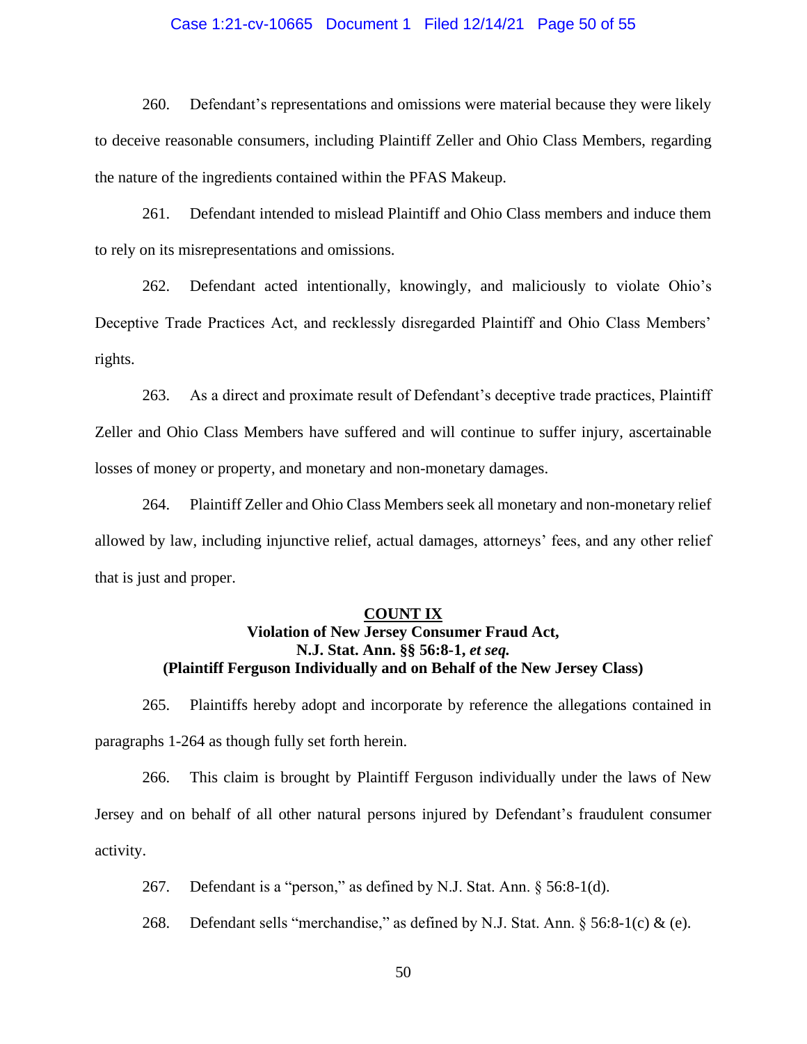260. Defendant's representations and omissions were material because they were likely to deceive reasonable consumers, including Plaintiff Zeller and Ohio Class Members, regarding the nature of the ingredients contained within the PFAS Makeup.

261. Defendant intended to mislead Plaintiff and Ohio Class members and induce them to rely on its misrepresentations and omissions.

262. Defendant acted intentionally, knowingly, and maliciously to violate Ohio's Deceptive Trade Practices Act, and recklessly disregarded Plaintiff and Ohio Class Members' rights.

263. As a direct and proximate result of Defendant's deceptive trade practices, Plaintiff Zeller and Ohio Class Members have suffered and will continue to suffer injury, ascertainable losses of money or property, and monetary and non-monetary damages.

264. Plaintiff Zeller and Ohio Class Members seek all monetary and non-monetary relief allowed by law, including injunctive relief, actual damages, attorneys' fees, and any other relief that is just and proper.

**COUNT IX**
**Violation of New Jersey Consumer Fraud Act,**
**N.J. Stat. Ann. §§ 56:8-1, *et seq.***
**(Plaintiff Ferguson Individually and on Behalf of the New Jersey Class)**

265. Plaintiffs hereby adopt and incorporate by reference the allegations contained in paragraphs 1-264 as though fully set forth herein.

266. This claim is brought by Plaintiff Ferguson individually under the laws of New Jersey and on behalf of all other natural persons injured by Defendant's fraudulent consumer activity.

267. Defendant is a "person," as defined by N.J. Stat. Ann. § 56:8-1(d).

268. Defendant sells "merchandise," as defined by N.J. Stat. Ann. § 56:8-1(c) & (e).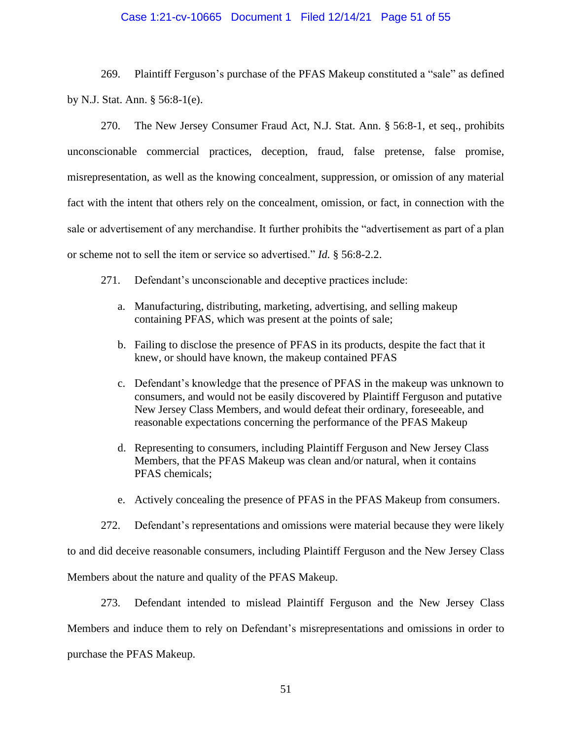269. Plaintiff Ferguson's purchase of the PFAS Makeup constituted a "sale" as defined by N.J. Stat. Ann. § 56:8-1(e).

270. The New Jersey Consumer Fraud Act, N.J. Stat. Ann. § 56:8-1, et seq., prohibits unconscionable commercial practices, deception, fraud, false pretense, false promise, misrepresentation, as well as the knowing concealment, suppression, or omission of any material fact with the intent that others rely on the concealment, omission, or fact, in connection with the sale or advertisement of any merchandise. It further prohibits the "advertisement as part of a plan or scheme not to sell the item or service so advertised." *Id.* § 56:8-2.2.

271. Defendant's unconscionable and deceptive practices include:

a. Manufacturing, distributing, marketing, advertising, and selling makeup containing PFAS, which was present at the points of sale;

b. Failing to disclose the presence of PFAS in its products, despite the fact that it knew, or should have known, the makeup contained PFAS

c. Defendant's knowledge that the presence of PFAS in the makeup was unknown to consumers, and would not be easily discovered by Plaintiff Ferguson and putative New Jersey Class Members, and would defeat their ordinary, foreseeable, and reasonable expectations concerning the performance of the PFAS Makeup

d. Representing to consumers, including Plaintiff Ferguson and New Jersey Class Members, that the PFAS Makeup was clean and/or natural, when it contains PFAS chemicals;

e. Actively concealing the presence of PFAS in the PFAS Makeup from consumers.

272. Defendant's representations and omissions were material because they were likely to and did deceive reasonable consumers, including Plaintiff Ferguson and the New Jersey Class Members about the nature and quality of the PFAS Makeup.

273. Defendant intended to mislead Plaintiff Ferguson and the New Jersey Class Members and induce them to rely on Defendant's misrepresentations and omissions in order to purchase the PFAS Makeup.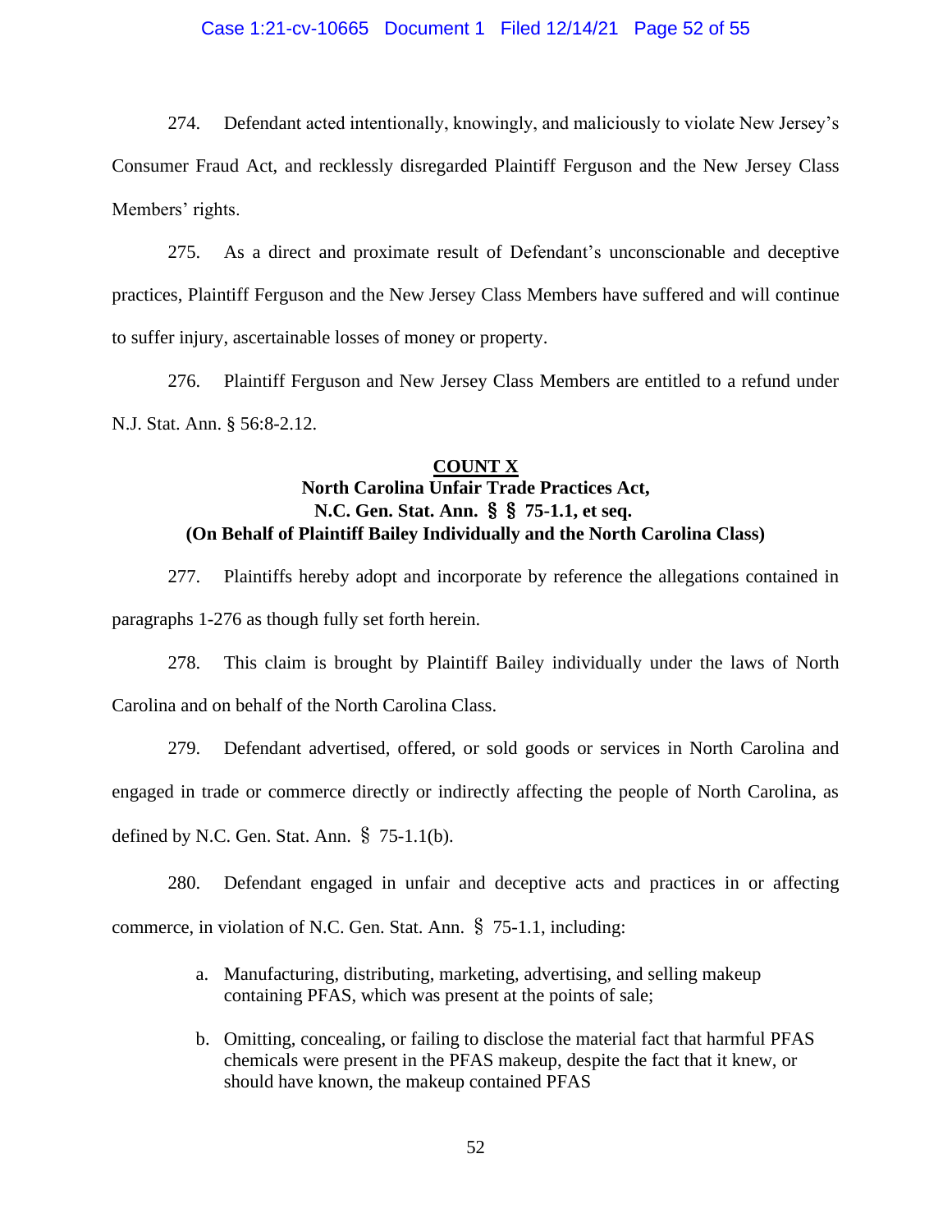274. Defendant acted intentionally, knowingly, and maliciously to violate New Jersey's Consumer Fraud Act, and recklessly disregarded Plaintiff Ferguson and the New Jersey Class Members' rights.

275. As a direct and proximate result of Defendant's unconscionable and deceptive practices, Plaintiff Ferguson and the New Jersey Class Members have suffered and will continue to suffer injury, ascertainable losses of money or property.

276. Plaintiff Ferguson and New Jersey Class Members are entitled to a refund under N.J. Stat. Ann. § 56:8-2.12.

**COUNT X**
**North Carolina Unfair Trade Practices Act,**
**N.C. Gen. Stat. Ann. §§ 75-1.1, et seq.**
**(On Behalf of Plaintiff Bailey Individually and the North Carolina Class)**

277. Plaintiffs hereby adopt and incorporate by reference the allegations contained in paragraphs 1-276 as though fully set forth herein.

278. This claim is brought by Plaintiff Bailey individually under the laws of North Carolina and on behalf of the North Carolina Class.

279. Defendant advertised, offered, or sold goods or services in North Carolina and engaged in trade or commerce directly or indirectly affecting the people of North Carolina, as defined by N.C. Gen. Stat. Ann. § 75-1.1(b).

280. Defendant engaged in unfair and deceptive acts and practices in or affecting commerce, in violation of N.C. Gen. Stat. Ann. § 75-1.1, including:

a. Manufacturing, distributing, marketing, advertising, and selling makeup containing PFAS, which was present at the points of sale;

b. Omitting, concealing, or failing to disclose the material fact that harmful PFAS chemicals were present in the PFAS makeup, despite the fact that it knew, or should have known, the makeup contained PFAS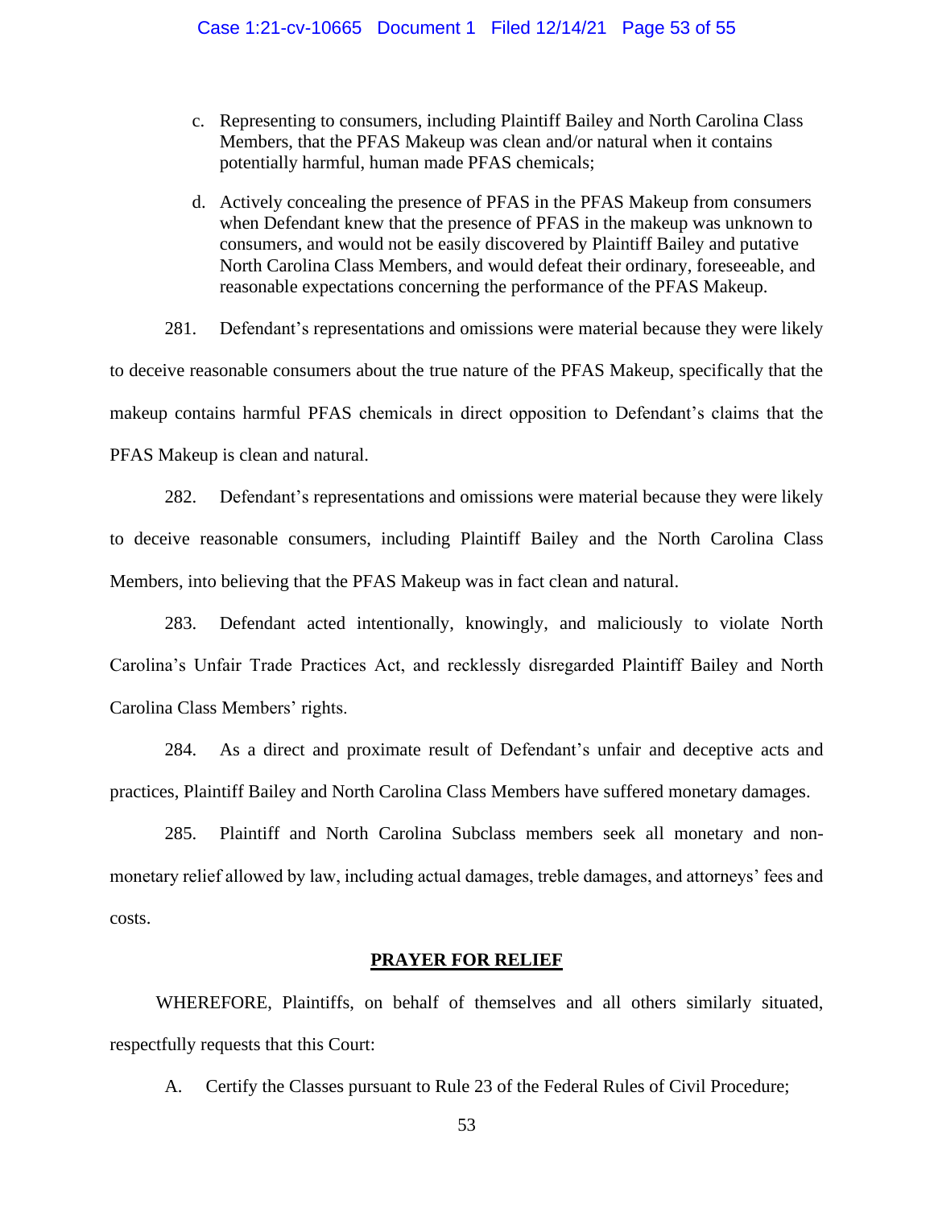c. Representing to consumers, including Plaintiff Bailey and North Carolina Class Members, that the PFAS Makeup was clean and/or natural when it contains potentially harmful, human made PFAS chemicals;

d. Actively concealing the presence of PFAS in the PFAS Makeup from consumers when Defendant knew that the presence of PFAS in the makeup was unknown to consumers, and would not be easily discovered by Plaintiff Bailey and putative North Carolina Class Members, and would defeat their ordinary, foreseeable, and reasonable expectations concerning the performance of the PFAS Makeup.

281. Defendant's representations and omissions were material because they were likely to deceive reasonable consumers about the true nature of the PFAS Makeup, specifically that the makeup contains harmful PFAS chemicals in direct opposition to Defendant's claims that the PFAS Makeup is clean and natural.

282. Defendant's representations and omissions were material because they were likely to deceive reasonable consumers, including Plaintiff Bailey and the North Carolina Class Members, into believing that the PFAS Makeup was in fact clean and natural.

283. Defendant acted intentionally, knowingly, and maliciously to violate North Carolina's Unfair Trade Practices Act, and recklessly disregarded Plaintiff Bailey and North Carolina Class Members' rights.

284. As a direct and proximate result of Defendant's unfair and deceptive acts and practices, Plaintiff Bailey and North Carolina Class Members have suffered monetary damages.

285. Plaintiff and North Carolina Subclass members seek all monetary and non-monetary relief allowed by law, including actual damages, treble damages, and attorneys' fees and costs.

## PRAYER FOR RELIEF

WHEREFORE, Plaintiffs, on behalf of themselves and all others similarly situated, respectfully requests that this Court:

A. Certify the Classes pursuant to Rule 23 of the Federal Rules of Civil Procedure;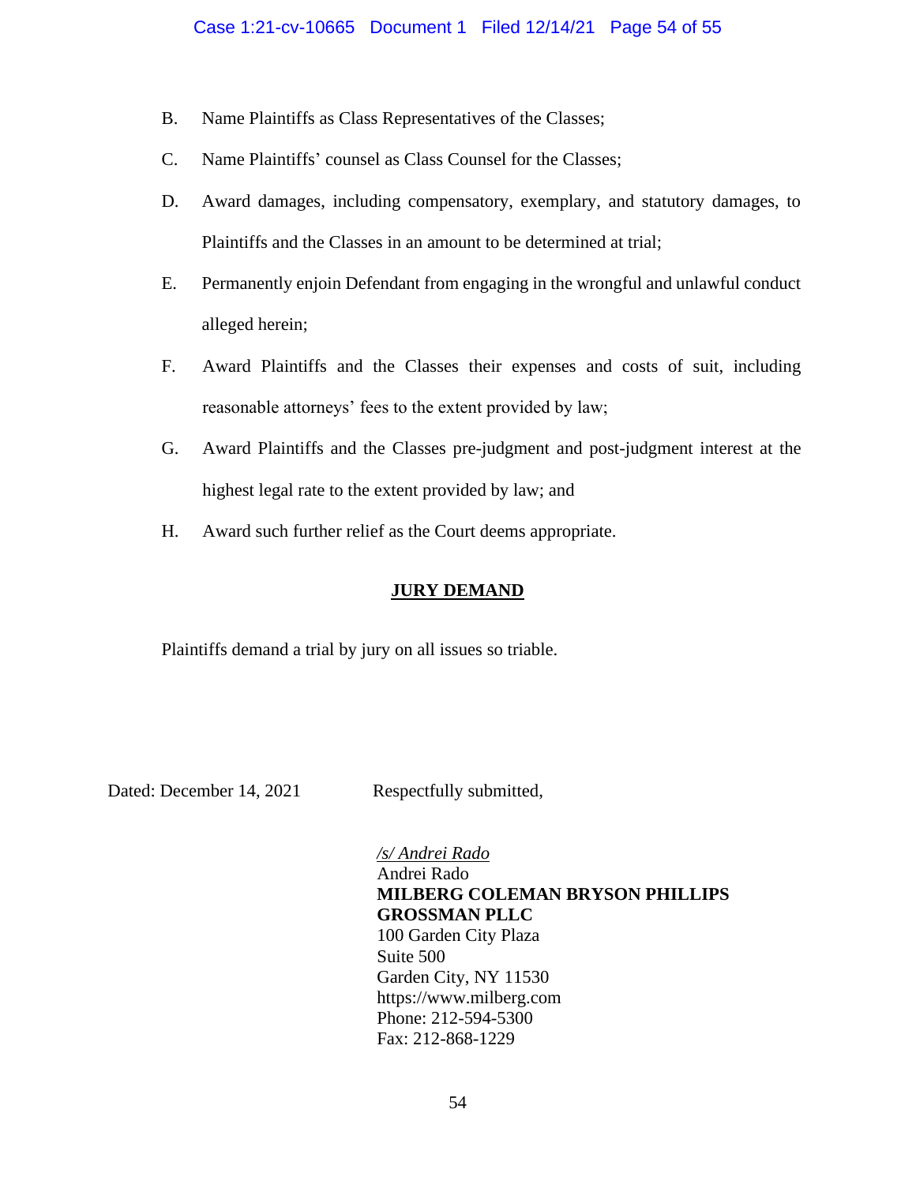B. Name Plaintiffs as Class Representatives of the Classes;

C. Name Plaintiffs' counsel as Class Counsel for the Classes;

D. Award damages, including compensatory, exemplary, and statutory damages, to Plaintiffs and the Classes in an amount to be determined at trial;

E. Permanently enjoin Defendant from engaging in the wrongful and unlawful conduct alleged herein;

F. Award Plaintiffs and the Classes their expenses and costs of suit, including reasonable attorneys' fees to the extent provided by law;

G. Award Plaintiffs and the Classes pre-judgment and post-judgment interest at the highest legal rate to the extent provided by law; and

H. Award such further relief as the Court deems appropriate.

## JURY DEMAND

Plaintiffs demand a trial by jury on all issues so triable.

Dated: December 14, 2021

Respectfully submitted,

*/s/ Andrei Rado*
Andrei Rado
**MILBERG COLEMAN BRYSON PHILLIPS GROSSMAN PLLC**
100 Garden City Plaza
Suite 500
Garden City, NY 11530
https://www.milberg.com
Phone: 212-594-5300
Fax: 212-868-1229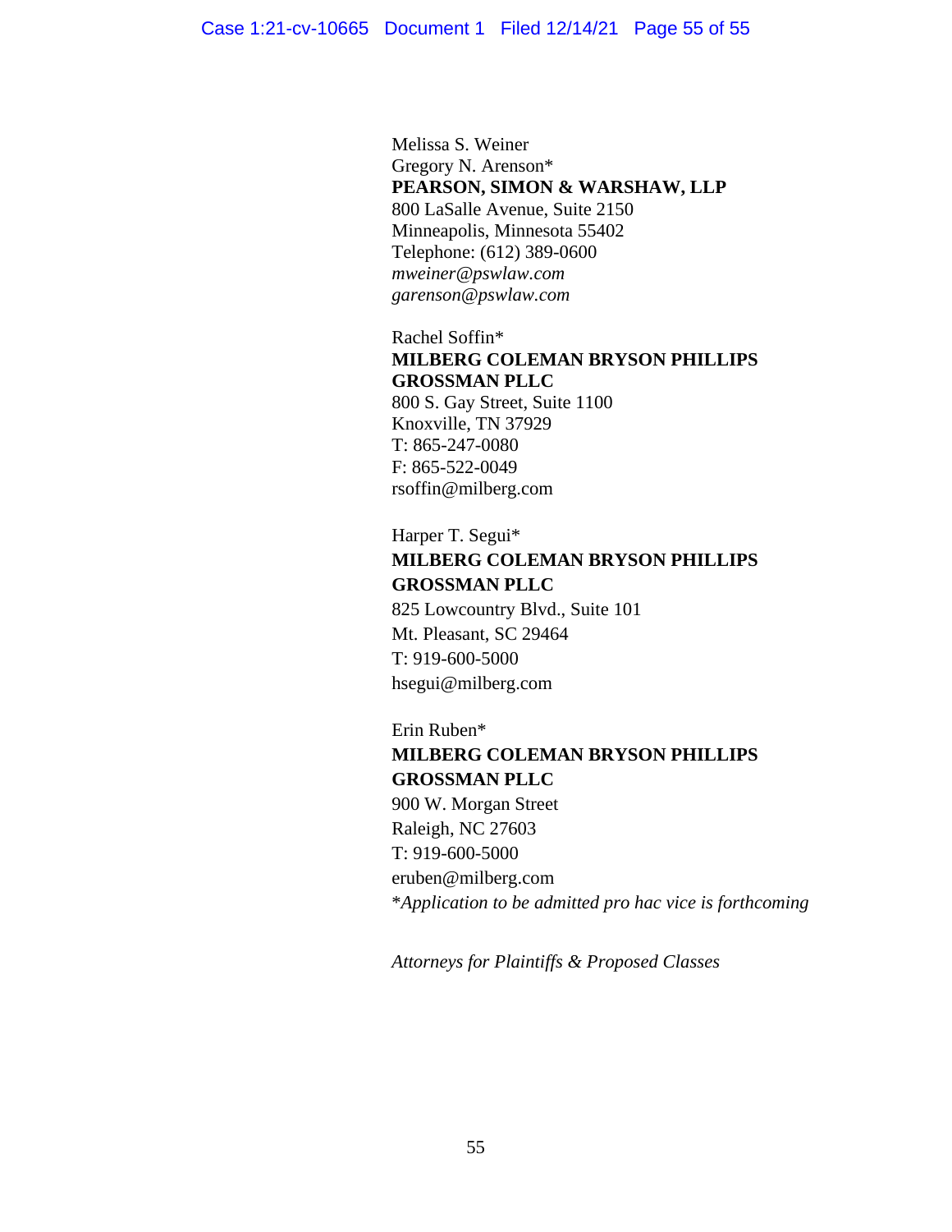Melissa S. Weiner
Gregory N. Arenson*
**PEARSON, SIMON & WARSHAW, LLP**
800 LaSalle Avenue, Suite 2150
Minneapolis, Minnesota 55402
Telephone: (612) 389-0600
*mweiner@pswlaw.com*
*garenson@pswlaw.com*

Rachel Soffin*
**MILBERG COLEMAN BRYSON PHILLIPS GROSSMAN PLLC**
800 S. Gay Street, Suite 1100
Knoxville, TN 37929
T: 865-247-0080
F: 865-522-0049
rsoffin@milberg.com

Harper T. Segui*
**MILBERG COLEMAN BRYSON PHILLIPS GROSSMAN PLLC**
825 Lowcountry Blvd., Suite 101
Mt. Pleasant, SC 29464
T: 919-600-5000
hsegui@milberg.com

Erin Ruben*
**MILBERG COLEMAN BRYSON PHILLIPS GROSSMAN PLLC**
900 W. Morgan Street
Raleigh, NC 27603
T: 919-600-5000
eruben@milberg.com
**Application to be admitted pro hac vice is forthcoming*

*Attorneys for Plaintiffs & Proposed Classes*